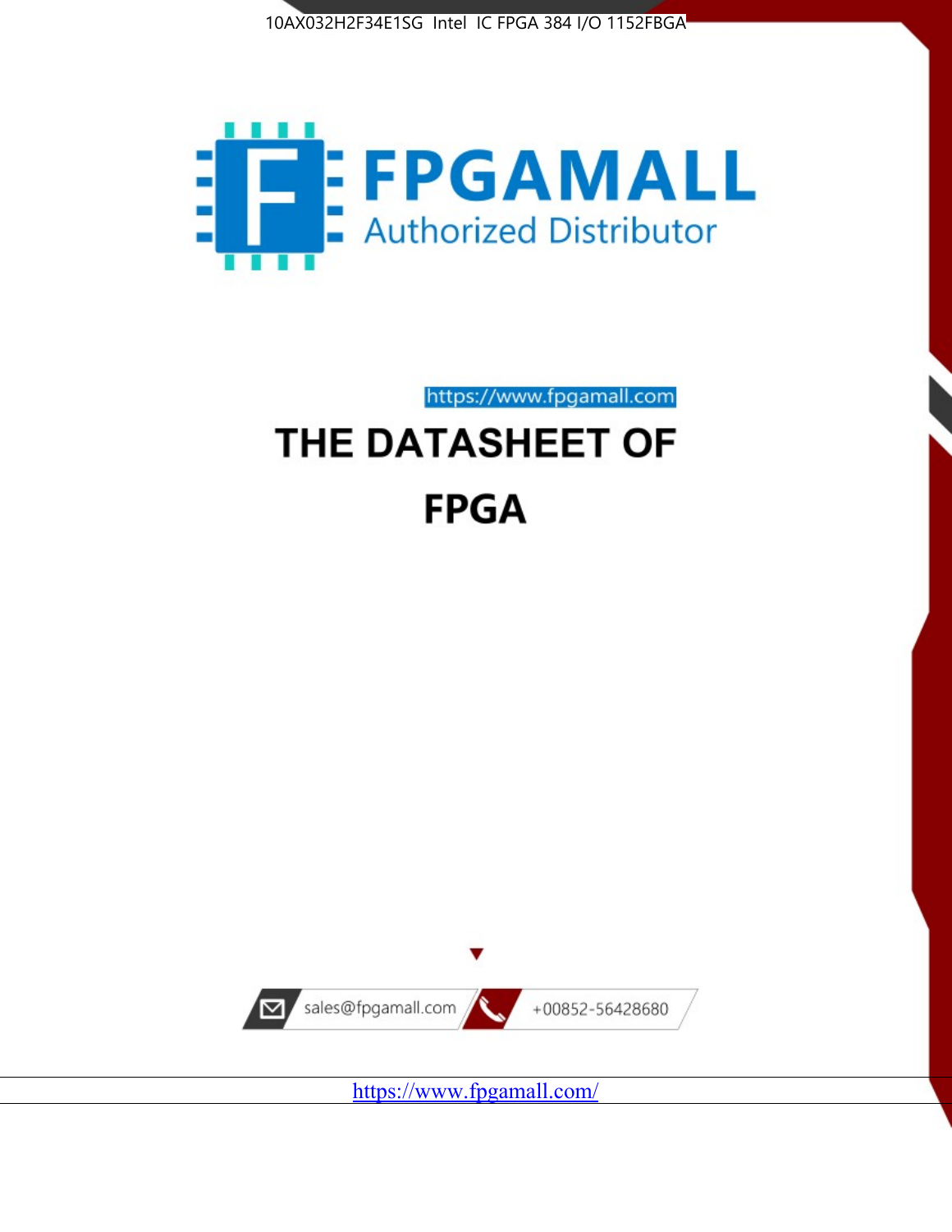10AX032H2F34E1SG Intel IC FPGA 384 I/O 1152FBGA

FPGAMALL

Authorized Distributor

https://www.fpgamall.com

# THE DATASHEET OF

# FPGA

sales@fpgamall.com

+00852-56428680

https://www.fpgamall.com/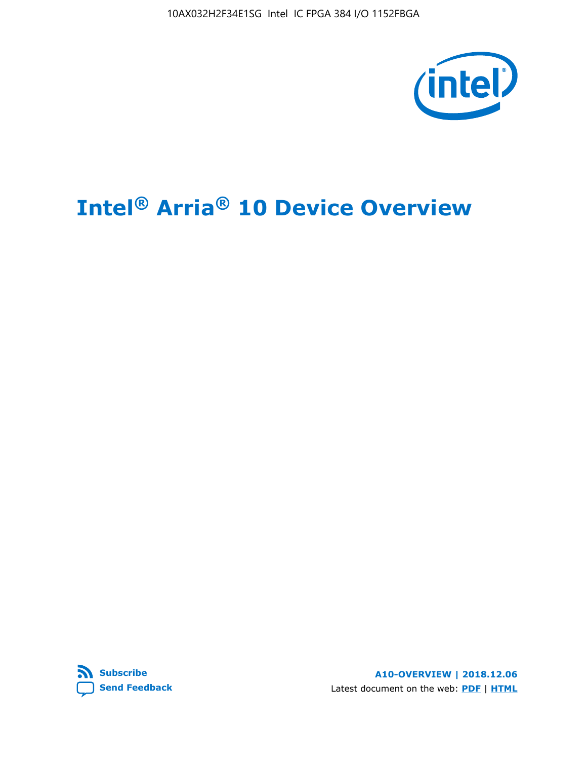# Intel® Arria® 10 Device Overview

**Subscribe**

**Send Feedback**

**A10-OVERVIEW | 2018.12.06**

Latest document on the web: **PDF** | **HTML**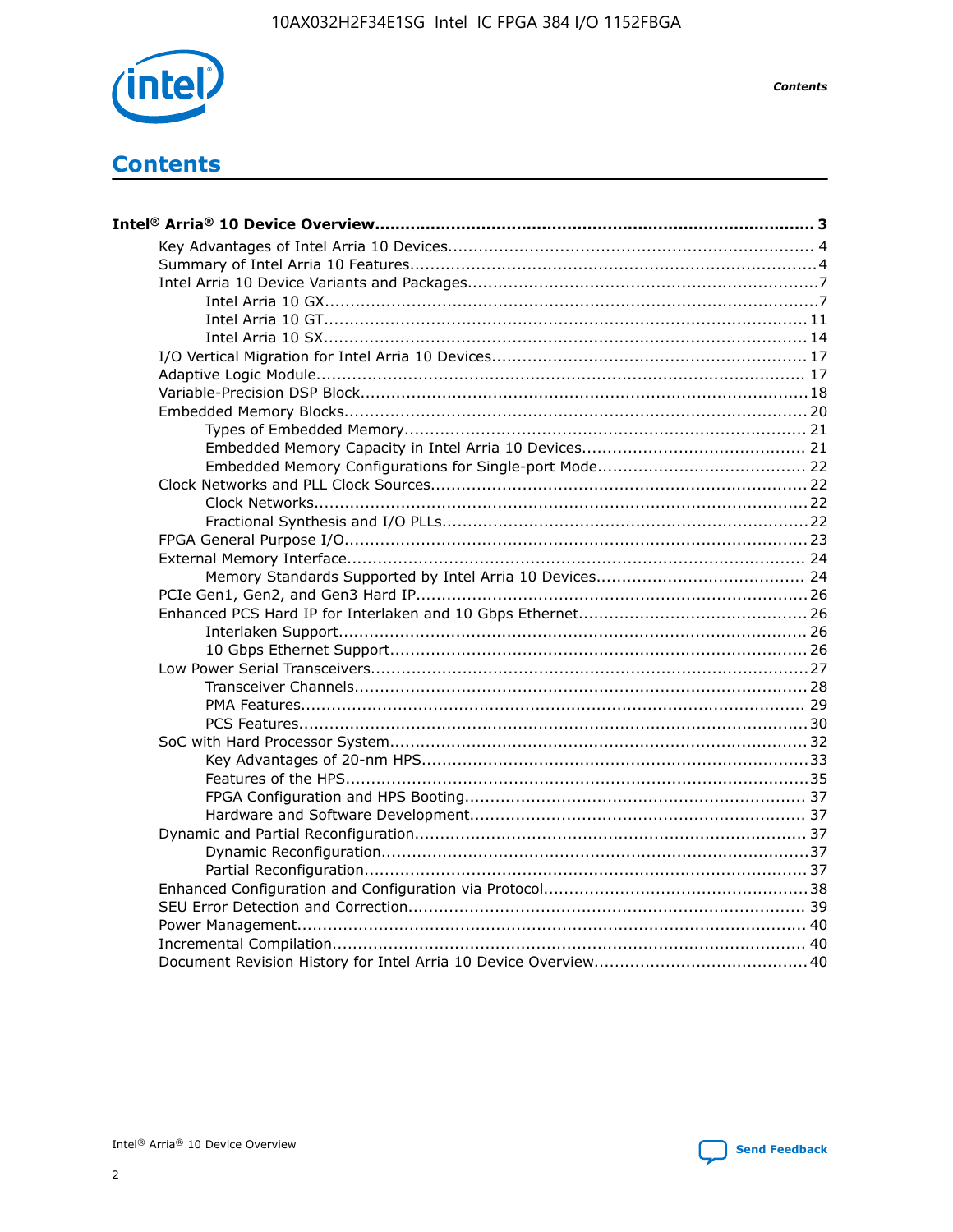# Contents

**Intel® Arria® 10 Device Overview...................................................................................... 3**

- Key Advantages of Intel Arria 10 Devices....................................................................... 4
- Summary of Intel Arria 10 Features................................................................................4
- Intel Arria 10 Device Variants and Packages....................................................................7
  - Intel Arria 10 GX................................................................................................7
  - Intel Arria 10 GT.............................................................................................. 11
  - Intel Arria 10 SX.............................................................................................. 14
- I/O Vertical Migration for Intel Arria 10 Devices............................................................. 17
- Adaptive Logic Module................................................................................................ 17
- Variable-Precision DSP Block....................................................................................... 18
- Embedded Memory Blocks.......................................................................................... 20
  - Types of Embedded Memory.............................................................................. 21
  - Embedded Memory Capacity in Intel Arria 10 Devices........................................... 21
  - Embedded Memory Configurations for Single-port Mode......................................... 22
- Clock Networks and PLL Clock Sources......................................................................... 22
  - Clock Networks................................................................................................22
  - Fractional Synthesis and I/O PLLs.......................................................................22
- FPGA General Purpose I/O.......................................................................................... 23
- External Memory Interface.......................................................................................... 24
  - Memory Standards Supported by Intel Arria 10 Devices......................................... 24
- PCIe Gen1, Gen2, and Gen3 Hard IP............................................................................ 26
- Enhanced PCS Hard IP for Interlaken and 10 Gbps Ethernet............................................ 26
  - Interlaken Support........................................................................................... 26
  - 10 Gbps Ethernet Support................................................................................. 26
- Low Power Serial Transceivers..................................................................................... 27
  - Transceiver Channels........................................................................................ 28
  - PMA Features.................................................................................................. 29
  - PCS Features................................................................................................... 30
- SoC with Hard Processor System.................................................................................. 32
  - Key Advantages of 20-nm HPS........................................................................... 33
  - Features of the HPS.......................................................................................... 35
  - FPGA Configuration and HPS Booting.................................................................. 37
  - Hardware and Software Development................................................................. 37
- Dynamic and Partial Reconfiguration............................................................................ 37
  - Dynamic Reconfiguration................................................................................... 37
  - Partial Reconfiguration...................................................................................... 37
- Enhanced Configuration and Configuration via Protocol................................................... 38
- SEU Error Detection and Correction............................................................................. 39
- Power Management.................................................................................................... 40
- Incremental Compilation............................................................................................. 40
- Document Revision History for Intel Arria 10 Device Overview......................................... 40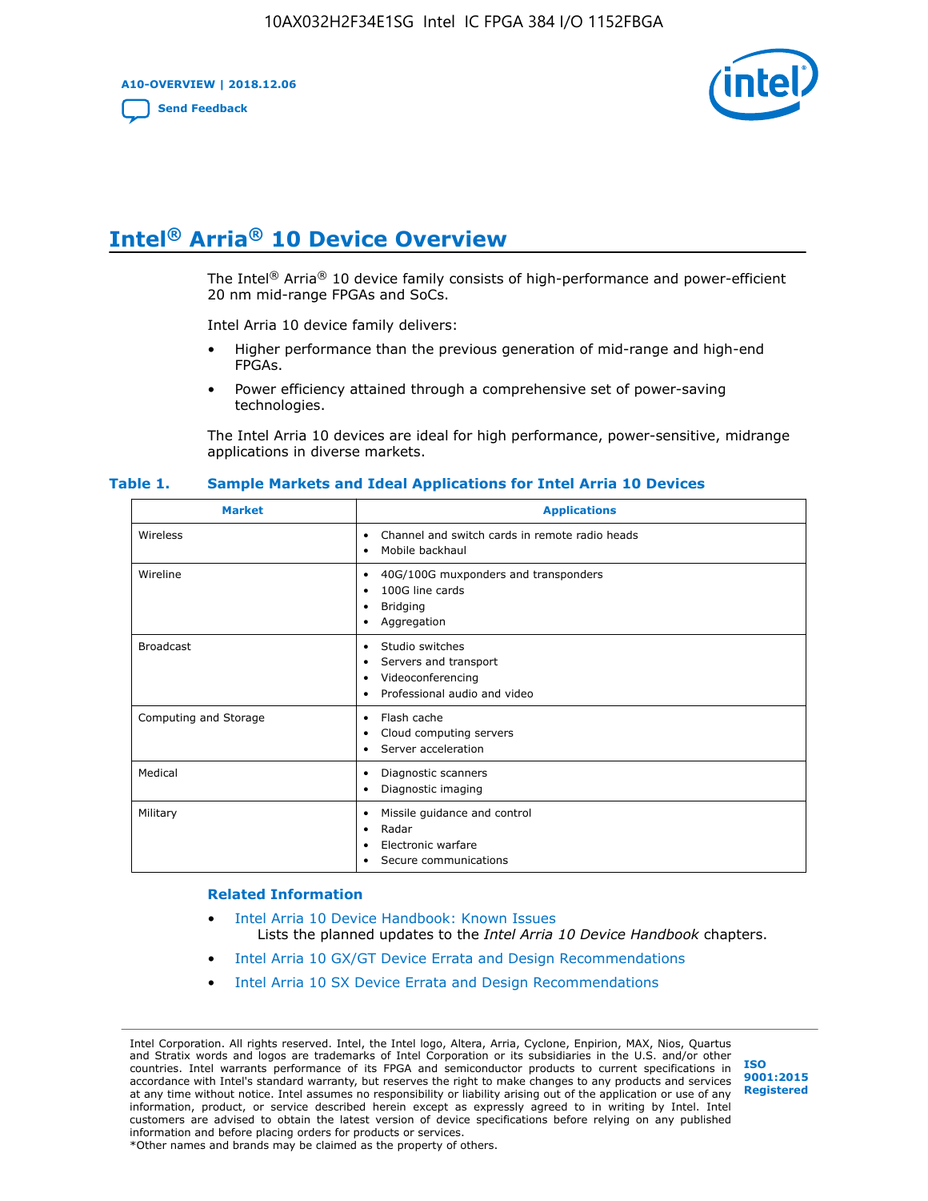# Intel® Arria® 10 Device Overview

The Intel® Arria® 10 device family consists of high-performance and power-efficient 20 nm mid-range FPGAs and SoCs.

Intel Arria 10 device family delivers:

- Higher performance than the previous generation of mid-range and high-end FPGAs.
- Power efficiency attained through a comprehensive set of power-saving technologies.

The Intel Arria 10 devices are ideal for high performance, power-sensitive, midrange applications in diverse markets.

**Table 1. Sample Markets and Ideal Applications for Intel Arria 10 Devices**

| Market | Applications |
|---|---|
| Wireless | • Channel and switch cards in remote radio heads<br>• Mobile backhaul |
| Wireline | • 40G/100G muxponders and transponders<br>• 100G line cards<br>• Bridging<br>• Aggregation |
| Broadcast | • Studio switches<br>• Servers and transport<br>• Videoconferencing<br>• Professional audio and video |
| Computing and Storage | • Flash cache<br>• Cloud computing servers<br>• Server acceleration |
| Medical | • Diagnostic scanners<br>• Diagnostic imaging |
| Military | • Missile guidance and control<br>• Radar<br>• Electronic warfare<br>• Secure communications |

### Related Information

- Intel Arria 10 Device Handbook: Known Issues
  Lists the planned updates to the *Intel Arria 10 Device Handbook* chapters.
- Intel Arria 10 GX/GT Device Errata and Design Recommendations
- Intel Arria 10 SX Device Errata and Design Recommendations

Intel Corporation. All rights reserved. Intel, the Intel logo, Altera, Arria, Cyclone, Enpirion, MAX, Nios, Quartus and Stratix words and logos are trademarks of Intel Corporation or its subsidiaries in the U.S. and/or other countries. Intel warrants performance of its FPGA and semiconductor products to current specifications in accordance with Intel's standard warranty, but reserves the right to make changes to any products and services at any time without notice. Intel assumes no responsibility or liability arising out of the application or use of any information, product, or service described herein except as expressly agreed to in writing by Intel. Intel customers are advised to obtain the latest version of device specifications before relying on any published information and before placing orders for products or services.
*Other names and brands may be claimed as the property of others.

ISO 9001:2015 Registered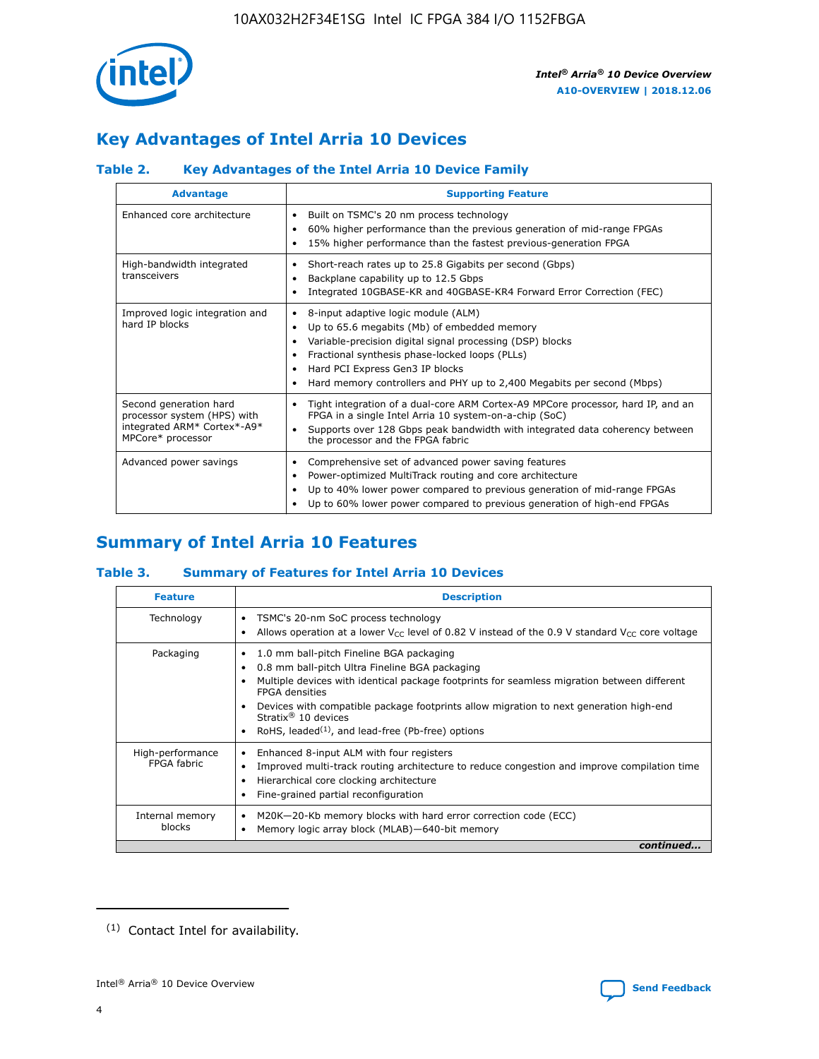## Key Advantages of Intel Arria 10 Devices

### Table 2. Key Advantages of the Intel Arria 10 Device Family

| Advantage | Supporting Feature |
|---|---|
| Enhanced core architecture | • Built on TSMC's 20 nm process technology<br>• 60% higher performance than the previous generation of mid-range FPGAs<br>• 15% higher performance than the fastest previous-generation FPGA |
| High-bandwidth integrated transceivers | • Short-reach rates up to 25.8 Gigabits per second (Gbps)<br>• Backplane capability up to 12.5 Gbps<br>• Integrated 10GBASE-KR and 40GBASE-KR4 Forward Error Correction (FEC) |
| Improved logic integration and hard IP blocks | • 8-input adaptive logic module (ALM)<br>• Up to 65.6 megabits (Mb) of embedded memory<br>• Variable-precision digital signal processing (DSP) blocks<br>• Fractional synthesis phase-locked loops (PLLs)<br>• Hard PCI Express Gen3 IP blocks<br>• Hard memory controllers and PHY up to 2,400 Megabits per second (Mbps) |
| Second generation hard processor system (HPS) with integrated ARM* Cortex*-A9* MPCore* processor | • Tight integration of a dual-core ARM Cortex-A9 MPCore processor, hard IP, and an FPGA in a single Intel Arria 10 system-on-a-chip (SoC)<br>• Supports over 128 Gbps peak bandwidth with integrated data coherency between the processor and the FPGA fabric |
| Advanced power savings | • Comprehensive set of advanced power saving features<br>• Power-optimized MultiTrack routing and core architecture<br>• Up to 40% lower power compared to previous generation of mid-range FPGAs<br>• Up to 60% lower power compared to previous generation of high-end FPGAs |

## Summary of Intel Arria 10 Features

### Table 3. Summary of Features for Intel Arria 10 Devices

| Feature | Description |
|---|---|
| Technology | • TSMC's 20-nm SoC process technology<br>• Allows operation at a lower $V_{CC}$ level of 0.82 V instead of the 0.9 V standard $V_{CC}$ core voltage |
| Packaging | • 1.0 mm ball-pitch Fineline BGA packaging<br>• 0.8 mm ball-pitch Ultra Fineline BGA packaging<br>• Multiple devices with identical package footprints for seamless migration between different FPGA densities<br>• Devices with compatible package footprints allow migration to next generation high-end Stratix® 10 devices<br>• RoHS, leaded[(1)], and lead-free (Pb-free) options |
| High-performance FPGA fabric | • Enhanced 8-input ALM with four registers<br>• Improved multi-track routing architecture to reduce congestion and improve compilation time<br>• Hierarchical core clocking architecture<br>• Fine-grained partial reconfiguration |
| Internal memory blocks | • M20K—20-Kb memory blocks with hard error correction code (ECC)<br>• Memory logic array block (MLAB)—640-bit memory |

*continued...*

(1) Contact Intel for availability.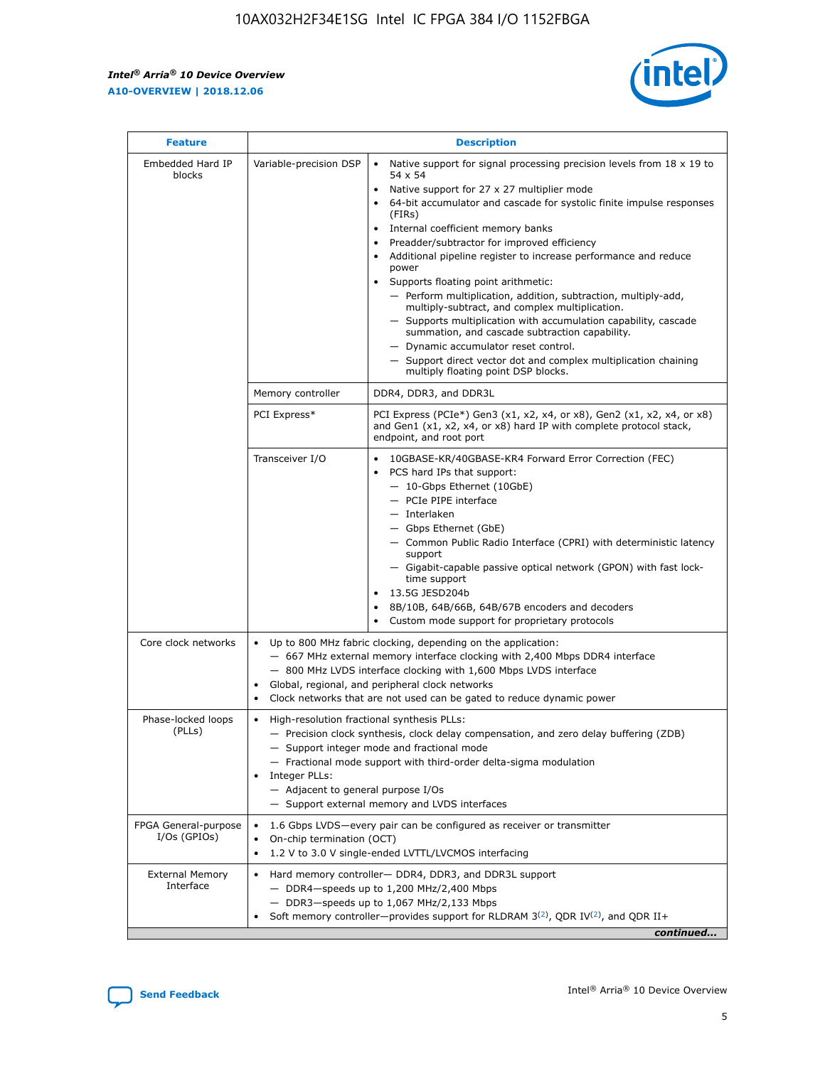| Feature | Description | |
|---|---|---|
| Embedded Hard IP blocks | Variable-precision DSP | • Native support for signal processing precision levels from 18 x 19 to 54 x 54<br>• Native support for 27 x 27 multiplier mode<br>• 64-bit accumulator and cascade for systolic finite impulse responses (FIRs)<br>• Internal coefficient memory banks<br>• Preadder/subtractor for improved efficiency<br>• Additional pipeline register to increase performance and reduce power<br>• Supports floating point arithmetic:<br>— Perform multiplication, addition, subtraction, multiply-add, multiply-subtract, and complex multiplication.<br>— Supports multiplication with accumulation capability, cascade summation, and cascade subtraction capability.<br>— Dynamic accumulator reset control.<br>— Support direct vector dot and complex multiplication chaining multiply floating point DSP blocks. |
| | Memory controller | DDR4, DDR3, and DDR3L |
| | PCI Express* | PCI Express (PCIe*) Gen3 (x1, x2, x4, or x8), Gen2 (x1, x2, x4, or x8) and Gen1 (x1, x2, x4, or x8) hard IP with complete protocol stack, endpoint, and root port |
| | Transceiver I/O | • 10GBASE-KR/40GBASE-KR4 Forward Error Correction (FEC)<br>• PCS hard IPs that support:<br>— 10-Gbps Ethernet (10GbE)<br>— PCIe PIPE interface<br>— Interlaken<br>— Gbps Ethernet (GbE)<br>— Common Public Radio Interface (CPRI) with deterministic latency support<br>— Gigabit-capable passive optical network (GPON) with fast lock-time support<br>• 13.5G JESD204b<br>• 8B/10B, 64B/66B, 64B/67B encoders and decoders<br>• Custom mode support for proprietary protocols |
| Core clock networks | • Up to 800 MHz fabric clocking, depending on the application:<br>— 667 MHz external memory interface clocking with 2,400 Mbps DDR4 interface<br>— 800 MHz LVDS interface clocking with 1,600 Mbps LVDS interface<br>• Global, regional, and peripheral clock networks<br>• Clock networks that are not used can be gated to reduce dynamic power | |
| Phase-locked loops (PLLs) | • High-resolution fractional synthesis PLLs:<br>— Precision clock synthesis, clock delay compensation, and zero delay buffering (ZDB)<br>— Support integer mode and fractional mode<br>— Fractional mode support with third-order delta-sigma modulation<br>• Integer PLLs:<br>— Adjacent to general purpose I/Os<br>— Support external memory and LVDS interfaces | |
| FPGA General-purpose I/Os (GPIOs) | • 1.6 Gbps LVDS—every pair can be configured as receiver or transmitter<br>• On-chip termination (OCT)<br>• 1.2 V to 3.0 V single-ended LVTTL/LVCMOS interfacing | |
| External Memory Interface | • Hard memory controller— DDR4, DDR3, and DDR3L support<br>— DDR4—speeds up to 1,200 MHz/2,400 Mbps<br>— DDR3—speeds up to 1,067 MHz/2,133 Mbps<br>• Soft memory controller—provides support for RLDRAM 3[(2)], QDR IV[(2)], and QDR II+ | |

*continued...*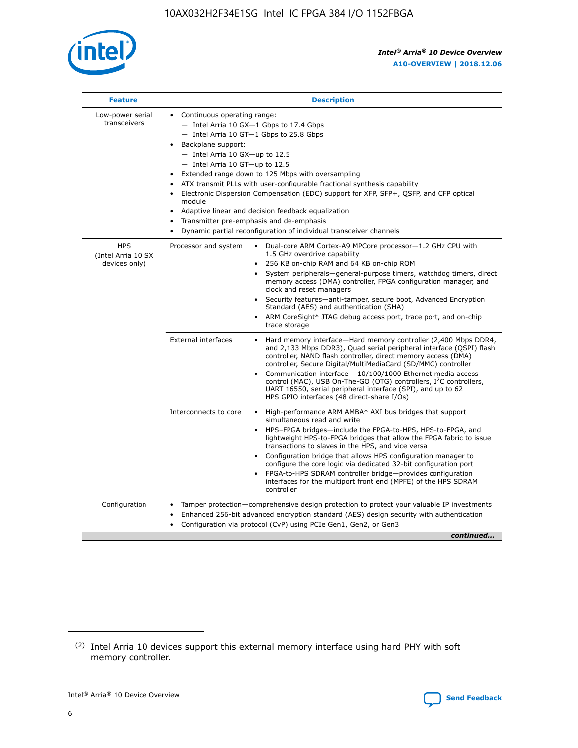| Feature | Description | |
|---|---|---|
| Low-power serial transceivers | • Continuous operating range:<br>— Intel Arria 10 GX—1 Gbps to 17.4 Gbps<br>— Intel Arria 10 GT—1 Gbps to 25.8 Gbps<br>• Backplane support:<br>— Intel Arria 10 GX—up to 12.5<br>— Intel Arria 10 GT—up to 12.5<br>• Extended range down to 125 Mbps with oversampling<br>• ATX transmit PLLs with user-configurable fractional synthesis capability<br>• Electronic Dispersion Compensation (EDC) support for XFP, SFP+, QSFP, and CFP optical module<br>• Adaptive linear and decision feedback equalization<br>• Transmitter pre-emphasis and de-emphasis<br>• Dynamic partial reconfiguration of individual transceiver channels | |
| HPS (Intel Arria 10 SX devices only) | Processor and system | • Dual-core ARM Cortex-A9 MPCore processor—1.2 GHz CPU with 1.5 GHz overdrive capability<br>• 256 KB on-chip RAM and 64 KB on-chip ROM<br>• System peripherals—general-purpose timers, watchdog timers, direct memory access (DMA) controller, FPGA configuration manager, and clock and reset managers<br>• Security features—anti-tamper, secure boot, Advanced Encryption Standard (AES) and authentication (SHA)<br>• ARM CoreSight* JTAG debug access port, trace port, and on-chip trace storage |
| | External interfaces | • Hard memory interface—Hard memory controller (2,400 Mbps DDR4, and 2,133 Mbps DDR3), Quad serial peripheral interface (QSPI) flash controller, NAND flash controller, direct memory access (DMA) controller, Secure Digital/MultiMediaCard (SD/MMC) controller<br>• Communication interface— 10/100/1000 Ethernet media access control (MAC), USB On-The-GO (OTG) controllers, I²C controllers, UART 16550, serial peripheral interface (SPI), and up to 62 HPS GPIO interfaces (48 direct-share I/Os) |
| | Interconnects to core | • High-performance ARM AMBA* AXI bus bridges that support simultaneous read and write<br>• HPS–FPGA bridges—include the FPGA-to-HPS, HPS-to-FPGA, and lightweight HPS-to-FPGA bridges that allow the FPGA fabric to issue transactions to slaves in the HPS, and vice versa<br>• Configuration bridge that allows HPS configuration manager to configure the core logic via dedicated 32-bit configuration port<br>• FPGA-to-HPS SDRAM controller bridge—provides configuration interfaces for the multiport front end (MPFE) of the HPS SDRAM controller |
| Configuration | • Tamper protection—comprehensive design protection to protect your valuable IP investments<br>• Enhanced 256-bit advanced encryption standard (AES) design security with authentication<br>• Configuration via protocol (CvP) using PCIe Gen1, Gen2, or Gen3 | |

*continued...*

(2) Intel Arria 10 devices support this external memory interface using hard PHY with soft memory controller.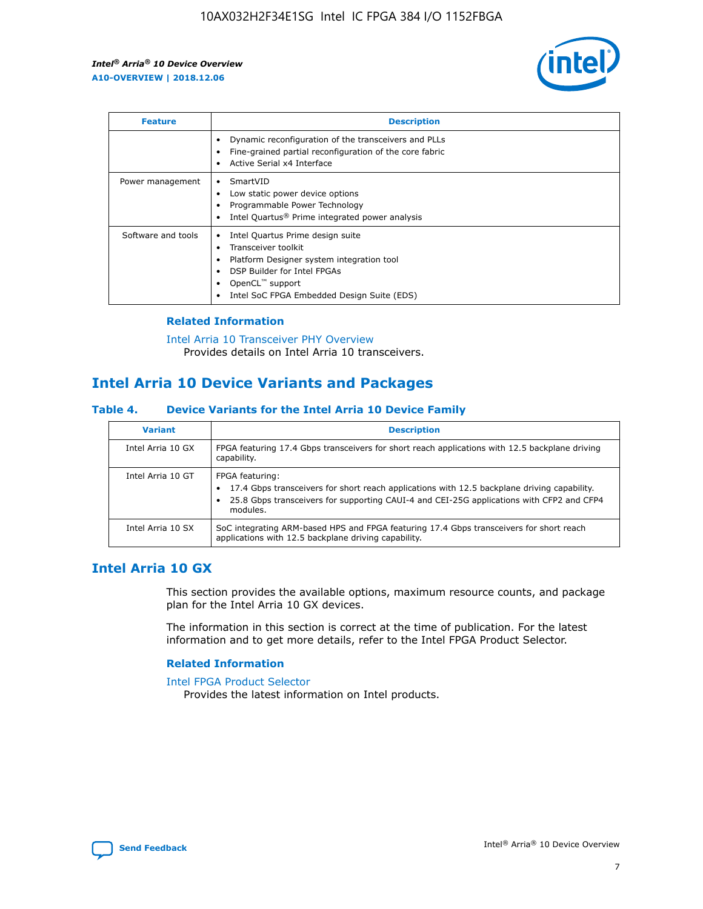| Feature | Description |
| --- | --- |
|  | • Dynamic reconfiguration of the transceivers and PLLs<br>• Fine-grained partial reconfiguration of the core fabric<br>• Active Serial x4 Interface |
| Power management | • SmartVID<br>• Low static power device options<br>• Programmable Power Technology<br>• Intel Quartus® Prime integrated power analysis |
| Software and tools | • Intel Quartus Prime design suite<br>• Transceiver toolkit<br>• Platform Designer system integration tool<br>• DSP Builder for Intel FPGAs<br>• OpenCL™ support<br>• Intel SoC FPGA Embedded Design Suite (EDS) |

### Related Information

Intel Arria 10 Transceiver PHY Overview
Provides details on Intel Arria 10 transceivers.

## Intel Arria 10 Device Variants and Packages

#### Table 4. Device Variants for the Intel Arria 10 Device Family

| Variant | Description |
| --- | --- |
| Intel Arria 10 GX | FPGA featuring 17.4 Gbps transceivers for short reach applications with 12.5 backplane driving capability. |
| Intel Arria 10 GT | FPGA featuring:<br>• 17.4 Gbps transceivers for short reach applications with 12.5 backplane driving capability.<br>• 25.8 Gbps transceivers for supporting CAUI-4 and CEI-25G applications with CFP2 and CFP4 modules. |
| Intel Arria 10 SX | SoC integrating ARM-based HPS and FPGA featuring 17.4 Gbps transceivers for short reach applications with 12.5 backplane driving capability. |

## Intel Arria 10 GX

This section provides the available options, maximum resource counts, and package plan for the Intel Arria 10 GX devices.

The information in this section is correct at the time of publication. For the latest information and to get more details, refer to the Intel FPGA Product Selector.

### Related Information

Intel FPGA Product Selector
Provides the latest information on Intel products.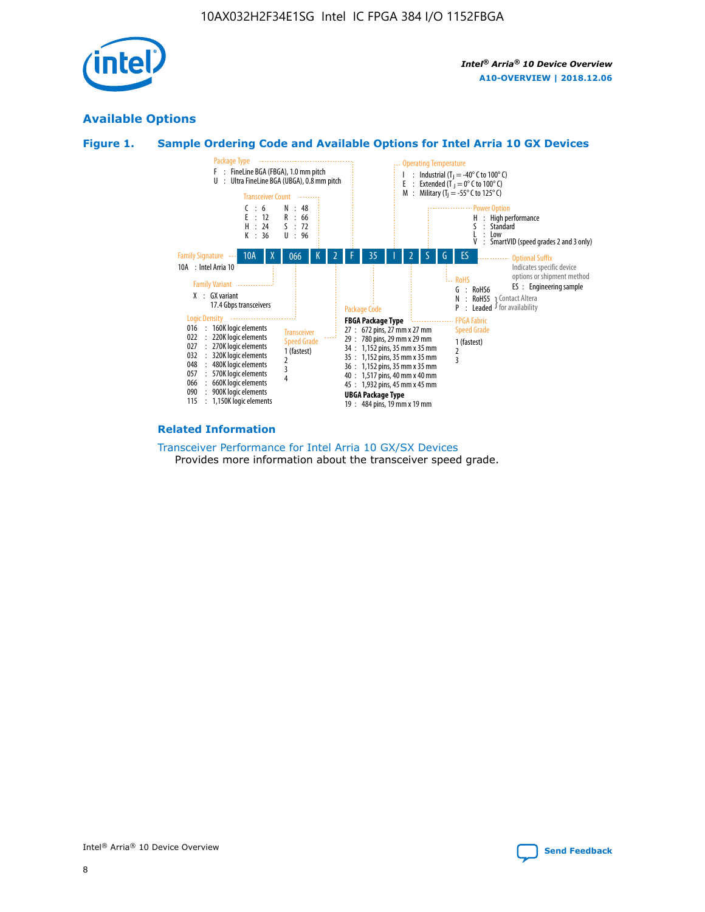## Available Options

### Figure 1. Sample Ordering Code and Available Options for Intel Arria 10 GX Devices

| Family Signature | Family Variant | Logic Density | Transceiver Count | Transceiver Speed Grade | Package Type | Package Code | Operating Temperature | FPGA Fabric Speed Grade | Power Option | RoHS | Optional Suffix |
|---|---|---|---|---|---|---|---|---|---|---|---|
| 10A | X | 066 | K | 2 | F | 35 | I | 2 | S | G | ES |

**Family Signature**
- 10A : Intel Arria 10

**Family Variant**
- X : GX variant 17.4 Gbps transceivers

**Logic Density**
- 016 : 160K logic elements
- 022 : 220K logic elements
- 027 : 270K logic elements
- 032 : 320K logic elements
- 048 : 480K logic elements
- 057 : 570K logic elements
- 066 : 660K logic elements
- 090 : 900K logic elements
- 115 : 1,150K logic elements

**Transceiver Count**
- C : 6
- E : 12
- H : 24
- K : 36
- N : 48
- R : 66
- S : 72
- U : 96

**Transceiver Speed Grade**
- 1 (fastest)
- 2
- 3
- 4

**Package Type**
- F : FineLine BGA (FBGA), 1.0 mm pitch
- U : Ultra FineLine BGA (UBGA), 0.8 mm pitch

**Package Code**

**FBGA Package Type**
- 27 : 672 pins, 27 mm x 27 mm
- 29 : 780 pins, 29 mm x 29 mm
- 34 : 1,152 pins, 35 mm x 35 mm
- 35 : 1,152 pins, 35 mm x 35 mm
- 36 : 1,152 pins, 35 mm x 35 mm
- 40 : 1,517 pins, 40 mm x 40 mm
- 45 : 1,932 pins, 45 mm x 45 mm

**UBGA Package Type**
- 19 : 484 pins, 19 mm x 19 mm

**Operating Temperature**
- I : Industrial ($T_J$ = -40° C to 100° C)
- E : Extended ($T_J$ = 0° C to 100° C)
- M : Military ($T_J$ = -55° C to 125° C)

**FPGA Fabric Speed Grade**
- 1 (fastest)
- 2
- 3

**Power Option**
- H : High performance
- S : Standard
- L : Low
- V : SmartVID (speed grades 2 and 3 only)

**RoHS**
- G : RoHS6
- N : RoHS5 (Contact Altera for availability)
- P : Leaded (Contact Altera for availability)

**Optional Suffix**

Indicates specific device options or shipment method
- ES : Engineering sample

### Related Information

Transceiver Performance for Intel Arria 10 GX/SX Devices
Provides more information about the transceiver speed grade.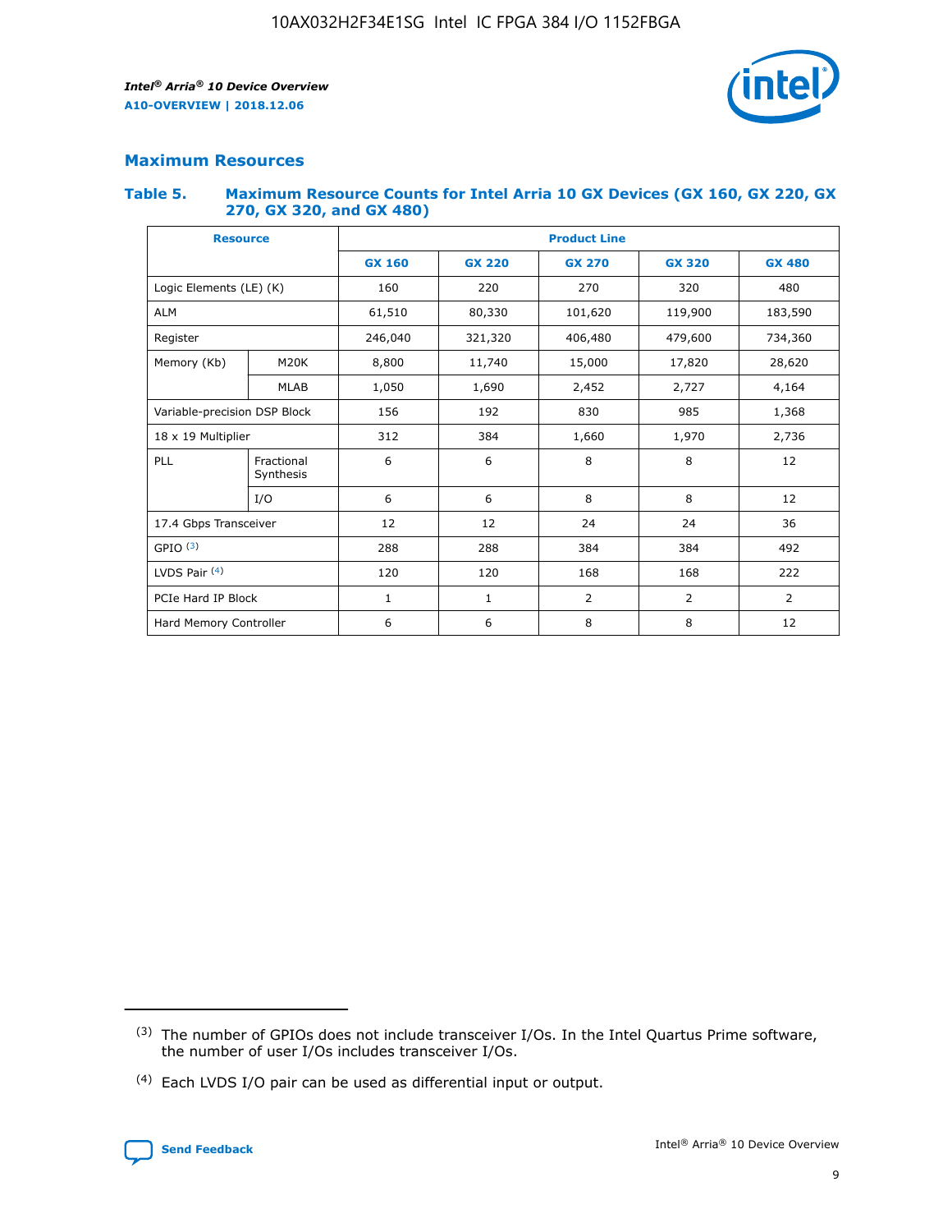## Maximum Resources

### Table 5. Maximum Resource Counts for Intel Arria 10 GX Devices (GX 160, GX 220, GX 270, GX 320, and GX 480)

| Resource | | Product Line | | | | |
|---|---|---|---|---|---|---|
| | | GX 160 | GX 220 | GX 270 | GX 320 | GX 480 |
| Logic Elements (LE) (K) | | 160 | 220 | 270 | 320 | 480 |
| ALM | | 61,510 | 80,330 | 101,620 | 119,900 | 183,590 |
| Register | | 246,040 | 321,320 | 406,480 | 479,600 | 734,360 |
| Memory (Kb) | M20K | 8,800 | 11,740 | 15,000 | 17,820 | 28,620 |
| | MLAB | 1,050 | 1,690 | 2,452 | 2,727 | 4,164 |
| Variable-precision DSP Block | | 156 | 192 | 830 | 985 | 1,368 |
| 18 x 19 Multiplier | | 312 | 384 | 1,660 | 1,970 | 2,736 |
| PLL | Fractional Synthesis | 6 | 6 | 8 | 8 | 12 |
| | I/O | 6 | 6 | 8 | 8 | 12 |
| 17.4 Gbps Transceiver | | 12 | 12 | 24 | 24 | 36 |
| GPIO [(3)] | | 288 | 288 | 384 | 384 | 492 |
| LVDS Pair [(4)] | | 120 | 120 | 168 | 168 | 222 |
| PCIe Hard IP Block | | 1 | 1 | 2 | 2 | 2 |
| Hard Memory Controller | | 6 | 6 | 8 | 8 | 12 |

(3) The number of GPIOs does not include transceiver I/Os. In the Intel Quartus Prime software, the number of user I/Os includes transceiver I/Os.

(4) Each LVDS I/O pair can be used as differential input or output.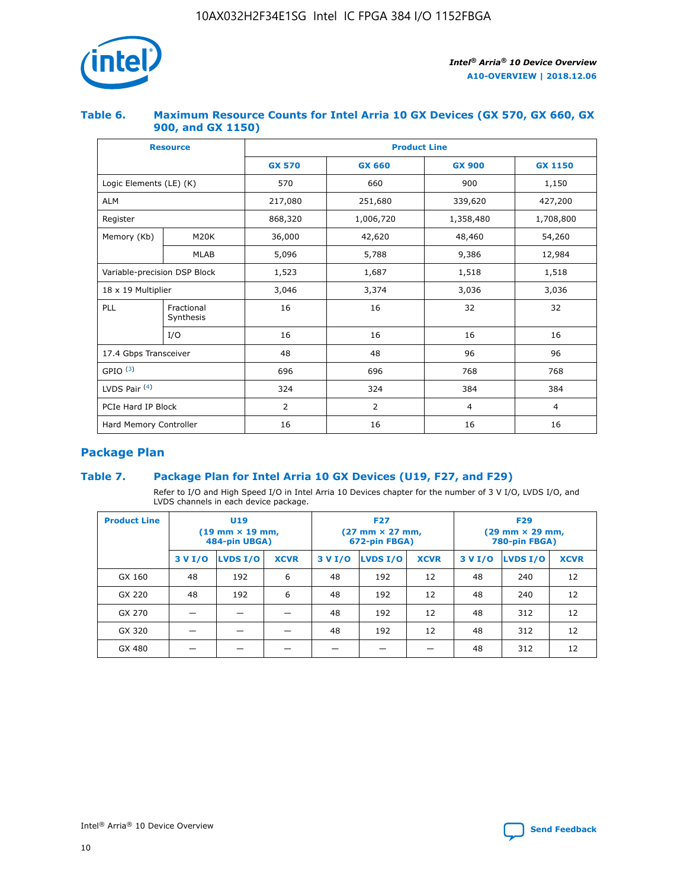### Table 6. Maximum Resource Counts for Intel Arria 10 GX Devices (GX 570, GX 660, GX 900, and GX 1150)

| Resource | | Product Line | | | |
|---|---|---|---|---|---|
| | | GX 570 | GX 660 | GX 900 | GX 1150 |
| Logic Elements (LE) (K) | | 570 | 660 | 900 | 1,150 |
| ALM | | 217,080 | 251,680 | 339,620 | 427,200 |
| Register | | 868,320 | 1,006,720 | 1,358,480 | 1,708,800 |
| Memory (Kb) | M20K | 36,000 | 42,620 | 48,460 | 54,260 |
| | MLAB | 5,096 | 5,788 | 9,386 | 12,984 |
| Variable-precision DSP Block | | 1,523 | 1,687 | 1,518 | 1,518 |
| 18 x 19 Multiplier | | 3,046 | 3,374 | 3,036 | 3,036 |
| PLL | Fractional Synthesis | 16 | 16 | 32 | 32 |
| | I/O | 16 | 16 | 16 | 16 |
| 17.4 Gbps Transceiver | | 48 | 48 | 96 | 96 |
| GPIO [(3)] | | 696 | 696 | 768 | 768 |
| LVDS Pair [(4)] | | 324 | 324 | 384 | 384 |
| PCIe Hard IP Block | | 2 | 2 | 4 | 4 |
| Hard Memory Controller | | 16 | 16 | 16 | 16 |

## Package Plan

### Table 7. Package Plan for Intel Arria 10 GX Devices (U19, F27, and F29)

Refer to I/O and High Speed I/O in Intel Arria 10 Devices chapter for the number of 3 V I/O, LVDS I/O, and LVDS channels in each device package.

| Product Line | U19 (19 mm × 19 mm, 484-pin UBGA) | | | F27 (27 mm × 27 mm, 672-pin FBGA) | | | F29 (29 mm × 29 mm, 780-pin FBGA) | | |
|---|---|---|---|---|---|---|---|---|---|
| | 3 V I/O | LVDS I/O | XCVR | 3 V I/O | LVDS I/O | XCVR | 3 V I/O | LVDS I/O | XCVR |
| GX 160 | 48 | 192 | 6 | 48 | 192 | 12 | 48 | 240 | 12 |
| GX 220 | 48 | 192 | 6 | 48 | 192 | 12 | 48 | 240 | 12 |
| GX 270 | — | — | — | 48 | 192 | 12 | 48 | 312 | 12 |
| GX 320 | — | — | — | 48 | 192 | 12 | 48 | 312 | 12 |
| GX 480 | — | — | — | — | — | — | 48 | 312 | 12 |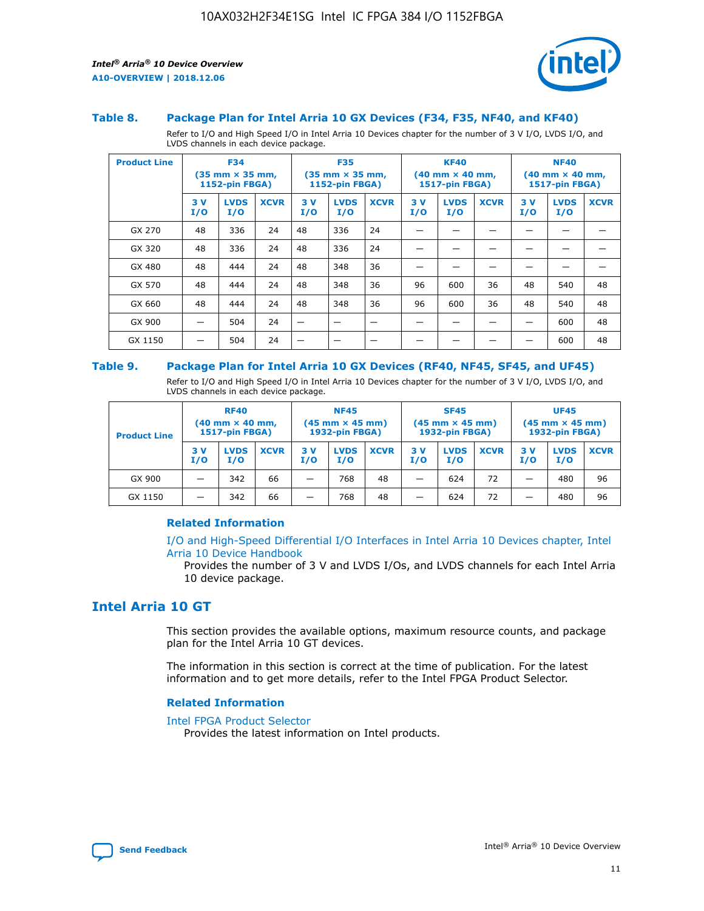### Table 8. Package Plan for Intel Arria 10 GX Devices (F34, F35, NF40, and KF40)

Refer to I/O and High Speed I/O in Intel Arria 10 Devices chapter for the number of 3 V I/O, LVDS I/O, and LVDS channels in each device package.

| Product Line | F34 (35 mm × 35 mm, 1152-pin FBGA) | | | F35 (35 mm × 35 mm, 1152-pin FBGA) | | | KF40 (40 mm × 40 mm, 1517-pin FBGA) | | | NF40 (40 mm × 40 mm, 1517-pin FBGA) | | |
|---|---|---|---|---|---|---|---|---|---|---|---|---|
| | 3 V I/O | LVDS I/O | XCVR | 3 V I/O | LVDS I/O | XCVR | 3 V I/O | LVDS I/O | XCVR | 3 V I/O | LVDS I/O | XCVR |
| GX 270 | 48 | 336 | 24 | 48 | 336 | 24 | — | — | — | — | — | — |
| GX 320 | 48 | 336 | 24 | 48 | 336 | 24 | — | — | — | — | — | — |
| GX 480 | 48 | 444 | 24 | 48 | 348 | 36 | — | — | — | — | — | — |
| GX 570 | 48 | 444 | 24 | 48 | 348 | 36 | 96 | 600 | 36 | 48 | 540 | 48 |
| GX 660 | 48 | 444 | 24 | 48 | 348 | 36 | 96 | 600 | 36 | 48 | 540 | 48 |
| GX 900 | — | 504 | 24 | — | — | — | — | — | — | — | 600 | 48 |
| GX 1150 | — | 504 | 24 | — | — | — | — | — | — | — | 600 | 48 |

### Table 9. Package Plan for Intel Arria 10 GX Devices (RF40, NF45, SF45, and UF45)

Refer to I/O and High Speed I/O in Intel Arria 10 Devices chapter for the number of 3 V I/O, LVDS I/O, and LVDS channels in each device package.

| Product Line | RF40 (40 mm × 40 mm, 1517-pin FBGA) | | | NF45 (45 mm × 45 mm) 1932-pin FBGA) | | | SF45 (45 mm × 45 mm) 1932-pin FBGA) | | | UF45 (45 mm × 45 mm) 1932-pin FBGA) | | |
|---|---|---|---|---|---|---|---|---|---|---|---|---|
| | 3 V I/O | LVDS I/O | XCVR | 3 V I/O | LVDS I/O | XCVR | 3 V I/O | LVDS I/O | XCVR | 3 V I/O | LVDS I/O | XCVR |
| GX 900 | — | 342 | 66 | — | 768 | 48 | — | 624 | 72 | — | 480 | 96 |
| GX 1150 | — | 342 | 66 | — | 768 | 48 | — | 624 | 72 | — | 480 | 96 |

#### Related Information

I/O and High-Speed Differential I/O Interfaces in Intel Arria 10 Devices chapter, Intel Arria 10 Device Handbook

Provides the number of 3 V and LVDS I/Os, and LVDS channels for each Intel Arria 10 device package.

## Intel Arria 10 GT

This section provides the available options, maximum resource counts, and package plan for the Intel Arria 10 GT devices.

The information in this section is correct at the time of publication. For the latest information and to get more details, refer to the Intel FPGA Product Selector.

#### Related Information

Intel FPGA Product Selector

Provides the latest information on Intel products.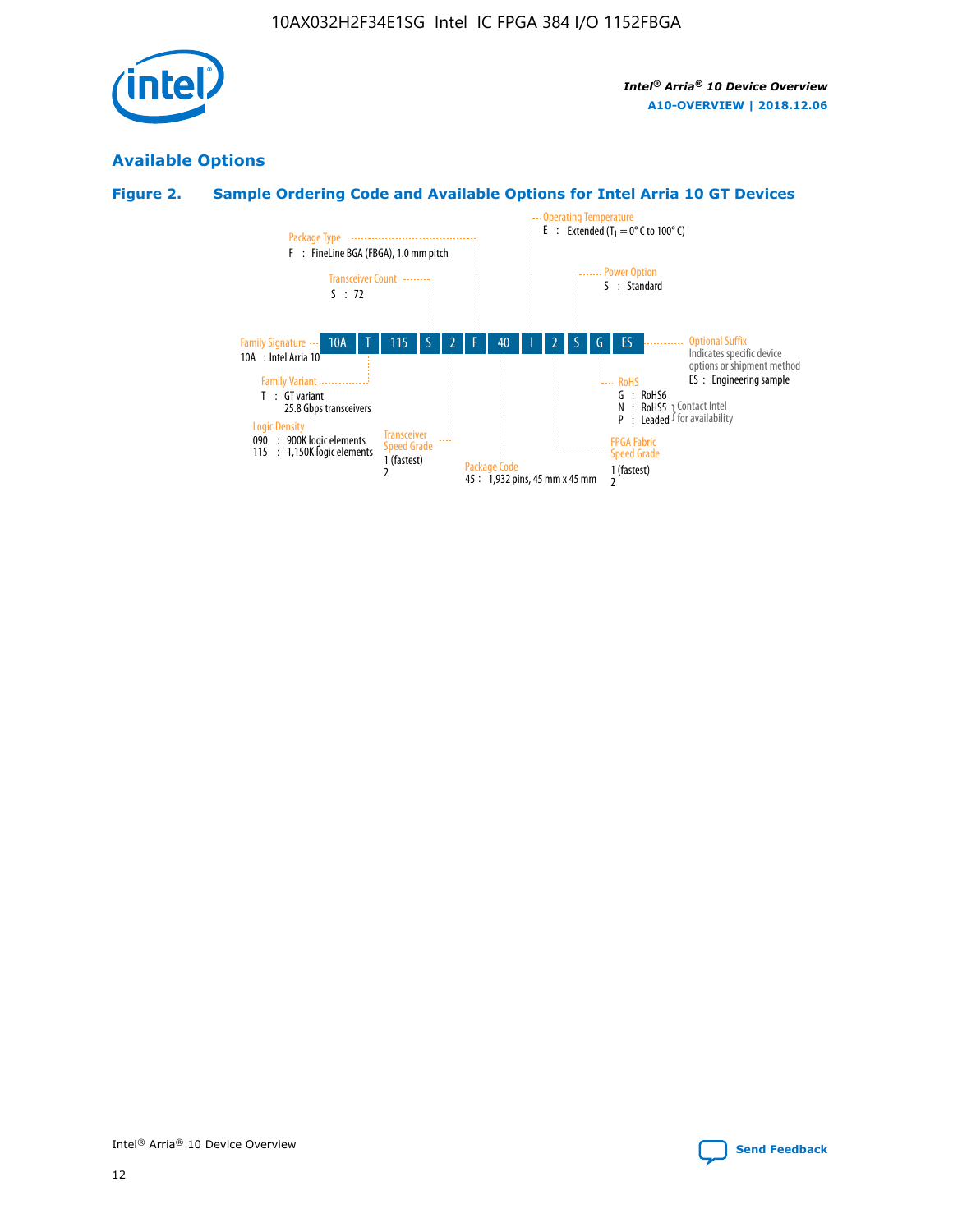## Available Options

### Figure 2. Sample Ordering Code and Available Options for Intel Arria 10 GT Devices

| 10A | T | 115 | S | 2 | F | 40 | I | 2 | S | G | ES |
|---|---|---|---|---|---|---|---|---|---|---|---|

**Family Signature**
10A : Intel Arria 10

**Family Variant**
T : GT variant
25.8 Gbps transceivers

**Logic Density**
090 : 900K logic elements
115 : 1,150K logic elements

**Transceiver Count**
S : 72

**Transceiver Speed Grade**
1 (fastest)
2

**Package Type**
F : FineLine BGA (FBGA), 1.0 mm pitch

**Package Code**
45 : 1,932 pins, 45 mm x 45 mm

**Operating Temperature**
E : Extended ($T_J$ = 0° C to 100° C)

**FPGA Fabric Speed Grade**
1 (fastest)
2

**Power Option**
S : Standard

**RoHS**
G : RoHS6
N : RoHS5 (Contact Intel for availability)
P : Leaded (Contact Intel for availability)

**Optional Suffix**
Indicates specific device options or shipment method
ES : Engineering sample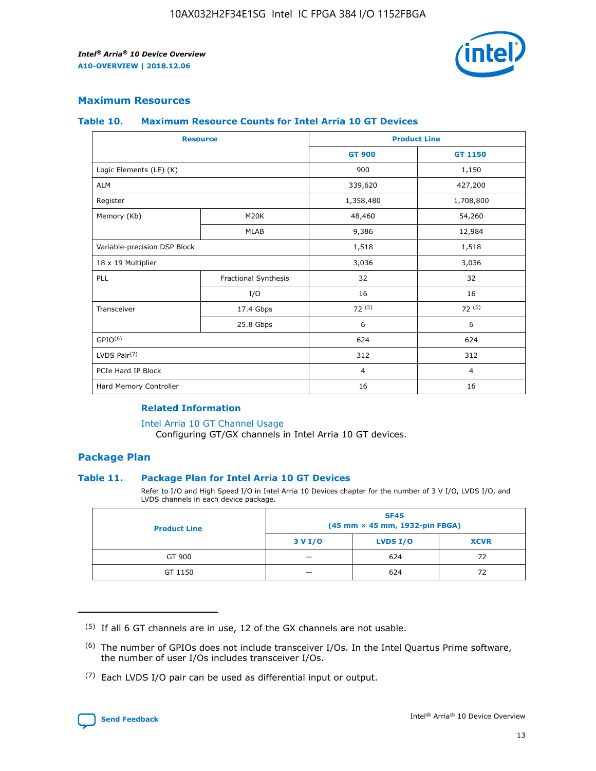## Maximum Resources

### Table 10. Maximum Resource Counts for Intel Arria 10 GT Devices

| Resource | | Product Line | |
|---|---|---|---|
| | | GT 900 | GT 1150 |
| Logic Elements (LE) (K) | | 900 | 1,150 |
| ALM | | 339,620 | 427,200 |
| Register | | 1,358,480 | 1,708,800 |
| Memory (Kb) | M20K | 48,460 | 54,260 |
| | MLAB | 9,386 | 12,984 |
| Variable-precision DSP Block | | 1,518 | 1,518 |
| 18 x 19 Multiplier | | 3,036 | 3,036 |
| PLL | Fractional Synthesis | 32 | 32 |
| | I/O | 16 | 16 |
| Transceiver | 17.4 Gbps | 72 (5) | 72 (5) |
| | 25.8 Gbps | 6 | 6 |
| GPIO(6) | | 624 | 624 |
| LVDS Pair(7) | | 312 | 312 |
| PCIe Hard IP Block | | 4 | 4 |
| Hard Memory Controller | | 16 | 16 |

#### Related Information

Intel Arria 10 GT Channel Usage
Configuring GT/GX channels in Intel Arria 10 GT devices.

## Package Plan

### Table 11. Package Plan for Intel Arria 10 GT Devices

Refer to I/O and High Speed I/O in Intel Arria 10 Devices chapter for the number of 3 V I/O, LVDS I/O, and LVDS channels in each device package.

| Product Line | SF45 (45 mm × 45 mm, 1932-pin FBGA) | | |
|---|---|---|---|
| | 3 V I/O | LVDS I/O | XCVR |
| GT 900 | — | 624 | 72 |
| GT 1150 | — | 624 | 72 |

(5) If all 6 GT channels are in use, 12 of the GX channels are not usable.

(6) The number of GPIOs does not include transceiver I/Os. In the Intel Quartus Prime software, the number of user I/Os includes transceiver I/Os.

(7) Each LVDS I/O pair can be used as differential input or output.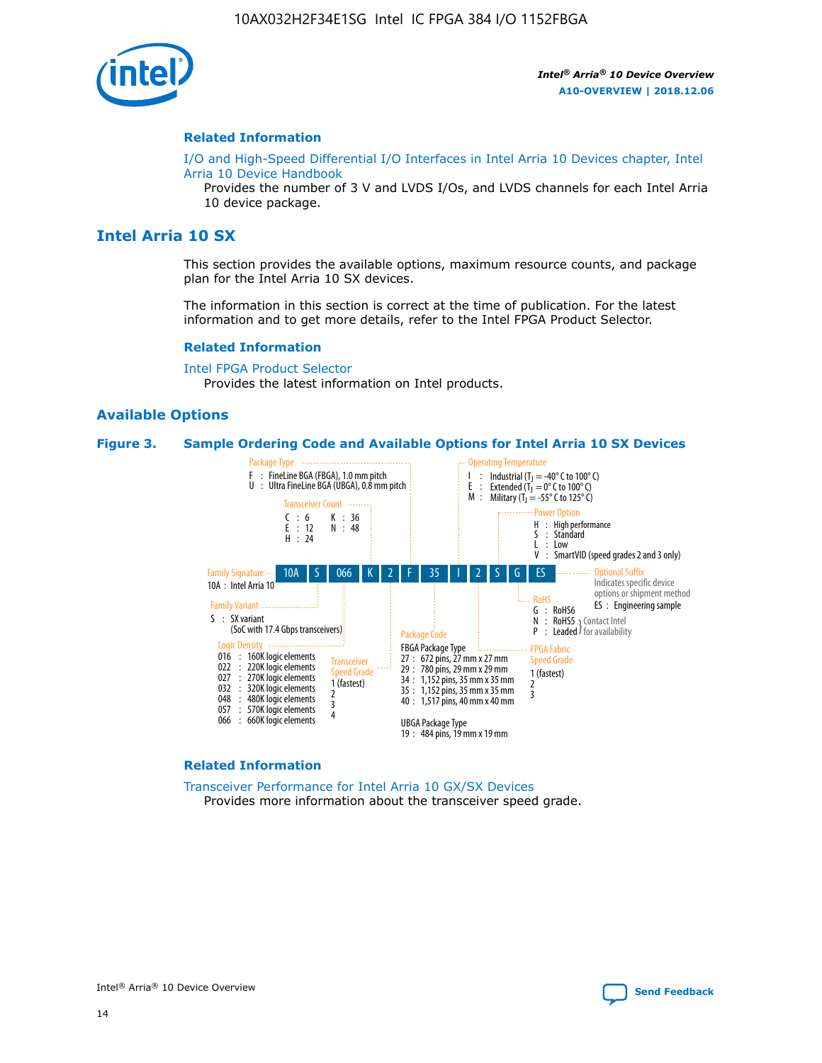## Related Information

I/O and High-Speed Differential I/O Interfaces in Intel Arria 10 Devices chapter, Intel Arria 10 Device Handbook

Provides the number of 3 V and LVDS I/Os, and LVDS channels for each Intel Arria 10 device package.

# Intel Arria 10 SX

This section provides the available options, maximum resource counts, and package plan for the Intel Arria 10 SX devices.

The information in this section is correct at the time of publication. For the latest information and to get more details, refer to the Intel FPGA Product Selector.

## Related Information

Intel FPGA Product Selector

Provides the latest information on Intel products.

## Available Options

**Figure 3. Sample Ordering Code and Available Options for Intel Arria 10 SX Devices**

Sample ordering code: 10A S 066 K 2 F 35 I 2 S G ES

- **Family Signature**
  - 10A : Intel Arria 10
- **Family Variant**
  - S : SX variant (SoC with 17.4 Gbps transceivers)
- **Logic Density**
  - 016 : 160K logic elements
  - 022 : 220K logic elements
  - 027 : 270K logic elements
  - 032 : 320K logic elements
  - 048 : 480K logic elements
  - 057 : 570K logic elements
  - 066 : 660K logic elements
- **Transceiver Count**
  - C : 6
  - E : 12
  - H : 24
  - K : 36
  - N : 48
- **Transceiver Speed Grade**
  - 1 (fastest)
  - 2
  - 3
  - 4
- **Package Type**
  - F : FineLine BGA (FBGA), 1.0 mm pitch
  - U : Ultra FineLine BGA (UBGA), 0.8 mm pitch
- **Package Code**
  - FBGA Package Type
    - 27 : 672 pins, 27 mm x 27 mm
    - 29 : 780 pins, 29 mm x 29 mm
    - 34 : 1,152 pins, 35 mm x 35 mm
    - 35 : 1,152 pins, 35 mm x 35 mm
    - 40 : 1,517 pins, 40 mm x 40 mm
  - UBGA Package Type
    - 19 : 484 pins, 19 mm x 19 mm
- **Operating Temperature**
  - I : Industrial ($T_J$ = -40° C to 100° C)
  - E : Extended ($T_J$ = 0° C to 100° C)
  - M : Military ($T_J$ = -55° C to 125° C)
- **FPGA Fabric Speed Grade**
  - 1 (fastest)
  - 2
  - 3
- **Power Option**
  - H : High performance
  - S : Standard
  - L : Low
  - V : SmartVID (speed grades 2 and 3 only)
- **RoHS**
  - G : RoHS6
  - N : RoHS5 (Contact Intel for availability)
  - P : Leaded (Contact Intel for availability)
- **Optional Suffix**
  - Indicates specific device options or shipment method
  - ES : Engineering sample

## Related Information

Transceiver Performance for Intel Arria 10 GX/SX Devices

Provides more information about the transceiver speed grade.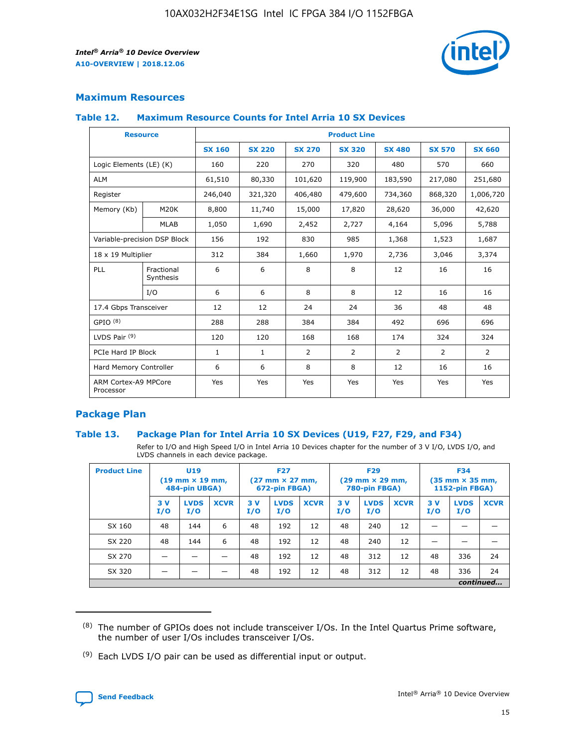## Maximum Resources

### Table 12. Maximum Resource Counts for Intel Arria 10 SX Devices

| Resource | | Product Line | | | | | | |
|---|---|---|---|---|---|---|---|---|
| | | SX 160 | SX 220 | SX 270 | SX 320 | SX 480 | SX 570 | SX 660 |
| Logic Elements (LE) (K) | | 160 | 220 | 270 | 320 | 480 | 570 | 660 |
| ALM | | 61,510 | 80,330 | 101,620 | 119,900 | 183,590 | 217,080 | 251,680 |
| Register | | 246,040 | 321,320 | 406,480 | 479,600 | 734,360 | 868,320 | 1,006,720 |
| Memory (Kb) | M20K | 8,800 | 11,740 | 15,000 | 17,820 | 28,620 | 36,000 | 42,620 |
| | MLAB | 1,050 | 1,690 | 2,452 | 2,727 | 4,164 | 5,096 | 5,788 |
| Variable-precision DSP Block | | 156 | 192 | 830 | 985 | 1,368 | 1,523 | 1,687 |
| 18 x 19 Multiplier | | 312 | 384 | 1,660 | 1,970 | 2,736 | 3,046 | 3,374 |
| PLL | Fractional Synthesis | 6 | 6 | 8 | 8 | 12 | 16 | 16 |
| | I/O | 6 | 6 | 8 | 8 | 12 | 16 | 16 |
| 17.4 Gbps Transceiver | | 12 | 12 | 24 | 24 | 36 | 48 | 48 |
| GPIO [8] | | 288 | 288 | 384 | 384 | 492 | 696 | 696 |
| LVDS Pair [9] | | 120 | 120 | 168 | 168 | 174 | 324 | 324 |
| PCIe Hard IP Block | | 1 | 1 | 2 | 2 | 2 | 2 | 2 |
| Hard Memory Controller | | 6 | 6 | 8 | 8 | 12 | 16 | 16 |
| ARM Cortex-A9 MPCore Processor | | Yes | Yes | Yes | Yes | Yes | Yes | Yes |

## Package Plan

### Table 13. Package Plan for Intel Arria 10 SX Devices (U19, F27, F29, and F34)

Refer to I/O and High Speed I/O in Intel Arria 10 Devices chapter for the number of 3 V I/O, LVDS I/O, and LVDS channels in each device package.

| Product Line | U19 (19 mm × 19 mm, 484-pin UBGA) | | | F27 (27 mm × 27 mm, 672-pin FBGA) | | | F29 (29 mm × 29 mm, 780-pin FBGA) | | | F34 (35 mm × 35 mm, 1152-pin FBGA) | | |
|---|---|---|---|---|---|---|---|---|---|---|---|---|
| | 3 V I/O | LVDS I/O | XCVR | 3 V I/O | LVDS I/O | XCVR | 3 V I/O | LVDS I/O | XCVR | 3 V I/O | LVDS I/O | XCVR |
| SX 160 | 48 | 144 | 6 | 48 | 192 | 12 | 48 | 240 | 12 | — | — | — |
| SX 220 | 48 | 144 | 6 | 48 | 192 | 12 | 48 | 240 | 12 | — | — | — |
| SX 270 | — | — | — | 48 | 192 | 12 | 48 | 312 | 12 | 48 | 336 | 24 |
| SX 320 | — | — | — | 48 | 192 | 12 | 48 | 312 | 12 | 48 | 336 | 24 |

*continued...*

(8) The number of GPIOs does not include transceiver I/Os. In the Intel Quartus Prime software, the number of user I/Os includes transceiver I/Os.

(9) Each LVDS I/O pair can be used as differential input or output.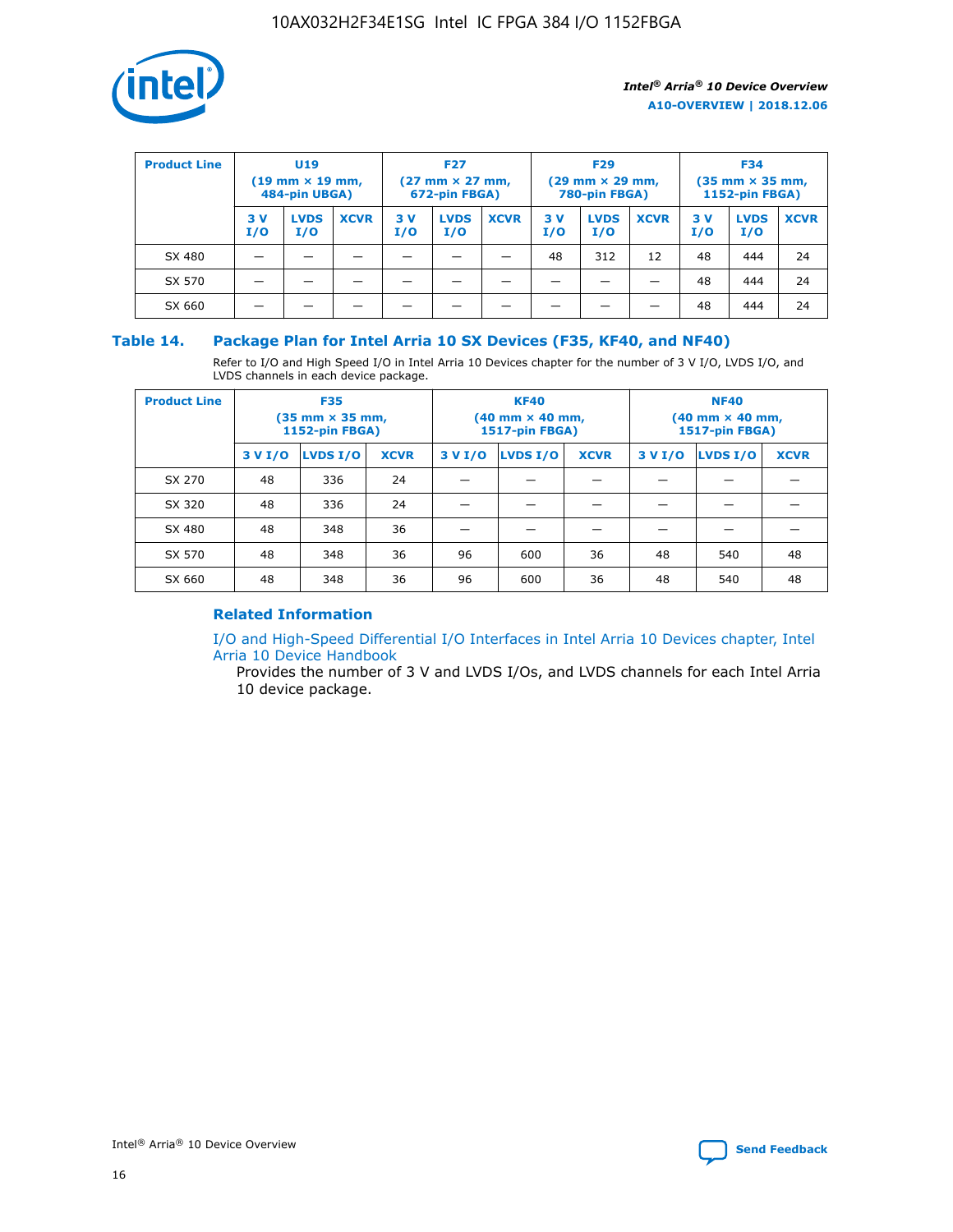| Product Line | U19 (19 mm × 19 mm, 484-pin UBGA) | | | F27 (27 mm × 27 mm, 672-pin FBGA) | | | F29 (29 mm × 29 mm, 780-pin FBGA) | | | F34 (35 mm × 35 mm, 1152-pin FBGA) | | |
|---|---|---|---|---|---|---|---|---|---|---|---|---|
| | 3 V I/O | LVDS I/O | XCVR | 3 V I/O | LVDS I/O | XCVR | 3 V I/O | LVDS I/O | XCVR | 3 V I/O | LVDS I/O | XCVR |
| SX 480 | — | — | — | — | — | — | 48 | 312 | 12 | 48 | 444 | 24 |
| SX 570 | — | — | — | — | — | — | — | — | — | 48 | 444 | 24 |
| SX 660 | — | — | — | — | — | — | — | — | — | 48 | 444 | 24 |

### Table 14. Package Plan for Intel Arria 10 SX Devices (F35, KF40, and NF40)

Refer to I/O and High Speed I/O in Intel Arria 10 Devices chapter for the number of 3 V I/O, LVDS I/O, and LVDS channels in each device package.

| Product Line | F35 (35 mm × 35 mm, 1152-pin FBGA) | | | KF40 (40 mm × 40 mm, 1517-pin FBGA) | | | NF40 (40 mm × 40 mm, 1517-pin FBGA) | | |
|---|---|---|---|---|---|---|---|---|---|
| | 3 V I/O | LVDS I/O | XCVR | 3 V I/O | LVDS I/O | XCVR | 3 V I/O | LVDS I/O | XCVR |
| SX 270 | 48 | 336 | 24 | — | — | — | — | — | — |
| SX 320 | 48 | 336 | 24 | — | — | — | — | — | — |
| SX 480 | 48 | 348 | 36 | — | — | — | — | — | — |
| SX 570 | 48 | 348 | 36 | 96 | 600 | 36 | 48 | 540 | 48 |
| SX 660 | 48 | 348 | 36 | 96 | 600 | 36 | 48 | 540 | 48 |

### Related Information

I/O and High-Speed Differential I/O Interfaces in Intel Arria 10 Devices chapter, Intel Arria 10 Device Handbook

Provides the number of 3 V and LVDS I/Os, and LVDS channels for each Intel Arria 10 device package.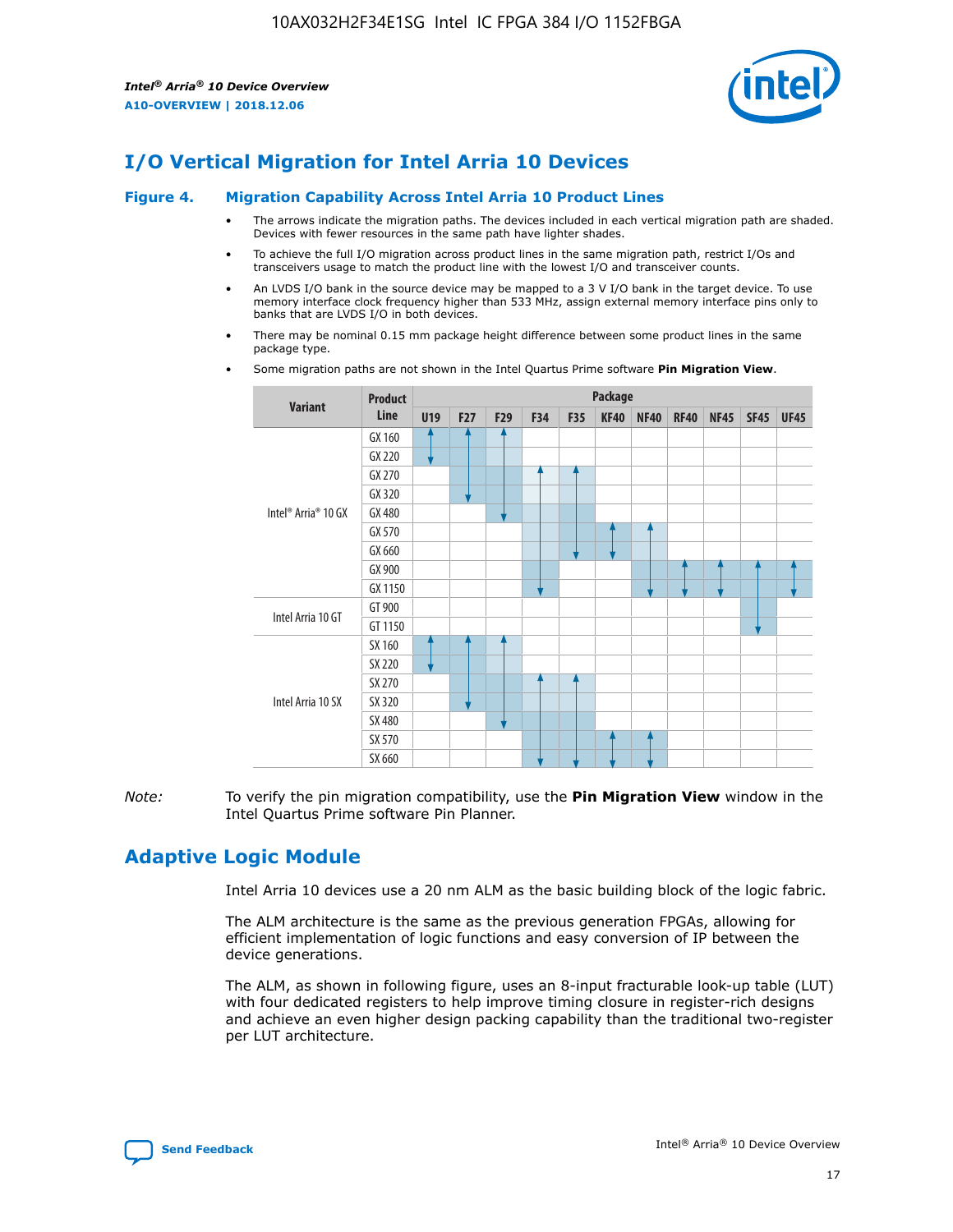# I/O Vertical Migration for Intel Arria 10 Devices

**Figure 4. Migration Capability Across Intel Arria 10 Product Lines**

- The arrows indicate the migration paths. The devices included in each vertical migration path are shaded. Devices with fewer resources in the same path have lighter shades.
- To achieve the full I/O migration across product lines in the same migration path, restrict I/Os and transceivers usage to match the product line with the lowest I/O and transceiver counts.
- An LVDS I/O bank in the source device may be mapped to a 3 V I/O bank in the target device. To use memory interface clock frequency higher than 533 MHz, assign external memory interface pins only to banks that are LVDS I/O in both devices.
- There may be nominal 0.15 mm package height difference between some product lines in the same package type.
- Some migration paths are not shown in the Intel Quartus Prime software **Pin Migration View**.

| Variant | Product Line | U19 | F27 | F29 | F34 | F35 | KF40 | NF40 | RF40 | NF45 | SF45 | UF45 |
|---|---|---|---|---|---|---|---|---|---|---|---|---|
| Intel® Arria® 10 GX | GX 160 | | | | | | | | | | | |
| | GX 220 | | | | | | | | | | | |
| | GX 270 | | | | | | | | | | | |
| | GX 320 | | | | | | | | | | | |
| | GX 480 | | | | | | | | | | | |
| | GX 570 | | | | | | | | | | | |
| | GX 660 | | | | | | | | | | | |
| | GX 900 | | | | | | | | | | | |
| | GX 1150 | | | | | | | | | | | |
| Intel Arria 10 GT | GT 900 | | | | | | | | | | | |
| | GT 1150 | | | | | | | | | | | |
| Intel Arria 10 SX | SX 160 | | | | | | | | | | | |
| | SX 220 | | | | | | | | | | | |
| | SX 270 | | | | | | | | | | | |
| | SX 320 | | | | | | | | | | | |
| | SX 480 | | | | | | | | | | | |
| | SX 570 | | | | | | | | | | | |
| | SX 660 | | | | | | | | | | | |

*Note:* To verify the pin migration compatibility, use the **Pin Migration View** window in the Intel Quartus Prime software Pin Planner.

# Adaptive Logic Module

Intel Arria 10 devices use a 20 nm ALM as the basic building block of the logic fabric.

The ALM architecture is the same as the previous generation FPGAs, allowing for efficient implementation of logic functions and easy conversion of IP between the device generations.

The ALM, as shown in following figure, uses an 8-input fracturable look-up table (LUT) with four dedicated registers to help improve timing closure in register-rich designs and achieve an even higher design packing capability than the traditional two-register per LUT architecture.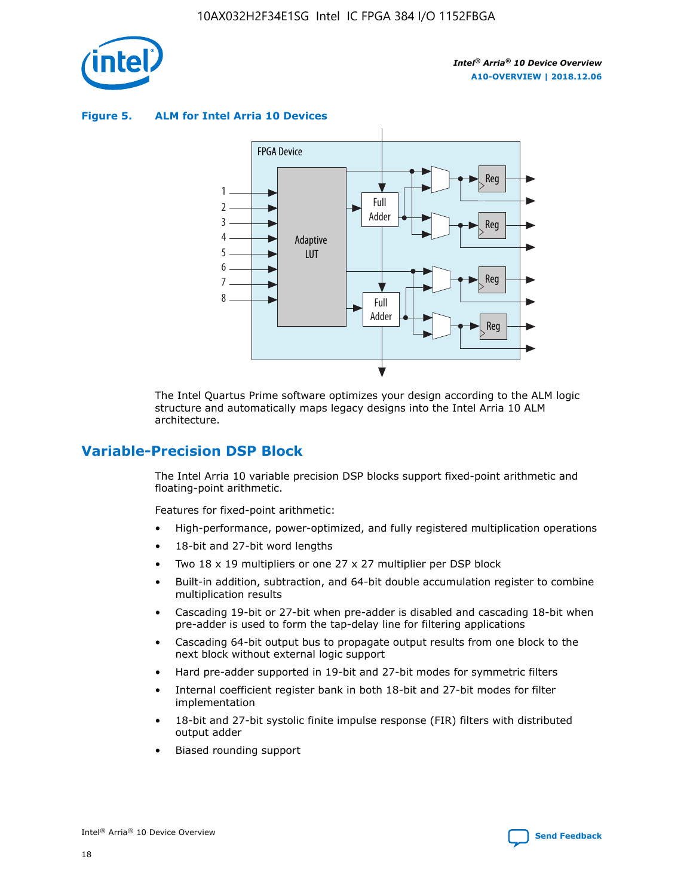**Figure 5. ALM for Intel Arria 10 Devices**

The Intel Quartus Prime software optimizes your design according to the ALM logic structure and automatically maps legacy designs into the Intel Arria 10 ALM architecture.

## Variable-Precision DSP Block

The Intel Arria 10 variable precision DSP blocks support fixed-point arithmetic and floating-point arithmetic.

Features for fixed-point arithmetic:

- High-performance, power-optimized, and fully registered multiplication operations
- 18-bit and 27-bit word lengths
- Two 18 x 19 multipliers or one 27 x 27 multiplier per DSP block
- Built-in addition, subtraction, and 64-bit double accumulation register to combine multiplication results
- Cascading 19-bit or 27-bit when pre-adder is disabled and cascading 18-bit when pre-adder is used to form the tap-delay line for filtering applications
- Cascading 64-bit output bus to propagate output results from one block to the next block without external logic support
- Hard pre-adder supported in 19-bit and 27-bit modes for symmetric filters
- Internal coefficient register bank in both 18-bit and 27-bit modes for filter implementation
- 18-bit and 27-bit systolic finite impulse response (FIR) filters with distributed output adder
- Biased rounding support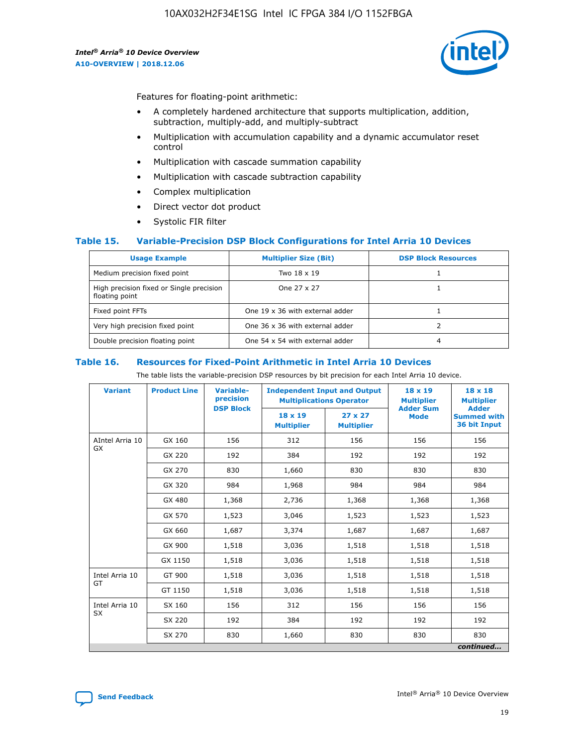Features for floating-point arithmetic:

- A completely hardened architecture that supports multiplication, addition, subtraction, multiply-add, and multiply-subtract
- Multiplication with accumulation capability and a dynamic accumulator reset control
- Multiplication with cascade summation capability
- Multiplication with cascade subtraction capability
- Complex multiplication
- Direct vector dot product
- Systolic FIR filter

### Table 15. Variable-Precision DSP Block Configurations for Intel Arria 10 Devices

| Usage Example | Multiplier Size (Bit) | DSP Block Resources |
|---|---|---|
| Medium precision fixed point | Two 18 x 19 | 1 |
| High precision fixed or Single precision floating point | One 27 x 27 | 1 |
| Fixed point FFTs | One 19 x 36 with external adder | 1 |
| Very high precision fixed point | One 36 x 36 with external adder | 2 |
| Double precision floating point | One 54 x 54 with external adder | 4 |

### Table 16. Resources for Fixed-Point Arithmetic in Intel Arria 10 Devices

The table lists the variable-precision DSP resources by bit precision for each Intel Arria 10 device.

| Variant | Product Line | Variable-precision DSP Block | Independent Input and Output Multiplications Operator | | 18 x 19 Multiplier Adder Sum Mode | 18 x 18 Multiplier Adder Summed with 36 bit Input |
|---|---|---|---|---|---|---|
| | | | 18 x 19 Multiplier | 27 x 27 Multiplier | | |
| AIntel Arria 10 GX | GX 160 | 156 | 312 | 156 | 156 | 156 |
| | GX 220 | 192 | 384 | 192 | 192 | 192 |
| | GX 270 | 830 | 1,660 | 830 | 830 | 830 |
| | GX 320 | 984 | 1,968 | 984 | 984 | 984 |
| | GX 480 | 1,368 | 2,736 | 1,368 | 1,368 | 1,368 |
| | GX 570 | 1,523 | 3,046 | 1,523 | 1,523 | 1,523 |
| | GX 660 | 1,687 | 3,374 | 1,687 | 1,687 | 1,687 |
| | GX 900 | 1,518 | 3,036 | 1,518 | 1,518 | 1,518 |
| | GX 1150 | 1,518 | 3,036 | 1,518 | 1,518 | 1,518 |
| Intel Arria 10 GT | GT 900 | 1,518 | 3,036 | 1,518 | 1,518 | 1,518 |
| | GT 1150 | 1,518 | 3,036 | 1,518 | 1,518 | 1,518 |
| Intel Arria 10 SX | SX 160 | 156 | 312 | 156 | 156 | 156 |
| | SX 220 | 192 | 384 | 192 | 192 | 192 |
| | SX 270 | 830 | 1,660 | 830 | 830 | 830 |

*continued...*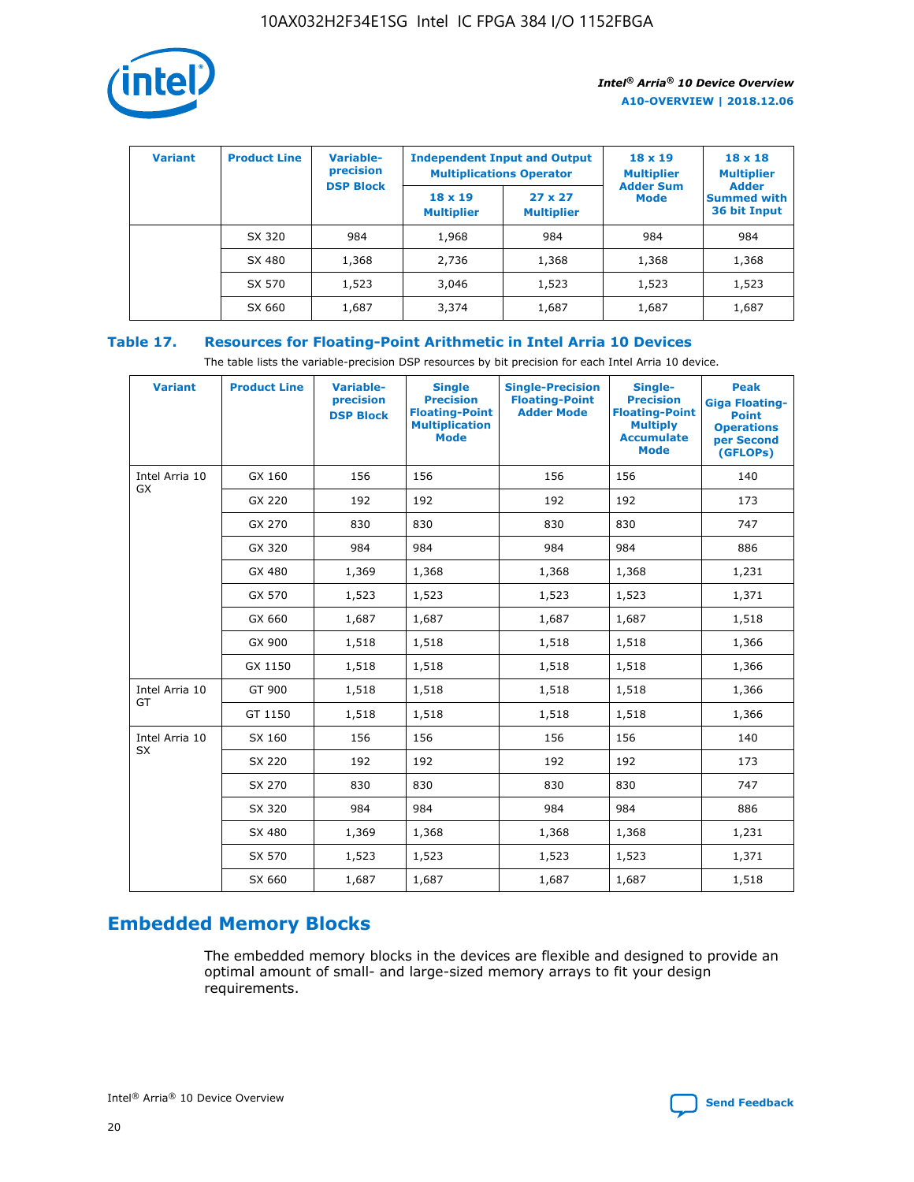| Variant | Product Line | Variable-precision DSP Block | Independent Input and Output Multiplications Operator | | 18 x 19 Multiplier Adder Sum Mode | 18 x 18 Multiplier Adder Summed with 36 bit Input |
|---|---|---|---|---|---|---|
| | | | 18 x 19 Multiplier | 27 x 27 Multiplier | | |
| | SX 320 | 984 | 1,968 | 984 | 984 | 984 |
| | SX 480 | 1,368 | 2,736 | 1,368 | 1,368 | 1,368 |
| | SX 570 | 1,523 | 3,046 | 1,523 | 1,523 | 1,523 |
| | SX 660 | 1,687 | 3,374 | 1,687 | 1,687 | 1,687 |

## Table 17. Resources for Floating-Point Arithmetic in Intel Arria 10 Devices

The table lists the variable-precision DSP resources by bit precision for each Intel Arria 10 device.

| Variant | Product Line | Variable-precision DSP Block | Single Precision Floating-Point Multiplication Mode | Single-Precision Floating-Point Adder Mode | Single-Precision Floating-Point Multiply Accumulate Mode | Peak Giga Floating-Point Operations per Second (GFLOPs) |
|---|---|---|---|---|---|---|
| Intel Arria 10 GX | GX 160 | 156 | 156 | 156 | 156 | 140 |
| | GX 220 | 192 | 192 | 192 | 192 | 173 |
| | GX 270 | 830 | 830 | 830 | 830 | 747 |
| | GX 320 | 984 | 984 | 984 | 984 | 886 |
| | GX 480 | 1,369 | 1,368 | 1,368 | 1,368 | 1,231 |
| | GX 570 | 1,523 | 1,523 | 1,523 | 1,523 | 1,371 |
| | GX 660 | 1,687 | 1,687 | 1,687 | 1,687 | 1,518 |
| | GX 900 | 1,518 | 1,518 | 1,518 | 1,518 | 1,366 |
| | GX 1150 | 1,518 | 1,518 | 1,518 | 1,518 | 1,366 |
| Intel Arria 10 GT | GT 900 | 1,518 | 1,518 | 1,518 | 1,518 | 1,366 |
| | GT 1150 | 1,518 | 1,518 | 1,518 | 1,518 | 1,366 |
| Intel Arria 10 SX | SX 160 | 156 | 156 | 156 | 156 | 140 |
| | SX 220 | 192 | 192 | 192 | 192 | 173 |
| | SX 270 | 830 | 830 | 830 | 830 | 747 |
| | SX 320 | 984 | 984 | 984 | 984 | 886 |
| | SX 480 | 1,369 | 1,368 | 1,368 | 1,368 | 1,231 |
| | SX 570 | 1,523 | 1,523 | 1,523 | 1,523 | 1,371 |
| | SX 660 | 1,687 | 1,687 | 1,687 | 1,687 | 1,518 |

## Embedded Memory Blocks

The embedded memory blocks in the devices are flexible and designed to provide an optimal amount of small- and large-sized memory arrays to fit your design requirements.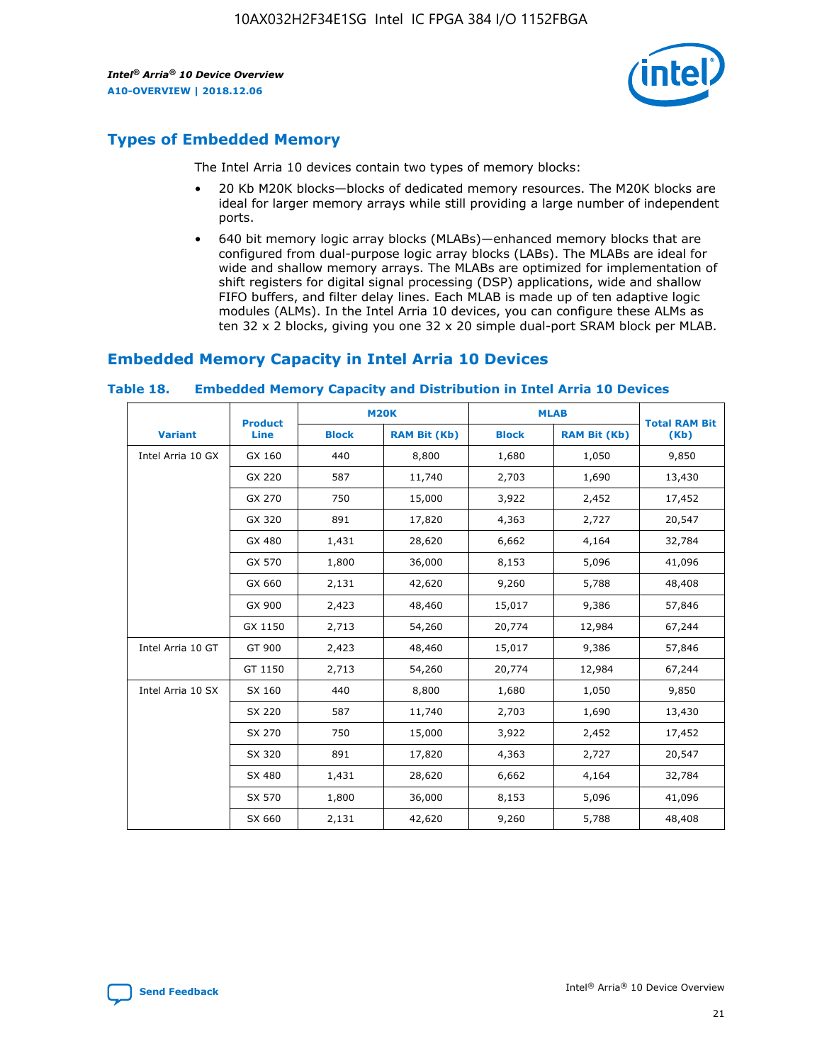## Types of Embedded Memory

The Intel Arria 10 devices contain two types of memory blocks:

- 20 Kb M20K blocks—blocks of dedicated memory resources. The M20K blocks are ideal for larger memory arrays while still providing a large number of independent ports.
- 640 bit memory logic array blocks (MLABs)—enhanced memory blocks that are configured from dual-purpose logic array blocks (LABs). The MLABs are ideal for wide and shallow memory arrays. The MLABs are optimized for implementation of shift registers for digital signal processing (DSP) applications, wide and shallow FIFO buffers, and filter delay lines. Each MLAB is made up of ten adaptive logic modules (ALMs). In the Intel Arria 10 devices, you can configure these ALMs as ten 32 x 2 blocks, giving you one 32 x 20 simple dual-port SRAM block per MLAB.

## Embedded Memory Capacity in Intel Arria 10 Devices

**Table 18. Embedded Memory Capacity and Distribution in Intel Arria 10 Devices**

| Variant | Product Line | M20K | | MLAB | | Total RAM Bit (Kb) |
|---|---|---|---|---|---|---|
| | | Block | RAM Bit (Kb) | Block | RAM Bit (Kb) | |
| Intel Arria 10 GX | GX 160 | 440 | 8,800 | 1,680 | 1,050 | 9,850 |
| | GX 220 | 587 | 11,740 | 2,703 | 1,690 | 13,430 |
| | GX 270 | 750 | 15,000 | 3,922 | 2,452 | 17,452 |
| | GX 320 | 891 | 17,820 | 4,363 | 2,727 | 20,547 |
| | GX 480 | 1,431 | 28,620 | 6,662 | 4,164 | 32,784 |
| | GX 570 | 1,800 | 36,000 | 8,153 | 5,096 | 41,096 |
| | GX 660 | 2,131 | 42,620 | 9,260 | 5,788 | 48,408 |
| | GX 900 | 2,423 | 48,460 | 15,017 | 9,386 | 57,846 |
| | GX 1150 | 2,713 | 54,260 | 20,774 | 12,984 | 67,244 |
| Intel Arria 10 GT | GT 900 | 2,423 | 48,460 | 15,017 | 9,386 | 57,846 |
| | GT 1150 | 2,713 | 54,260 | 20,774 | 12,984 | 67,244 |
| Intel Arria 10 SX | SX 160 | 440 | 8,800 | 1,680 | 1,050 | 9,850 |
| | SX 220 | 587 | 11,740 | 2,703 | 1,690 | 13,430 |
| | SX 270 | 750 | 15,000 | 3,922 | 2,452 | 17,452 |
| | SX 320 | 891 | 17,820 | 4,363 | 2,727 | 20,547 |
| | SX 480 | 1,431 | 28,620 | 6,662 | 4,164 | 32,784 |
| | SX 570 | 1,800 | 36,000 | 8,153 | 5,096 | 41,096 |
| | SX 660 | 2,131 | 42,620 | 9,260 | 5,788 | 48,408 |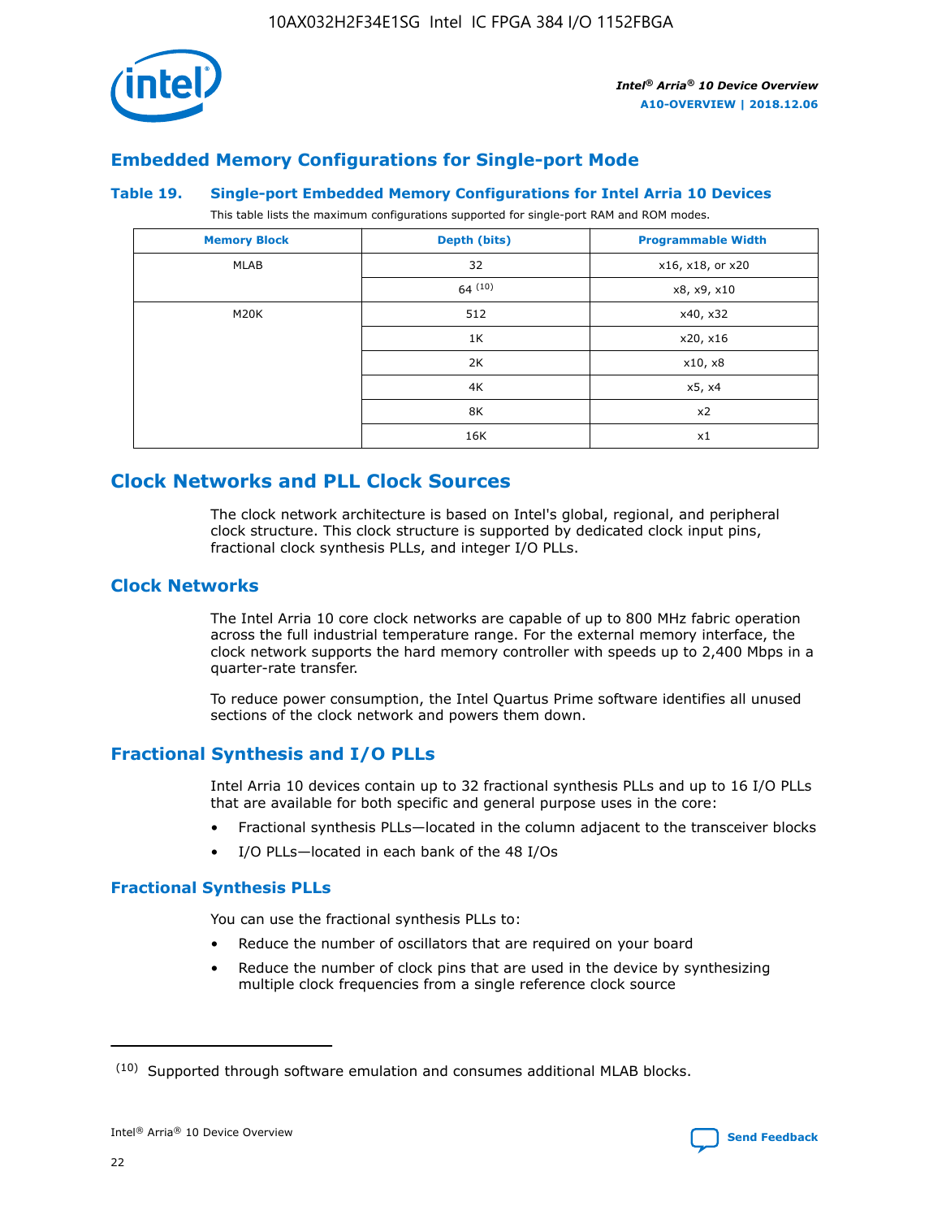## Embedded Memory Configurations for Single-port Mode

### Table 19. Single-port Embedded Memory Configurations for Intel Arria 10 Devices

This table lists the maximum configurations supported for single-port RAM and ROM modes.

| Memory Block | Depth (bits) | Programmable Width |
|---|---|---|
| MLAB | 32 | x16, x18, or x20 |
| | 64 [10] | x8, x9, x10 |
| M20K | 512 | x40, x32 |
| | 1K | x20, x16 |
| | 2K | x10, x8 |
| | 4K | x5, x4 |
| | 8K | x2 |
| | 16K | x1 |

## Clock Networks and PLL Clock Sources

The clock network architecture is based on Intel's global, regional, and peripheral clock structure. This clock structure is supported by dedicated clock input pins, fractional clock synthesis PLLs, and integer I/O PLLs.

## Clock Networks

The Intel Arria 10 core clock networks are capable of up to 800 MHz fabric operation across the full industrial temperature range. For the external memory interface, the clock network supports the hard memory controller with speeds up to 2,400 Mbps in a quarter-rate transfer.

To reduce power consumption, the Intel Quartus Prime software identifies all unused sections of the clock network and powers them down.

## Fractional Synthesis and I/O PLLs

Intel Arria 10 devices contain up to 32 fractional synthesis PLLs and up to 16 I/O PLLs that are available for both specific and general purpose uses in the core:

- Fractional synthesis PLLs—located in the column adjacent to the transceiver blocks
- I/O PLLs—located in each bank of the 48 I/Os

### Fractional Synthesis PLLs

You can use the fractional synthesis PLLs to:

- Reduce the number of oscillators that are required on your board
- Reduce the number of clock pins that are used in the device by synthesizing multiple clock frequencies from a single reference clock source

[10] Supported through software emulation and consumes additional MLAB blocks.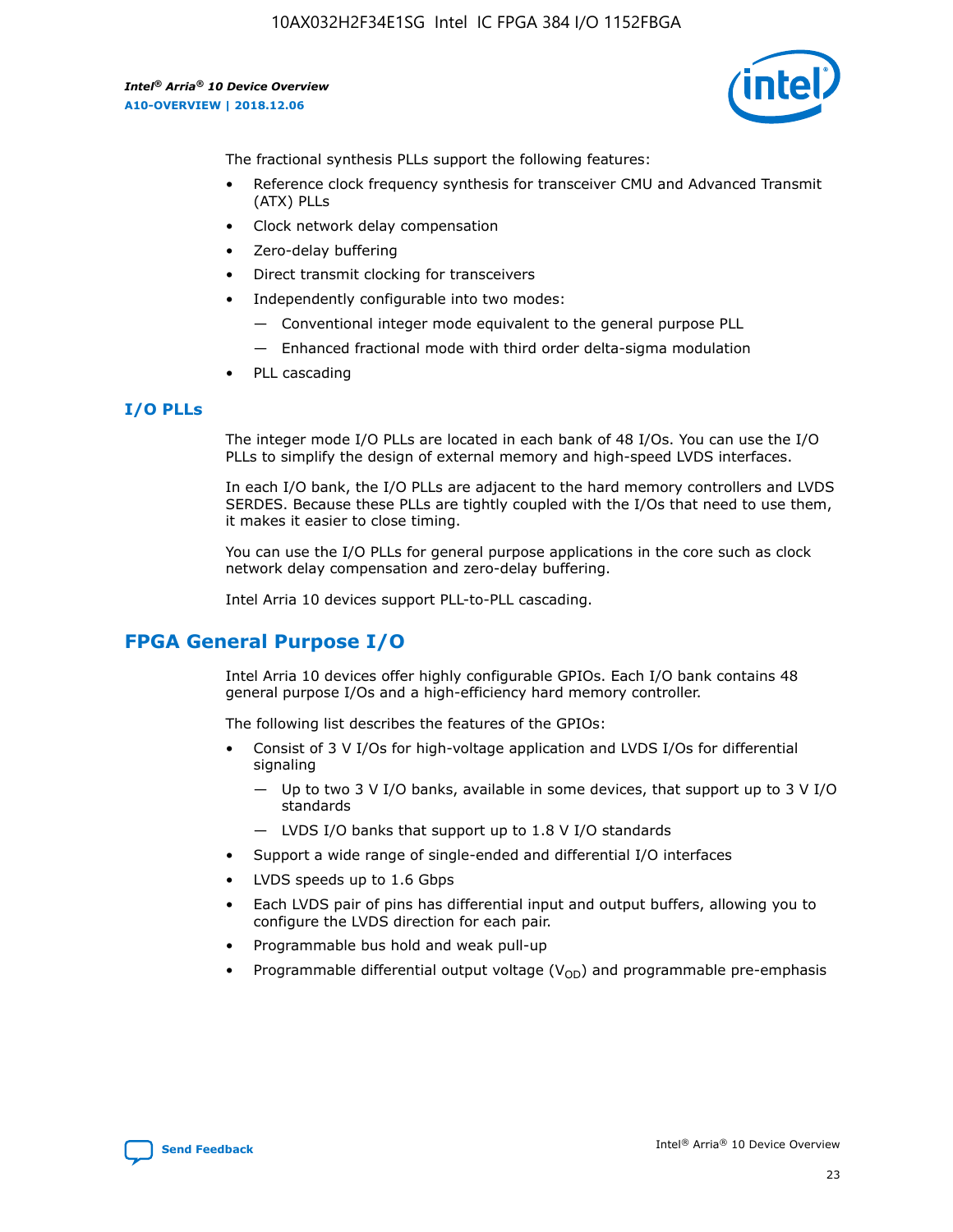The fractional synthesis PLLs support the following features:

- Reference clock frequency synthesis for transceiver CMU and Advanced Transmit (ATX) PLLs
- Clock network delay compensation
- Zero-delay buffering
- Direct transmit clocking for transceivers
- Independently configurable into two modes:
  - — Conventional integer mode equivalent to the general purpose PLL
  - — Enhanced fractional mode with third order delta-sigma modulation
- PLL cascading

### I/O PLLs

The integer mode I/O PLLs are located in each bank of 48 I/Os. You can use the I/O PLLs to simplify the design of external memory and high-speed LVDS interfaces.

In each I/O bank, the I/O PLLs are adjacent to the hard memory controllers and LVDS SERDES. Because these PLLs are tightly coupled with the I/Os that need to use them, it makes it easier to close timing.

You can use the I/O PLLs for general purpose applications in the core such as clock network delay compensation and zero-delay buffering.

Intel Arria 10 devices support PLL-to-PLL cascading.

## FPGA General Purpose I/O

Intel Arria 10 devices offer highly configurable GPIOs. Each I/O bank contains 48 general purpose I/Os and a high-efficiency hard memory controller.

The following list describes the features of the GPIOs:

- Consist of 3 V I/Os for high-voltage application and LVDS I/Os for differential signaling
  - — Up to two 3 V I/O banks, available in some devices, that support up to 3 V I/O standards
  - — LVDS I/O banks that support up to 1.8 V I/O standards
- Support a wide range of single-ended and differential I/O interfaces
- LVDS speeds up to 1.6 Gbps
- Each LVDS pair of pins has differential input and output buffers, allowing you to configure the LVDS direction for each pair.
- Programmable bus hold and weak pull-up
- Programmable differential output voltage ($V_{OD}$) and programmable pre-emphasis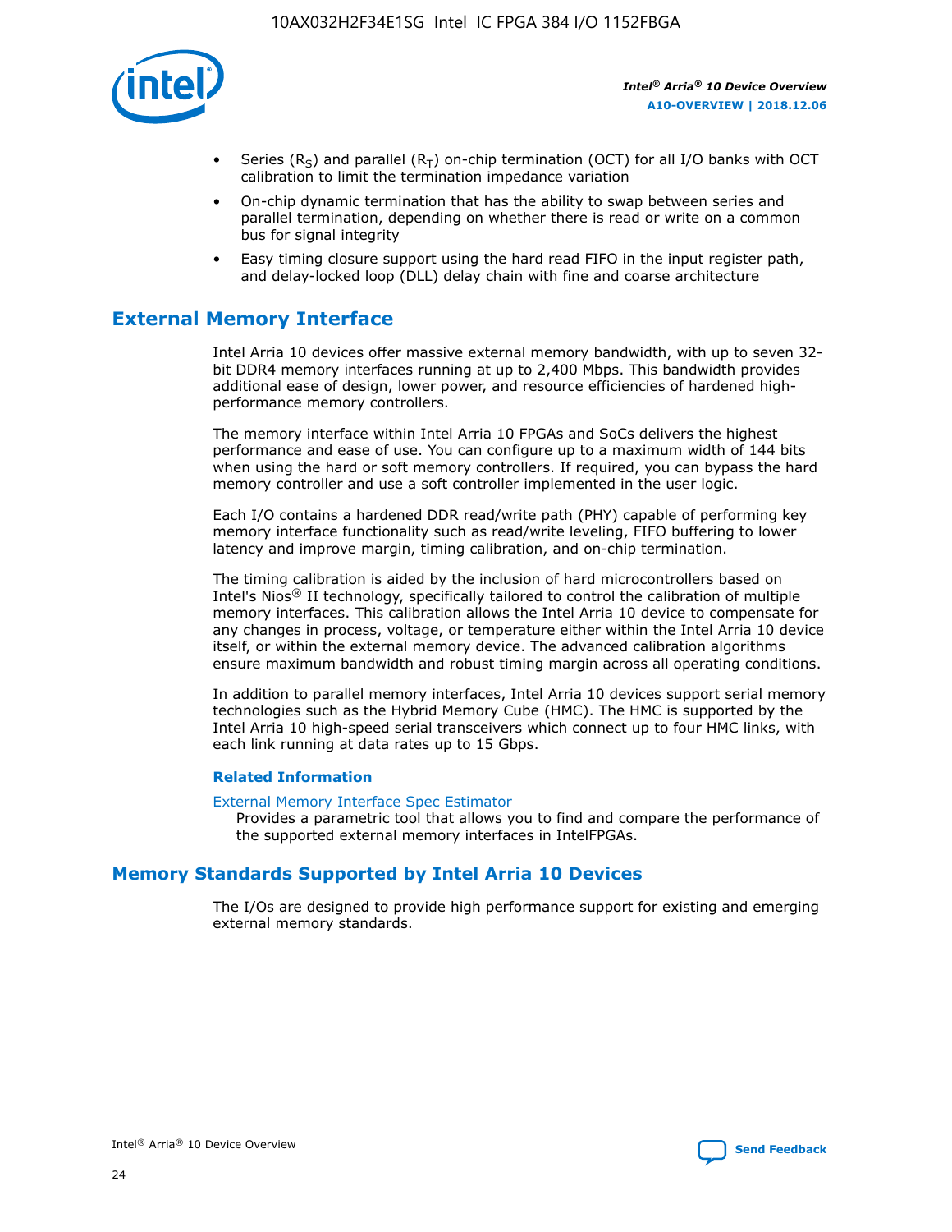- Series ($R_S$) and parallel ($R_T$) on-chip termination (OCT) for all I/O banks with OCT calibration to limit the termination impedance variation
- On-chip dynamic termination that has the ability to swap between series and parallel termination, depending on whether there is read or write on a common bus for signal integrity
- Easy timing closure support using the hard read FIFO in the input register path, and delay-locked loop (DLL) delay chain with fine and coarse architecture

## External Memory Interface

Intel Arria 10 devices offer massive external memory bandwidth, with up to seven 32-bit DDR4 memory interfaces running at up to 2,400 Mbps. This bandwidth provides additional ease of design, lower power, and resource efficiencies of hardened high-performance memory controllers.

The memory interface within Intel Arria 10 FPGAs and SoCs delivers the highest performance and ease of use. You can configure up to a maximum width of 144 bits when using the hard or soft memory controllers. If required, you can bypass the hard memory controller and use a soft controller implemented in the user logic.

Each I/O contains a hardened DDR read/write path (PHY) capable of performing key memory interface functionality such as read/write leveling, FIFO buffering to lower latency and improve margin, timing calibration, and on-chip termination.

The timing calibration is aided by the inclusion of hard microcontrollers based on Intel's Nios® II technology, specifically tailored to control the calibration of multiple memory interfaces. This calibration allows the Intel Arria 10 device to compensate for any changes in process, voltage, or temperature either within the Intel Arria 10 device itself, or within the external memory device. The advanced calibration algorithms ensure maximum bandwidth and robust timing margin across all operating conditions.

In addition to parallel memory interfaces, Intel Arria 10 devices support serial memory technologies such as the Hybrid Memory Cube (HMC). The HMC is supported by the Intel Arria 10 high-speed serial transceivers which connect up to four HMC links, with each link running at data rates up to 15 Gbps.

### Related Information

External Memory Interface Spec Estimator
Provides a parametric tool that allows you to find and compare the performance of the supported external memory interfaces in IntelFPGAs.

## Memory Standards Supported by Intel Arria 10 Devices

The I/Os are designed to provide high performance support for existing and emerging external memory standards.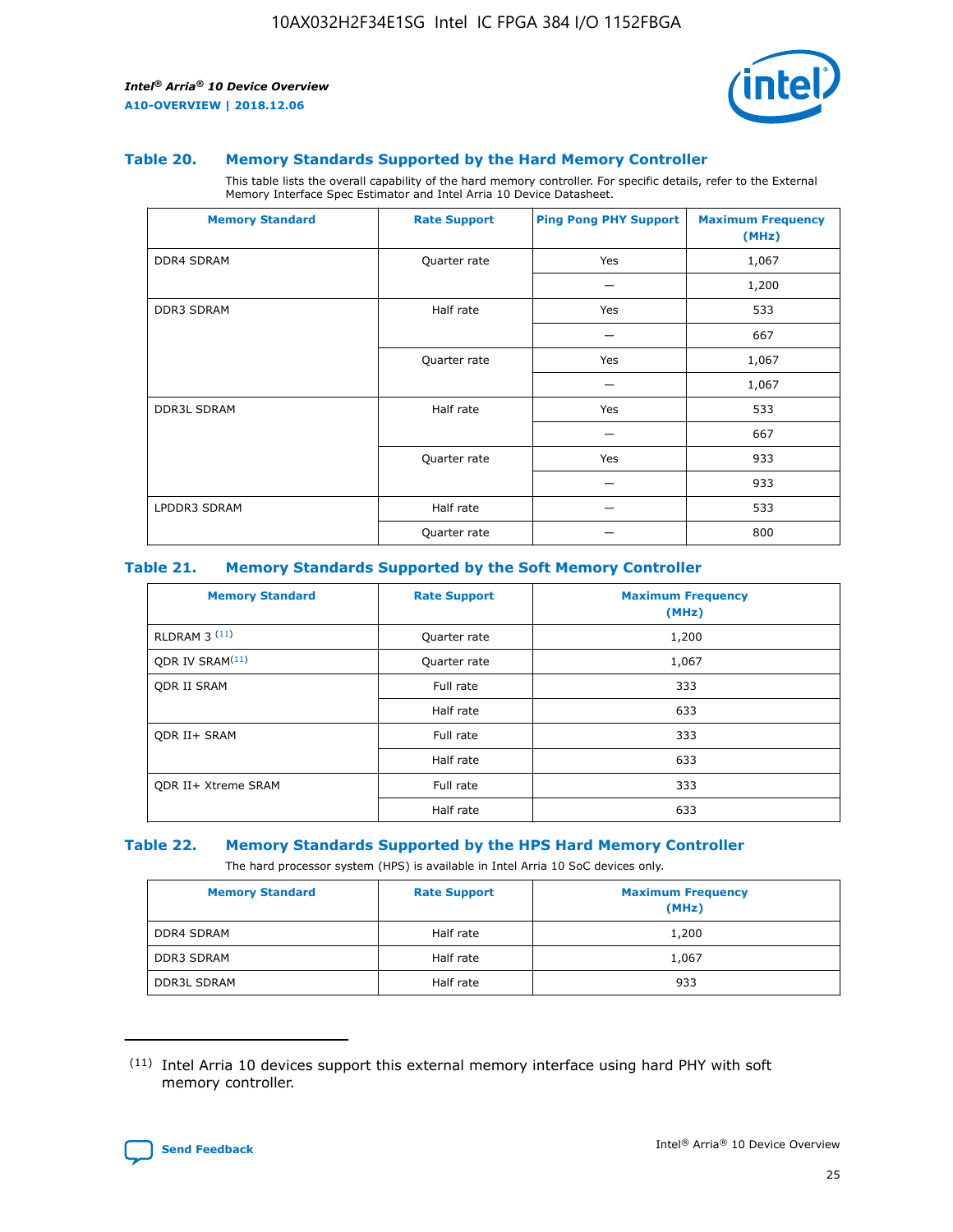### Table 20. Memory Standards Supported by the Hard Memory Controller

This table lists the overall capability of the hard memory controller. For specific details, refer to the External Memory Interface Spec Estimator and Intel Arria 10 Device Datasheet.

| Memory Standard | Rate Support | Ping Pong PHY Support | Maximum Frequency (MHz) |
|---|---|---|---|
| DDR4 SDRAM | Quarter rate | Yes | 1,067 |
| | | — | 1,200 |
| DDR3 SDRAM | Half rate | Yes | 533 |
| | | — | 667 |
| | Quarter rate | Yes | 1,067 |
| | | — | 1,067 |
| DDR3L SDRAM | Half rate | Yes | 533 |
| | | — | 667 |
| | Quarter rate | Yes | 933 |
| | | — | 933 |
| LPDDR3 SDRAM | Half rate | — | 533 |
| | Quarter rate | — | 800 |

### Table 21. Memory Standards Supported by the Soft Memory Controller

| Memory Standard | Rate Support | Maximum Frequency (MHz) |
|---|---|---|
| RLDRAM 3 [(11)] | Quarter rate | 1,200 |
| QDR IV SRAM[(11)] | Quarter rate | 1,067 |
| QDR II SRAM | Full rate | 333 |
| | Half rate | 633 |
| QDR II+ SRAM | Full rate | 333 |
| | Half rate | 633 |
| QDR II+ Xtreme SRAM | Full rate | 333 |
| | Half rate | 633 |

### Table 22. Memory Standards Supported by the HPS Hard Memory Controller

The hard processor system (HPS) is available in Intel Arria 10 SoC devices only.

| Memory Standard | Rate Support | Maximum Frequency (MHz) |
|---|---|---|
| DDR4 SDRAM | Half rate | 1,200 |
| DDR3 SDRAM | Half rate | 1,067 |
| DDR3L SDRAM | Half rate | 933 |

(11) Intel Arria 10 devices support this external memory interface using hard PHY with soft memory controller.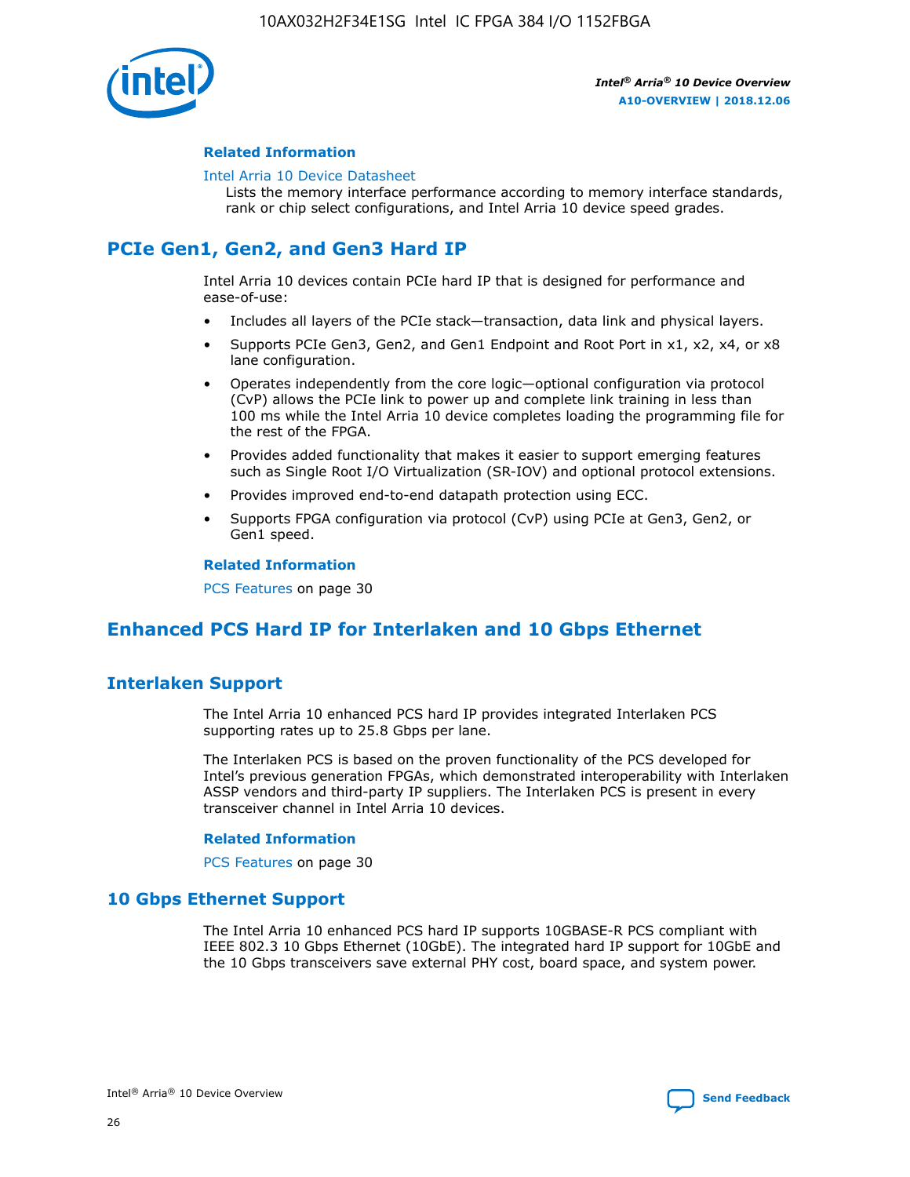### Related Information

Intel Arria 10 Device Datasheet

Lists the memory interface performance according to memory interface standards, rank or chip select configurations, and Intel Arria 10 device speed grades.

## PCIe Gen1, Gen2, and Gen3 Hard IP

Intel Arria 10 devices contain PCIe hard IP that is designed for performance and ease-of-use:

- Includes all layers of the PCIe stack—transaction, data link and physical layers.
- Supports PCIe Gen3, Gen2, and Gen1 Endpoint and Root Port in x1, x2, x4, or x8 lane configuration.
- Operates independently from the core logic—optional configuration via protocol (CvP) allows the PCIe link to power up and complete link training in less than 100 ms while the Intel Arria 10 device completes loading the programming file for the rest of the FPGA.
- Provides added functionality that makes it easier to support emerging features such as Single Root I/O Virtualization (SR-IOV) and optional protocol extensions.
- Provides improved end-to-end datapath protection using ECC.
- Supports FPGA configuration via protocol (CvP) using PCIe at Gen3, Gen2, or Gen1 speed.

### Related Information

PCS Features on page 30

## Enhanced PCS Hard IP for Interlaken and 10 Gbps Ethernet

## Interlaken Support

The Intel Arria 10 enhanced PCS hard IP provides integrated Interlaken PCS supporting rates up to 25.8 Gbps per lane.

The Interlaken PCS is based on the proven functionality of the PCS developed for Intel's previous generation FPGAs, which demonstrated interoperability with Interlaken ASSP vendors and third-party IP suppliers. The Interlaken PCS is present in every transceiver channel in Intel Arria 10 devices.

### Related Information

PCS Features on page 30

## 10 Gbps Ethernet Support

The Intel Arria 10 enhanced PCS hard IP supports 10GBASE-R PCS compliant with IEEE 802.3 10 Gbps Ethernet (10GbE). The integrated hard IP support for 10GbE and the 10 Gbps transceivers save external PHY cost, board space, and system power.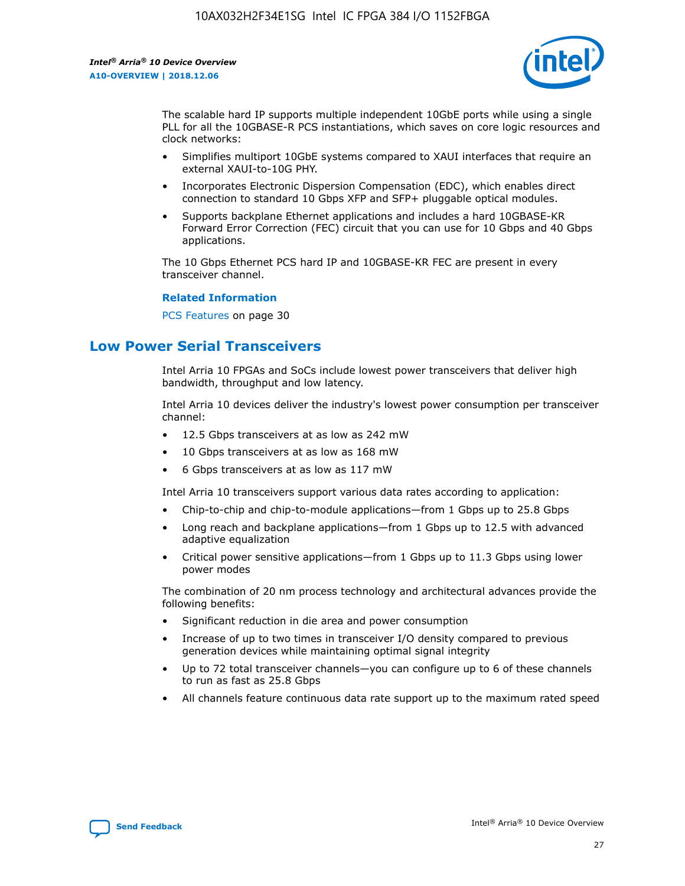The scalable hard IP supports multiple independent 10GbE ports while using a single PLL for all the 10GBASE-R PCS instantiations, which saves on core logic resources and clock networks:

- Simplifies multiport 10GbE systems compared to XAUI interfaces that require an external XAUI-to-10G PHY.
- Incorporates Electronic Dispersion Compensation (EDC), which enables direct connection to standard 10 Gbps XFP and SFP+ pluggable optical modules.
- Supports backplane Ethernet applications and includes a hard 10GBASE-KR Forward Error Correction (FEC) circuit that you can use for 10 Gbps and 40 Gbps applications.

The 10 Gbps Ethernet PCS hard IP and 10GBASE-KR FEC are present in every transceiver channel.

**Related Information**

PCS Features on page 30

## Low Power Serial Transceivers

Intel Arria 10 FPGAs and SoCs include lowest power transceivers that deliver high bandwidth, throughput and low latency.

Intel Arria 10 devices deliver the industry's lowest power consumption per transceiver channel:

- 12.5 Gbps transceivers at as low as 242 mW
- 10 Gbps transceivers at as low as 168 mW
- 6 Gbps transceivers at as low as 117 mW

Intel Arria 10 transceivers support various data rates according to application:

- Chip-to-chip and chip-to-module applications—from 1 Gbps up to 25.8 Gbps
- Long reach and backplane applications—from 1 Gbps up to 12.5 with advanced adaptive equalization
- Critical power sensitive applications—from 1 Gbps up to 11.3 Gbps using lower power modes

The combination of 20 nm process technology and architectural advances provide the following benefits:

- Significant reduction in die area and power consumption
- Increase of up to two times in transceiver I/O density compared to previous generation devices while maintaining optimal signal integrity
- Up to 72 total transceiver channels—you can configure up to 6 of these channels to run as fast as 25.8 Gbps
- All channels feature continuous data rate support up to the maximum rated speed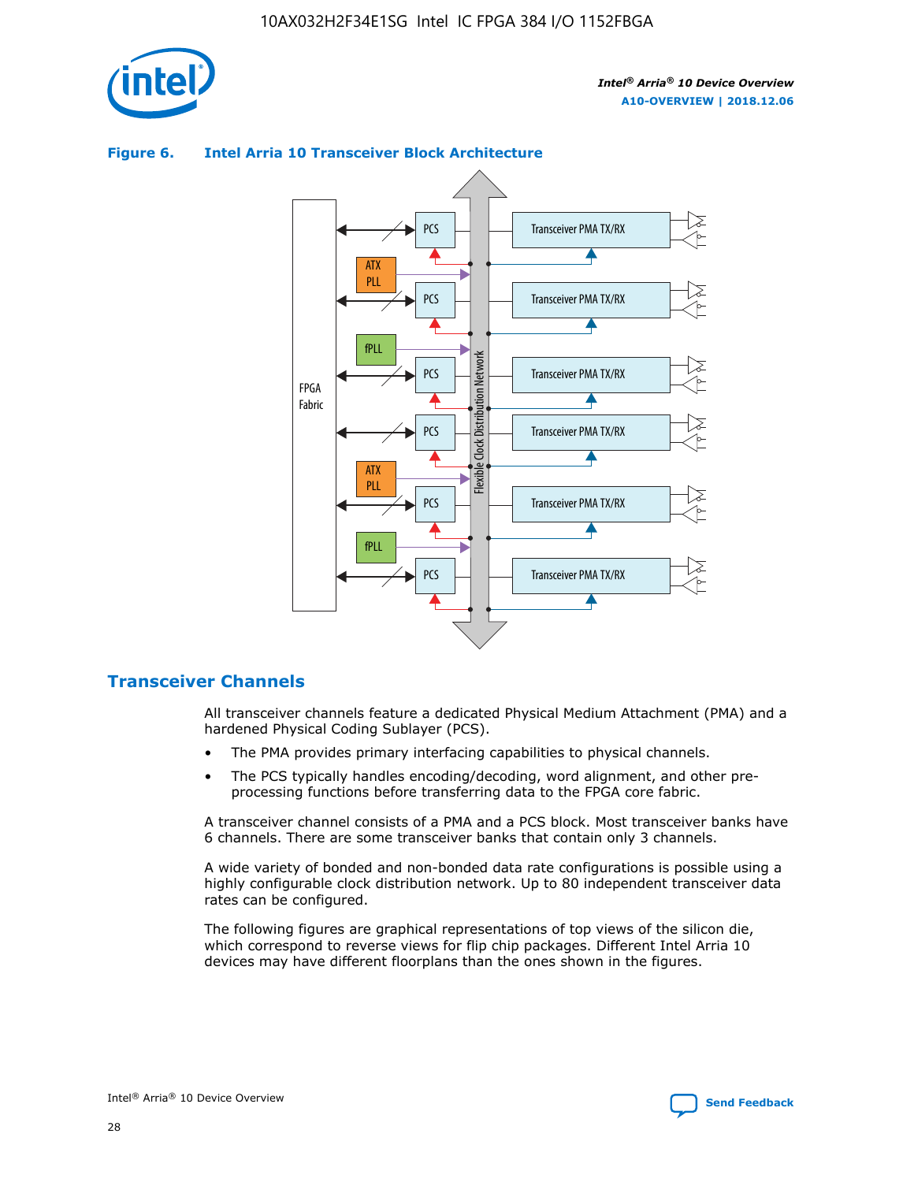**Figure 6. Intel Arria 10 Transceiver Block Architecture**

## Transceiver Channels

All transceiver channels feature a dedicated Physical Medium Attachment (PMA) and a hardened Physical Coding Sublayer (PCS).

- The PMA provides primary interfacing capabilities to physical channels.
- The PCS typically handles encoding/decoding, word alignment, and other pre-processing functions before transferring data to the FPGA core fabric.

A transceiver channel consists of a PMA and a PCS block. Most transceiver banks have 6 channels. There are some transceiver banks that contain only 3 channels.

A wide variety of bonded and non-bonded data rate configurations is possible using a highly configurable clock distribution network. Up to 80 independent transceiver data rates can be configured.

The following figures are graphical representations of top views of the silicon die, which correspond to reverse views for flip chip packages. Different Intel Arria 10 devices may have different floorplans than the ones shown in the figures.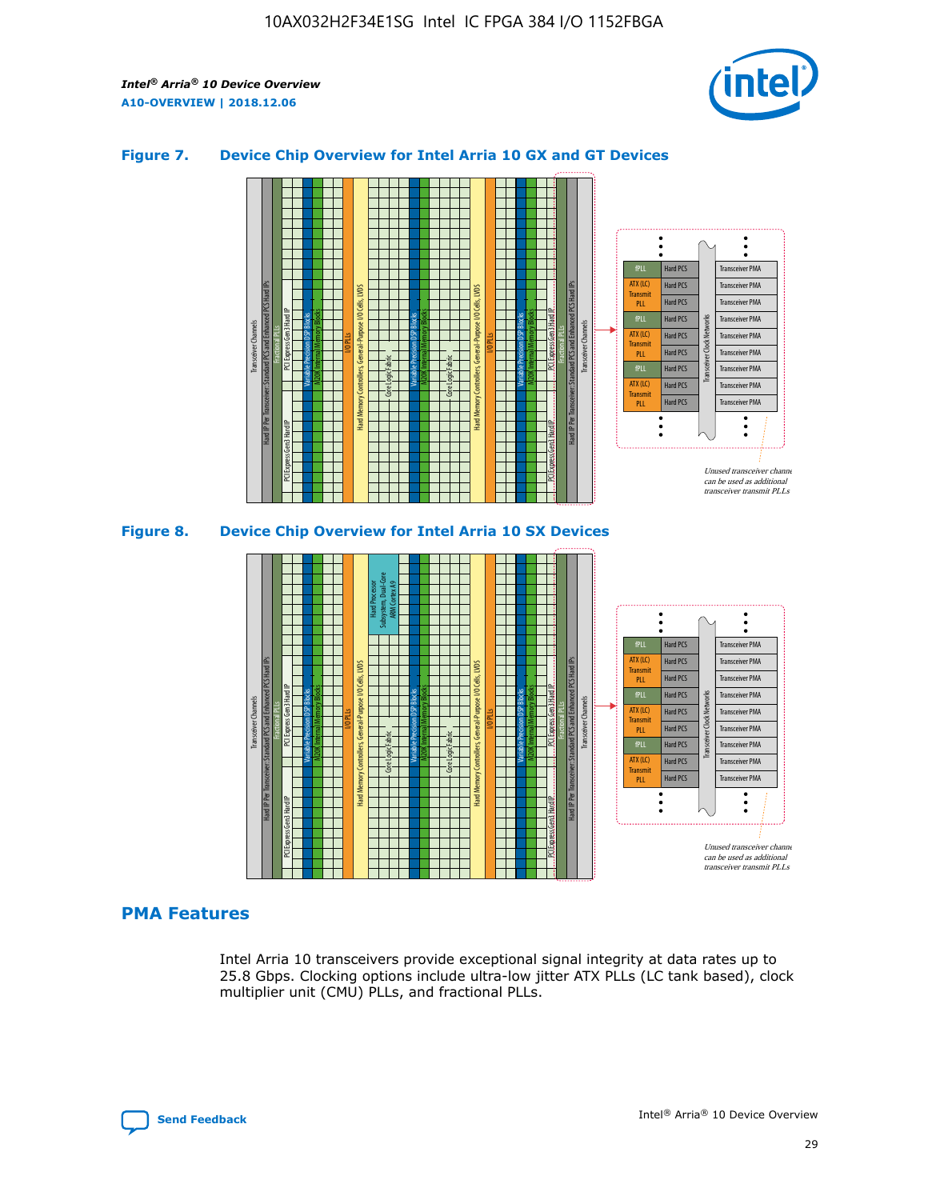### Figure 7. Device Chip Overview for Intel Arria 10 GX and GT Devices

### Figure 8. Device Chip Overview for Intel Arria 10 SX Devices

## PMA Features

Intel Arria 10 transceivers provide exceptional signal integrity at data rates up to 25.8 Gbps. Clocking options include ultra-low jitter ATX PLLs (LC tank based), clock multiplier unit (CMU) PLLs, and fractional PLLs.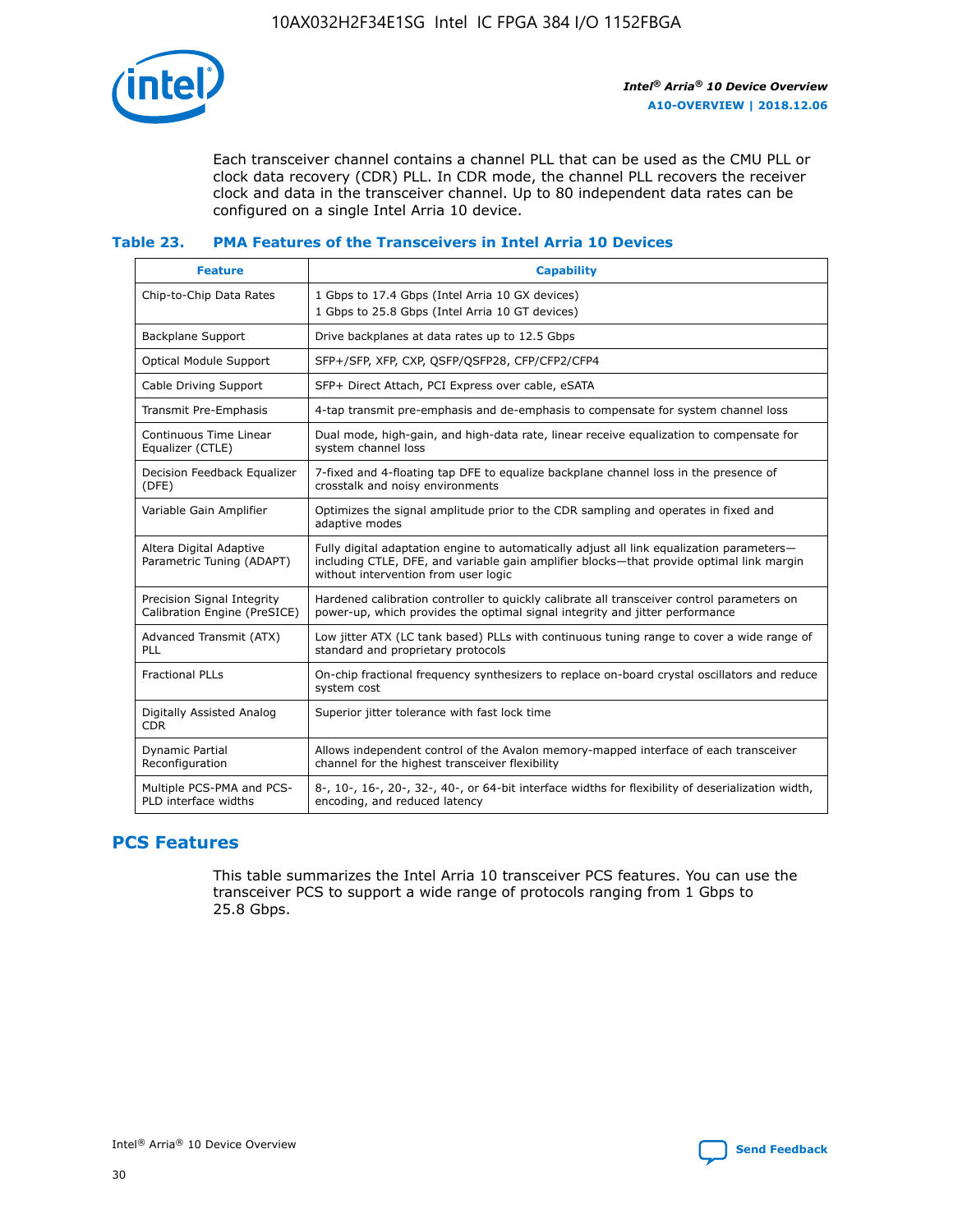Each transceiver channel contains a channel PLL that can be used as the CMU PLL or clock data recovery (CDR) PLL. In CDR mode, the channel PLL recovers the receiver clock and data in the transceiver channel. Up to 80 independent data rates can be configured on a single Intel Arria 10 device.

### Table 23. PMA Features of the Transceivers in Intel Arria 10 Devices

| Feature | Capability |
| --- | --- |
| Chip-to-Chip Data Rates | 1 Gbps to 17.4 Gbps (Intel Arria 10 GX devices)<br>1 Gbps to 25.8 Gbps (Intel Arria 10 GT devices) |
| Backplane Support | Drive backplanes at data rates up to 12.5 Gbps |
| Optical Module Support | SFP+/SFP, XFP, CXP, QSFP/QSFP28, CFP/CFP2/CFP4 |
| Cable Driving Support | SFP+ Direct Attach, PCI Express over cable, eSATA |
| Transmit Pre-Emphasis | 4-tap transmit pre-emphasis and de-emphasis to compensate for system channel loss |
| Continuous Time Linear Equalizer (CTLE) | Dual mode, high-gain, and high-data rate, linear receive equalization to compensate for system channel loss |
| Decision Feedback Equalizer (DFE) | 7-fixed and 4-floating tap DFE to equalize backplane channel loss in the presence of crosstalk and noisy environments |
| Variable Gain Amplifier | Optimizes the signal amplitude prior to the CDR sampling and operates in fixed and adaptive modes |
| Altera Digital Adaptive Parametric Tuning (ADAPT) | Fully digital adaptation engine to automatically adjust all link equalization parameters—including CTLE, DFE, and variable gain amplifier blocks—that provide optimal link margin without intervention from user logic |
| Precision Signal Integrity Calibration Engine (PreSICE) | Hardened calibration controller to quickly calibrate all transceiver control parameters on power-up, which provides the optimal signal integrity and jitter performance |
| Advanced Transmit (ATX) PLL | Low jitter ATX (LC tank based) PLLs with continuous tuning range to cover a wide range of standard and proprietary protocols |
| Fractional PLLs | On-chip fractional frequency synthesizers to replace on-board crystal oscillators and reduce system cost |
| Digitally Assisted Analog CDR | Superior jitter tolerance with fast lock time |
| Dynamic Partial Reconfiguration | Allows independent control of the Avalon memory-mapped interface of each transceiver channel for the highest transceiver flexibility |
| Multiple PCS-PMA and PCS-PLD interface widths | 8-, 10-, 16-, 20-, 32-, 40-, or 64-bit interface widths for flexibility of deserialization width, encoding, and reduced latency |

## PCS Features

This table summarizes the Intel Arria 10 transceiver PCS features. You can use the transceiver PCS to support a wide range of protocols ranging from 1 Gbps to 25.8 Gbps.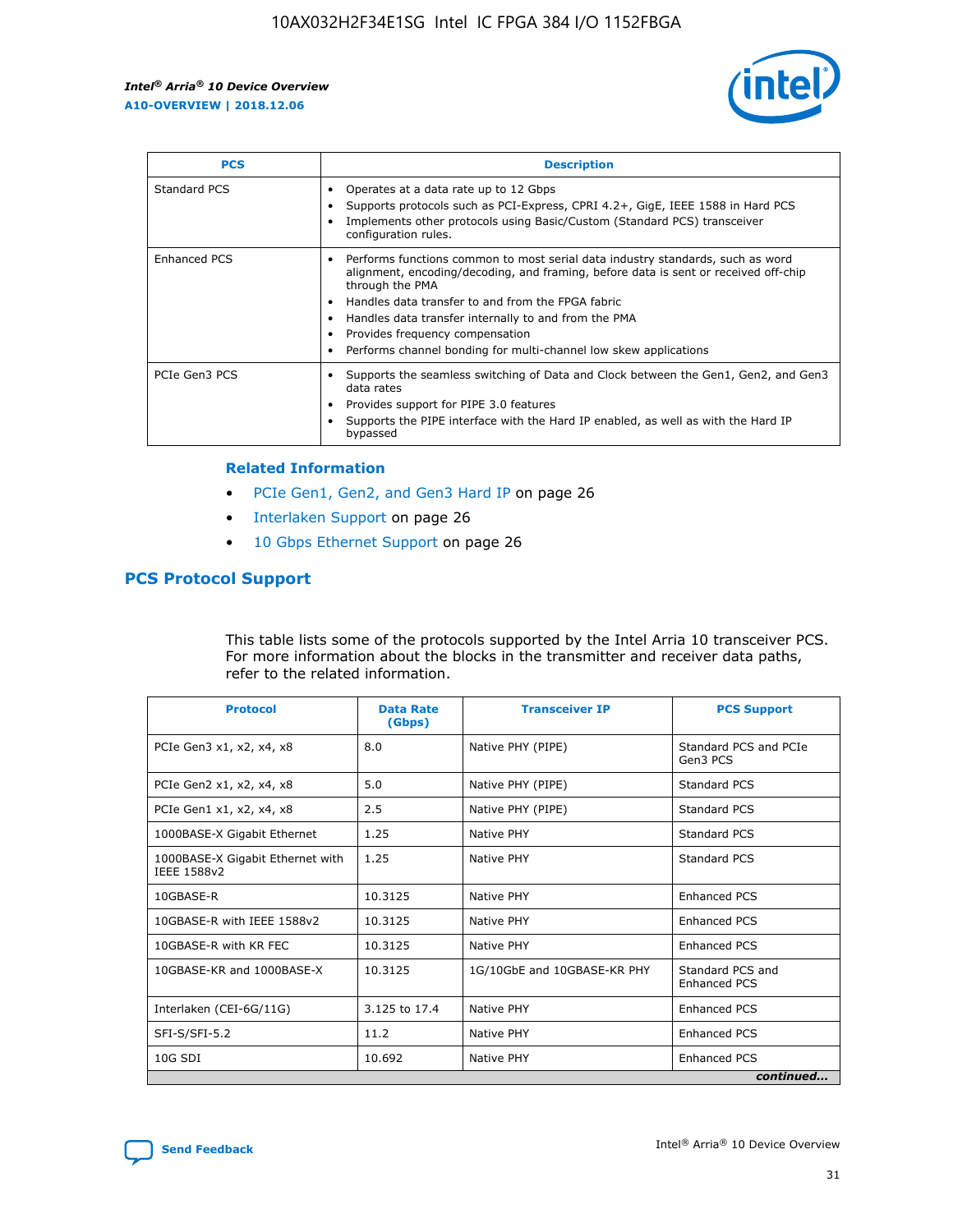| PCS | Description |
| --- | --- |
| Standard PCS | • Operates at a data rate up to 12 Gbps<br>• Supports protocols such as PCI-Express, CPRI 4.2+, GigE, IEEE 1588 in Hard PCS<br>• Implements other protocols using Basic/Custom (Standard PCS) transceiver configuration rules. |
| Enhanced PCS | • Performs functions common to most serial data industry standards, such as word alignment, encoding/decoding, and framing, before data is sent or received off-chip through the PMA<br>• Handles data transfer to and from the FPGA fabric<br>• Handles data transfer internally to and from the PMA<br>• Provides frequency compensation<br>• Performs channel bonding for multi-channel low skew applications |
| PCIe Gen3 PCS | • Supports the seamless switching of Data and Clock between the Gen1, Gen2, and Gen3 data rates<br>• Provides support for PIPE 3.0 features<br>• Supports the PIPE interface with the Hard IP enabled, as well as with the Hard IP bypassed |

**Related Information**

- PCIe Gen1, Gen2, and Gen3 Hard IP on page 26
- Interlaken Support on page 26
- 10 Gbps Ethernet Support on page 26

## PCS Protocol Support

This table lists some of the protocols supported by the Intel Arria 10 transceiver PCS. For more information about the blocks in the transmitter and receiver data paths, refer to the related information.

| Protocol | Data Rate (Gbps) | Transceiver IP | PCS Support |
| --- | --- | --- | --- |
| PCIe Gen3 x1, x2, x4, x8 | 8.0 | Native PHY (PIPE) | Standard PCS and PCIe Gen3 PCS |
| PCIe Gen2 x1, x2, x4, x8 | 5.0 | Native PHY (PIPE) | Standard PCS |
| PCIe Gen1 x1, x2, x4, x8 | 2.5 | Native PHY (PIPE) | Standard PCS |
| 1000BASE-X Gigabit Ethernet | 1.25 | Native PHY | Standard PCS |
| 1000BASE-X Gigabit Ethernet with IEEE 1588v2 | 1.25 | Native PHY | Standard PCS |
| 10GBASE-R | 10.3125 | Native PHY | Enhanced PCS |
| 10GBASE-R with IEEE 1588v2 | 10.3125 | Native PHY | Enhanced PCS |
| 10GBASE-R with KR FEC | 10.3125 | Native PHY | Enhanced PCS |
| 10GBASE-KR and 1000BASE-X | 10.3125 | 1G/10GbE and 10GBASE-KR PHY | Standard PCS and Enhanced PCS |
| Interlaken (CEI-6G/11G) | 3.125 to 17.4 | Native PHY | Enhanced PCS |
| SFI-S/SFI-5.2 | 11.2 | Native PHY | Enhanced PCS |
| 10G SDI | 10.692 | Native PHY | Enhanced PCS |

*continued...*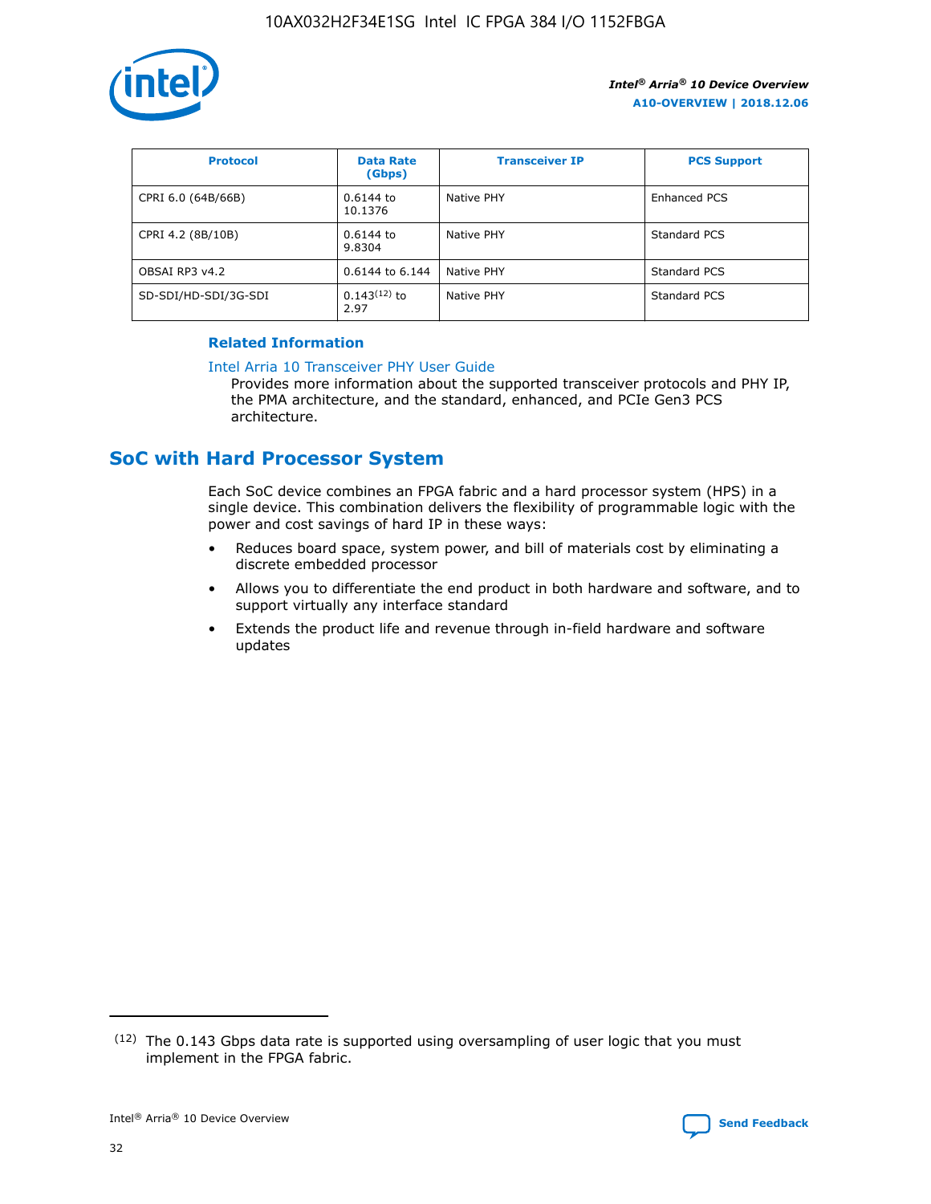| Protocol | Data Rate (Gbps) | Transceiver IP | PCS Support |
| --- | --- | --- | --- |
| CPRI 6.0 (64B/66B) | 0.6144 to 10.1376 | Native PHY | Enhanced PCS |
| CPRI 4.2 (8B/10B) | 0.6144 to 9.8304 | Native PHY | Standard PCS |
| OBSAI RP3 v4.2 | 0.6144 to 6.144 | Native PHY | Standard PCS |
| SD-SDI/HD-SDI/3G-SDI | 0.143[12] to 2.97 | Native PHY | Standard PCS |

**Related Information**

Intel Arria 10 Transceiver PHY User Guide
Provides more information about the supported transceiver protocols and PHY IP, the PMA architecture, and the standard, enhanced, and PCIe Gen3 PCS architecture.

## SoC with Hard Processor System

Each SoC device combines an FPGA fabric and a hard processor system (HPS) in a single device. This combination delivers the flexibility of programmable logic with the power and cost savings of hard IP in these ways:

- Reduces board space, system power, and bill of materials cost by eliminating a discrete embedded processor
- Allows you to differentiate the end product in both hardware and software, and to support virtually any interface standard
- Extends the product life and revenue through in-field hardware and software updates

(12) The 0.143 Gbps data rate is supported using oversampling of user logic that you must implement in the FPGA fabric.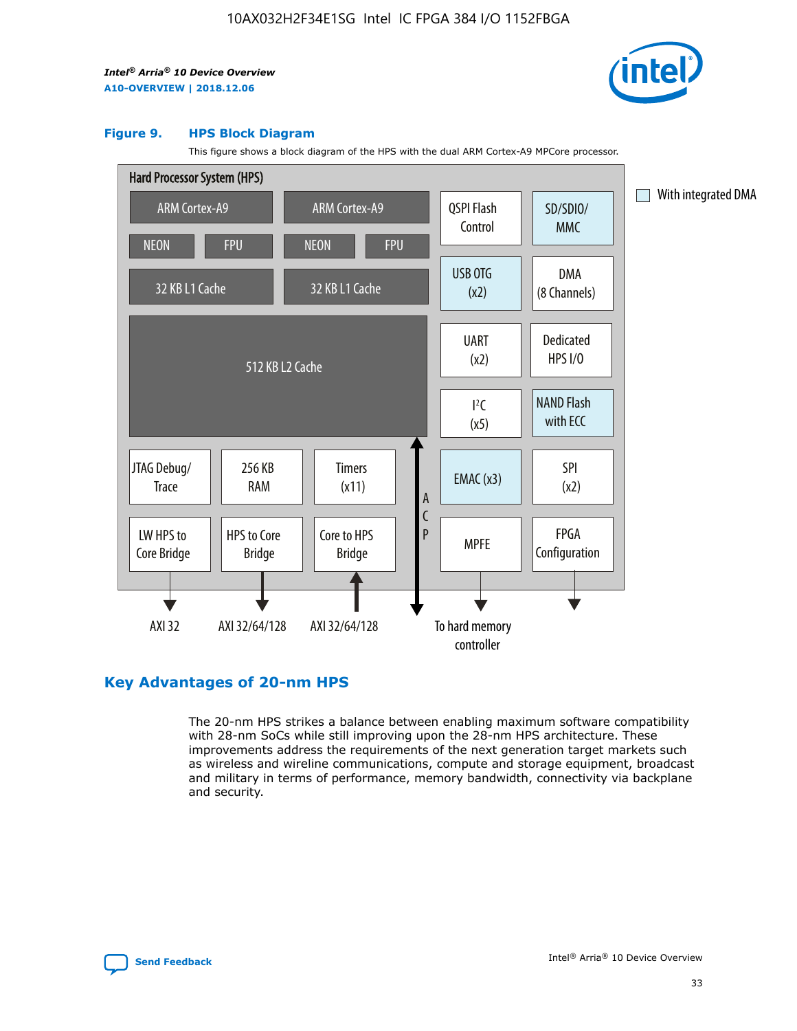**Figure 9. HPS Block Diagram**

This figure shows a block diagram of the HPS with the dual ARM Cortex-A9 MPCore processor.

Hard Processor System (HPS)

ARM Cortex-A9 | ARM Cortex-A9
NEON | FPU | NEON | FPU
32 KB L1 Cache | 32 KB L1 Cache
512 KB L2 Cache

QSPI Flash Control | SD/SDIO/MMC
USB OTG (x2) | DMA (8 Channels)
UART (x2) | Dedicated HPS I/O
I²C (x5) | NAND Flash with ECC
EMAC (x3) | SPI (x2)
MPFE | FPGA Configuration

JTAG Debug/Trace | 256 KB RAM | Timers (x11)
LW HPS to Core Bridge | HPS to Core Bridge | Core to HPS Bridge

ACP

AXI 32 | AXI 32/64/128 | AXI 32/64/128 | To hard memory controller

With integrated DMA

## Key Advantages of 20-nm HPS

The 20-nm HPS strikes a balance between enabling maximum software compatibility with 28-nm SoCs while still improving upon the 28-nm HPS architecture. These improvements address the requirements of the next generation target markets such as wireless and wireline communications, compute and storage equipment, broadcast and military in terms of performance, memory bandwidth, connectivity via backplane and security.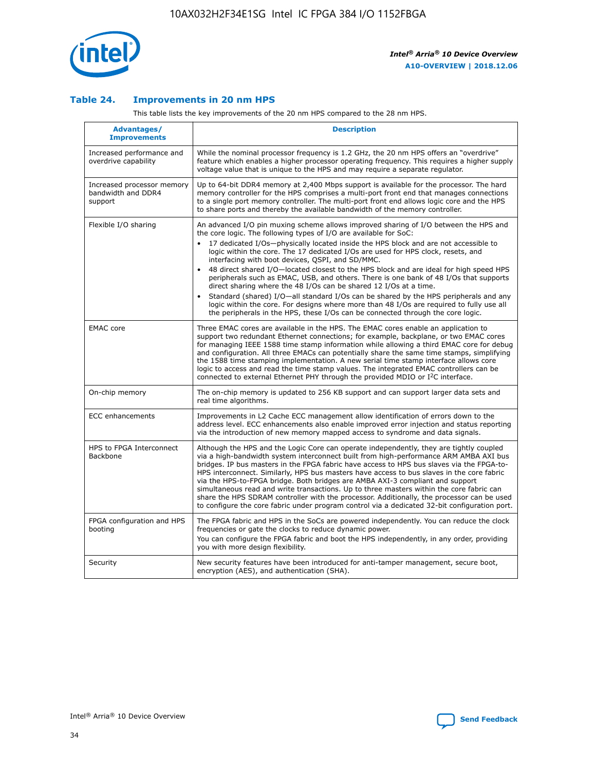## Table 24. Improvements in 20 nm HPS

This table lists the key improvements of the 20 nm HPS compared to the 28 nm HPS.

| Advantages/ Improvements | Description |
|---|---|
| Increased performance and overdrive capability | While the nominal processor frequency is 1.2 GHz, the 20 nm HPS offers an "overdrive" feature which enables a higher processor operating frequency. This requires a higher supply voltage value that is unique to the HPS and may require a separate regulator. |
| Increased processor memory bandwidth and DDR4 support | Up to 64-bit DDR4 memory at 2,400 Mbps support is available for the processor. The hard memory controller for the HPS comprises a multi-port front end that manages connections to a single port memory controller. The multi-port front end allows logic core and the HPS to share ports and thereby the available bandwidth of the memory controller. |
| Flexible I/O sharing | An advanced I/O pin muxing scheme allows improved sharing of I/O between the HPS and the core logic. The following types of I/O are available for SoC:<br>• 17 dedicated I/Os—physically located inside the HPS block and are not accessible to logic within the core. The 17 dedicated I/Os are used for HPS clock, resets, and interfacing with boot devices, QSPI, and SD/MMC.<br>• 48 direct shared I/O—located closest to the HPS block and are ideal for high speed HPS peripherals such as EMAC, USB, and others. There is one bank of 48 I/Os that supports direct sharing where the 48 I/Os can be shared 12 I/Os at a time.<br>• Standard (shared) I/O—all standard I/Os can be shared by the HPS peripherals and any logic within the core. For designs where more than 48 I/Os are required to fully use all the peripherals in the HPS, these I/Os can be connected through the core logic. |
| EMAC core | Three EMAC cores are available in the HPS. The EMAC cores enable an application to support two redundant Ethernet connections; for example, backplane, or two EMAC cores for managing IEEE 1588 time stamp information while allowing a third EMAC core for debug and configuration. All three EMACs can potentially share the same time stamps, simplifying the 1588 time stamping implementation. A new serial time stamp interface allows core logic to access and read the time stamp values. The integrated EMAC controllers can be connected to external Ethernet PHY through the provided MDIO or I²C interface. |
| On-chip memory | The on-chip memory is updated to 256 KB support and can support larger data sets and real time algorithms. |
| ECC enhancements | Improvements in L2 Cache ECC management allow identification of errors down to the address level. ECC enhancements also enable improved error injection and status reporting via the introduction of new memory mapped access to syndrome and data signals. |
| HPS to FPGA Interconnect Backbone | Although the HPS and the Logic Core can operate independently, they are tightly coupled via a high-bandwidth system interconnect built from high-performance ARM AMBA AXI bus bridges. IP bus masters in the FPGA fabric have access to HPS bus slaves via the FPGA-to-HPS interconnect. Similarly, HPS bus masters have access to bus slaves in the core fabric via the HPS-to-FPGA bridge. Both bridges are AMBA AXI-3 compliant and support simultaneous read and write transactions. Up to three masters within the core fabric can share the HPS SDRAM controller with the processor. Additionally, the processor can be used to configure the core fabric under program control via a dedicated 32-bit configuration port. |
| FPGA configuration and HPS booting | The FPGA fabric and HPS in the SoCs are powered independently. You can reduce the clock frequencies or gate the clocks to reduce dynamic power.<br>You can configure the FPGA fabric and boot the HPS independently, in any order, providing you with more design flexibility. |
| Security | New security features have been introduced for anti-tamper management, secure boot, encryption (AES), and authentication (SHA). |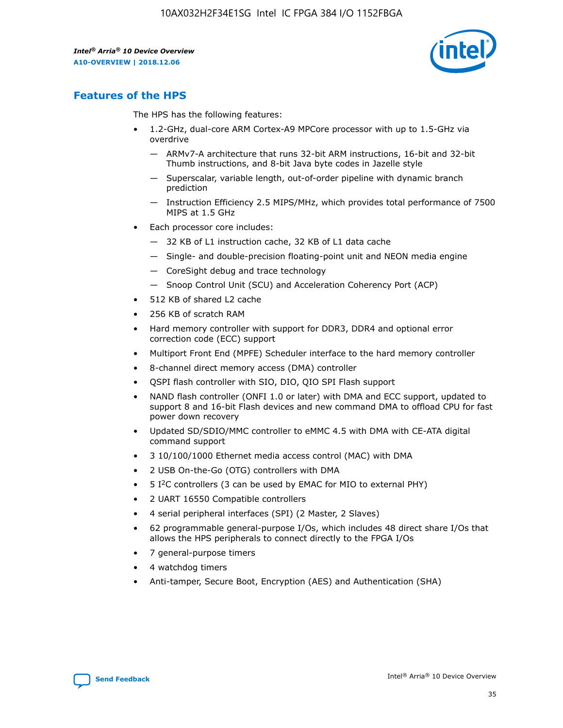## Features of the HPS

The HPS has the following features:

- 1.2-GHz, dual-core ARM Cortex-A9 MPCore processor with up to 1.5-GHz via overdrive
  - — ARMv7-A architecture that runs 32-bit ARM instructions, 16-bit and 32-bit Thumb instructions, and 8-bit Java byte codes in Jazelle style
  - — Superscalar, variable length, out-of-order pipeline with dynamic branch prediction
  - — Instruction Efficiency 2.5 MIPS/MHz, which provides total performance of 7500 MIPS at 1.5 GHz
- Each processor core includes:
  - — 32 KB of L1 instruction cache, 32 KB of L1 data cache
  - — Single- and double-precision floating-point unit and NEON media engine
  - — CoreSight debug and trace technology
  - — Snoop Control Unit (SCU) and Acceleration Coherency Port (ACP)
- 512 KB of shared L2 cache
- 256 KB of scratch RAM
- Hard memory controller with support for DDR3, DDR4 and optional error correction code (ECC) support
- Multiport Front End (MPFE) Scheduler interface to the hard memory controller
- 8-channel direct memory access (DMA) controller
- QSPI flash controller with SIO, DIO, QIO SPI Flash support
- NAND flash controller (ONFI 1.0 or later) with DMA and ECC support, updated to support 8 and 16-bit Flash devices and new command DMA to offload CPU for fast power down recovery
- Updated SD/SDIO/MMC controller to eMMC 4.5 with DMA with CE-ATA digital command support
- 3 10/100/1000 Ethernet media access control (MAC) with DMA
- 2 USB On-the-Go (OTG) controllers with DMA
- 5 I$^2$C controllers (3 can be used by EMAC for MIO to external PHY)
- 2 UART 16550 Compatible controllers
- 4 serial peripheral interfaces (SPI) (2 Master, 2 Slaves)
- 62 programmable general-purpose I/Os, which includes 48 direct share I/Os that allows the HPS peripherals to connect directly to the FPGA I/Os
- 7 general-purpose timers
- 4 watchdog timers
- Anti-tamper, Secure Boot, Encryption (AES) and Authentication (SHA)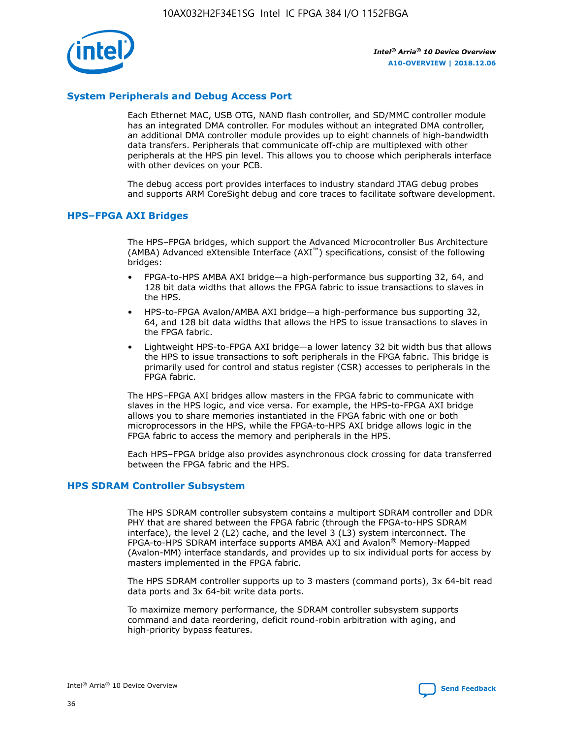## System Peripherals and Debug Access Port

Each Ethernet MAC, USB OTG, NAND flash controller, and SD/MMC controller module has an integrated DMA controller. For modules without an integrated DMA controller, an additional DMA controller module provides up to eight channels of high-bandwidth data transfers. Peripherals that communicate off-chip are multiplexed with other peripherals at the HPS pin level. This allows you to choose which peripherals interface with other devices on your PCB.

The debug access port provides interfaces to industry standard JTAG debug probes and supports ARM CoreSight debug and core traces to facilitate software development.

## HPS–FPGA AXI Bridges

The HPS–FPGA bridges, which support the Advanced Microcontroller Bus Architecture (AMBA) Advanced eXtensible Interface (AXI™) specifications, consist of the following bridges:

- FPGA-to-HPS AMBA AXI bridge—a high-performance bus supporting 32, 64, and 128 bit data widths that allows the FPGA fabric to issue transactions to slaves in the HPS.
- HPS-to-FPGA Avalon/AMBA AXI bridge—a high-performance bus supporting 32, 64, and 128 bit data widths that allows the HPS to issue transactions to slaves in the FPGA fabric.
- Lightweight HPS-to-FPGA AXI bridge—a lower latency 32 bit width bus that allows the HPS to issue transactions to soft peripherals in the FPGA fabric. This bridge is primarily used for control and status register (CSR) accesses to peripherals in the FPGA fabric.

The HPS–FPGA AXI bridges allow masters in the FPGA fabric to communicate with slaves in the HPS logic, and vice versa. For example, the HPS-to-FPGA AXI bridge allows you to share memories instantiated in the FPGA fabric with one or both microprocessors in the HPS, while the FPGA-to-HPS AXI bridge allows logic in the FPGA fabric to access the memory and peripherals in the HPS.

Each HPS–FPGA bridge also provides asynchronous clock crossing for data transferred between the FPGA fabric and the HPS.

## HPS SDRAM Controller Subsystem

The HPS SDRAM controller subsystem contains a multiport SDRAM controller and DDR PHY that are shared between the FPGA fabric (through the FPGA-to-HPS SDRAM interface), the level 2 (L2) cache, and the level 3 (L3) system interconnect. The FPGA-to-HPS SDRAM interface supports AMBA AXI and Avalon® Memory-Mapped (Avalon-MM) interface standards, and provides up to six individual ports for access by masters implemented in the FPGA fabric.

The HPS SDRAM controller supports up to 3 masters (command ports), 3x 64-bit read data ports and 3x 64-bit write data ports.

To maximize memory performance, the SDRAM controller subsystem supports command and data reordering, deficit round-robin arbitration with aging, and high-priority bypass features.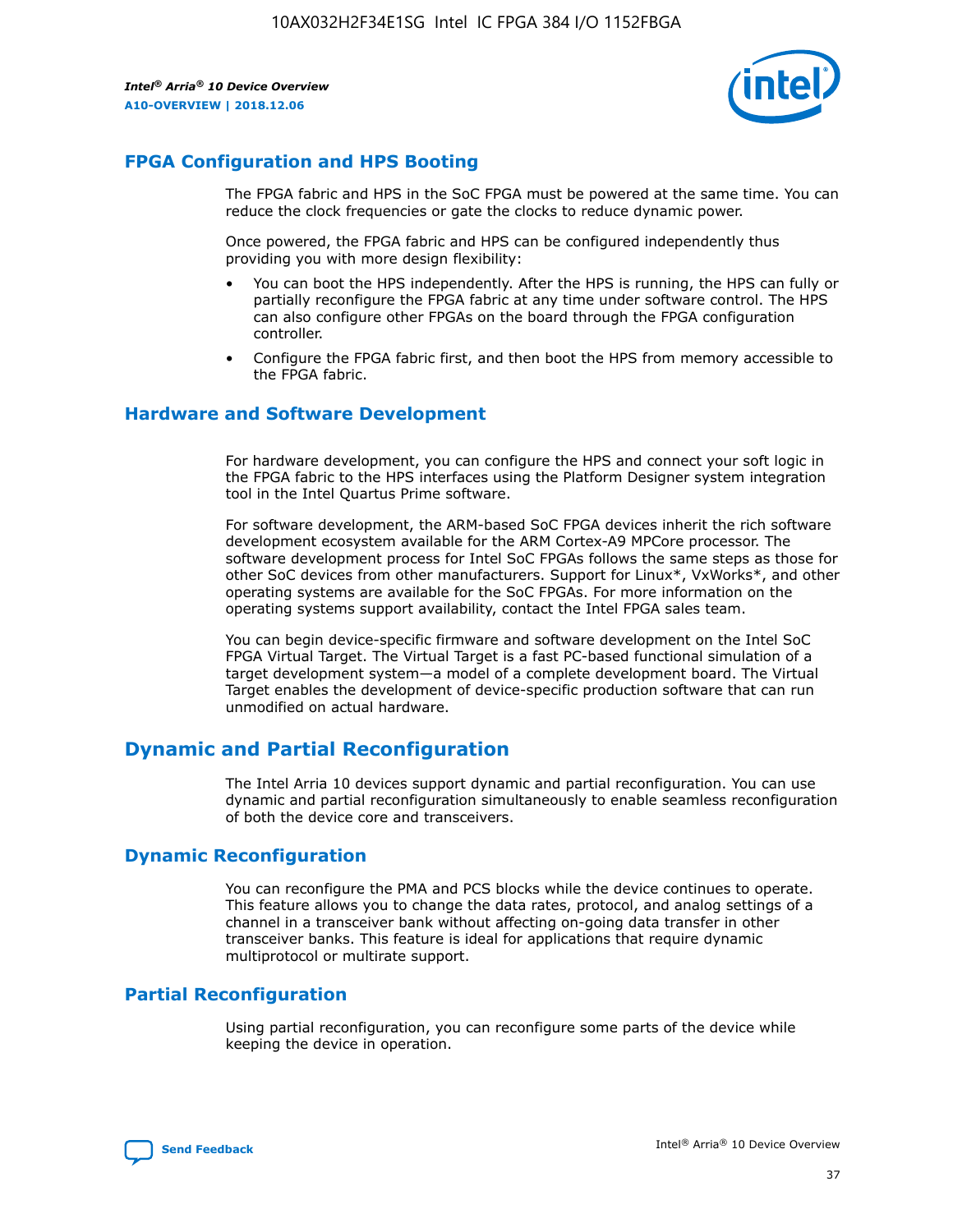## FPGA Configuration and HPS Booting

The FPGA fabric and HPS in the SoC FPGA must be powered at the same time. You can reduce the clock frequencies or gate the clocks to reduce dynamic power.

Once powered, the FPGA fabric and HPS can be configured independently thus providing you with more design flexibility:

- You can boot the HPS independently. After the HPS is running, the HPS can fully or partially reconfigure the FPGA fabric at any time under software control. The HPS can also configure other FPGAs on the board through the FPGA configuration controller.
- Configure the FPGA fabric first, and then boot the HPS from memory accessible to the FPGA fabric.

## Hardware and Software Development

For hardware development, you can configure the HPS and connect your soft logic in the FPGA fabric to the HPS interfaces using the Platform Designer system integration tool in the Intel Quartus Prime software.

For software development, the ARM-based SoC FPGA devices inherit the rich software development ecosystem available for the ARM Cortex-A9 MPCore processor. The software development process for Intel SoC FPGAs follows the same steps as those for other SoC devices from other manufacturers. Support for Linux*, VxWorks*, and other operating systems are available for the SoC FPGAs. For more information on the operating systems support availability, contact the Intel FPGA sales team.

You can begin device-specific firmware and software development on the Intel SoC FPGA Virtual Target. The Virtual Target is a fast PC-based functional simulation of a target development system—a model of a complete development board. The Virtual Target enables the development of device-specific production software that can run unmodified on actual hardware.

## Dynamic and Partial Reconfiguration

The Intel Arria 10 devices support dynamic and partial reconfiguration. You can use dynamic and partial reconfiguration simultaneously to enable seamless reconfiguration of both the device core and transceivers.

## Dynamic Reconfiguration

You can reconfigure the PMA and PCS blocks while the device continues to operate. This feature allows you to change the data rates, protocol, and analog settings of a channel in a transceiver bank without affecting on-going data transfer in other transceiver banks. This feature is ideal for applications that require dynamic multiprotocol or multirate support.

## Partial Reconfiguration

Using partial reconfiguration, you can reconfigure some parts of the device while keeping the device in operation.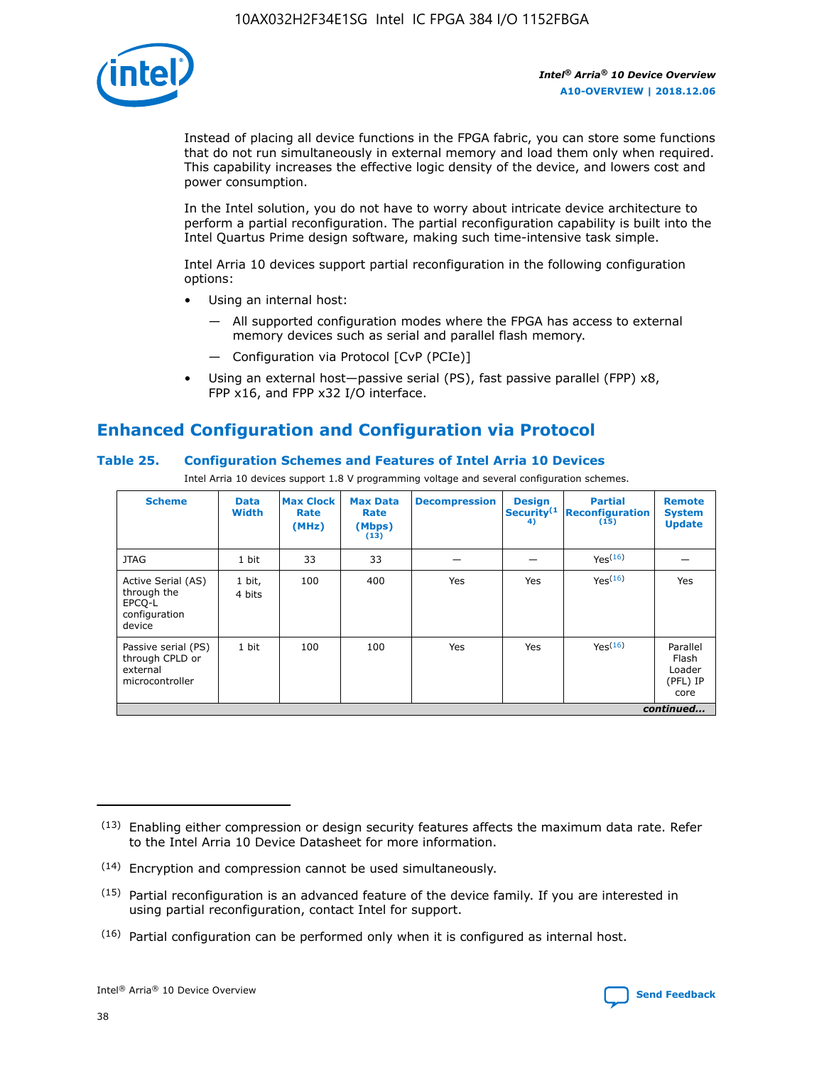Instead of placing all device functions in the FPGA fabric, you can store some functions that do not run simultaneously in external memory and load them only when required. This capability increases the effective logic density of the device, and lowers cost and power consumption.

In the Intel solution, you do not have to worry about intricate device architecture to perform a partial reconfiguration. The partial reconfiguration capability is built into the Intel Quartus Prime design software, making such time-intensive task simple.

Intel Arria 10 devices support partial reconfiguration in the following configuration options:

- Using an internal host:
  - All supported configuration modes where the FPGA has access to external memory devices such as serial and parallel flash memory.
  - Configuration via Protocol [CvP (PCIe)]
- Using an external host—passive serial (PS), fast passive parallel (FPP) x8, FPP x16, and FPP x32 I/O interface.

## Enhanced Configuration and Configuration via Protocol

### Table 25. Configuration Schemes and Features of Intel Arria 10 Devices

Intel Arria 10 devices support 1.8 V programming voltage and several configuration schemes.

| Scheme | Data Width | Max Clock Rate (MHz) | Max Data Rate (Mbps) (13) | Decompression | Design Security (14) | Partial Reconfiguration (15) | Remote System Update |
|---|---|---|---|---|---|---|---|
| JTAG | 1 bit | 33 | 33 | — | — | Yes (16) | — |
| Active Serial (AS) through the EPCQ-L configuration device | 1 bit, 4 bits | 100 | 400 | Yes | Yes | Yes (16) | Yes |
| Passive serial (PS) through CPLD or external microcontroller | 1 bit | 100 | 100 | Yes | Yes | Yes (16) | Parallel Flash Loader (PFL) IP core |

*continued...*

(13) Enabling either compression or design security features affects the maximum data rate. Refer to the Intel Arria 10 Device Datasheet for more information.

(14) Encryption and compression cannot be used simultaneously.

(15) Partial reconfiguration is an advanced feature of the device family. If you are interested in using partial reconfiguration, contact Intel for support.

(16) Partial configuration can be performed only when it is configured as internal host.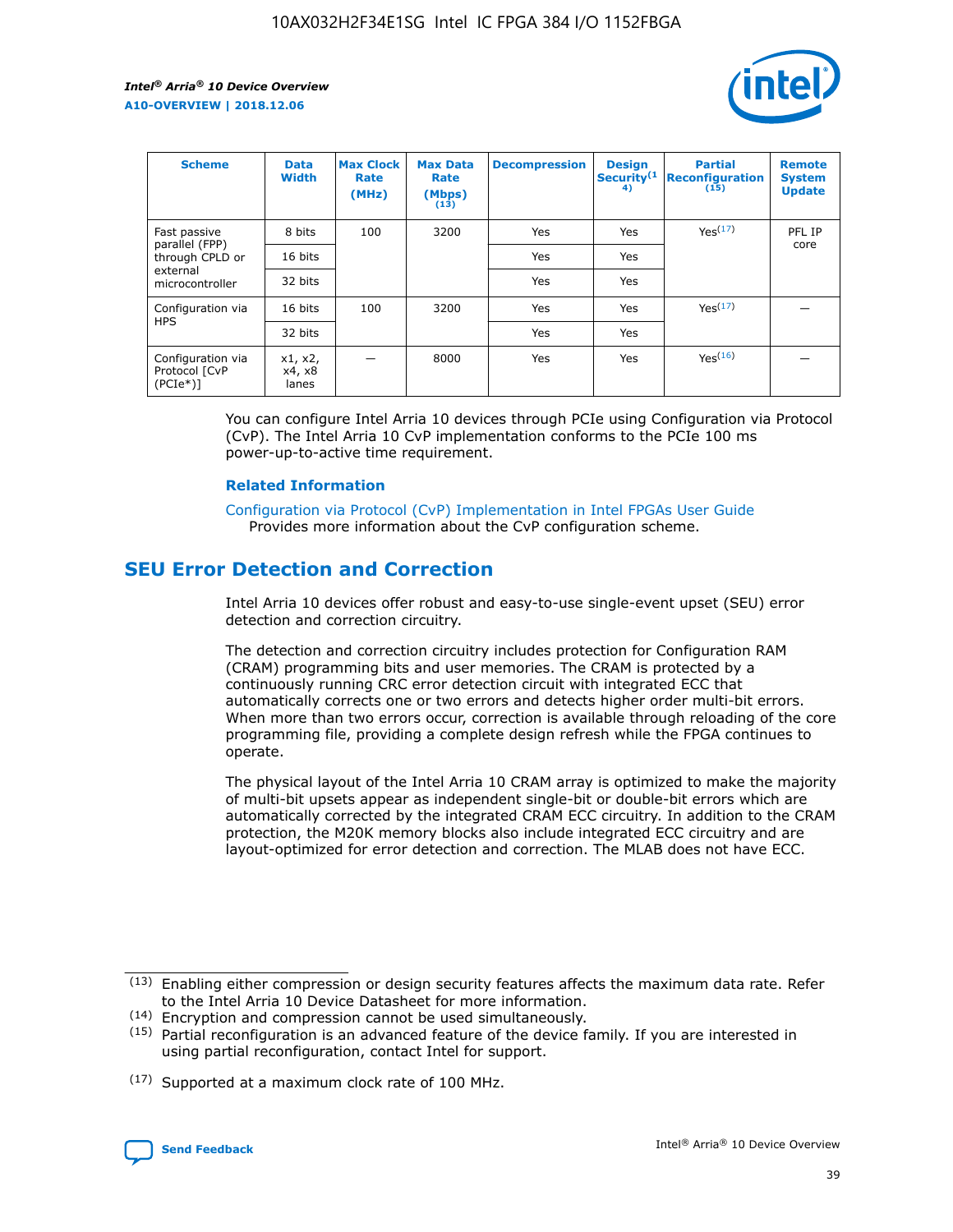| Scheme | Data Width | Max Clock Rate (MHz) | Max Data Rate (Mbps) (13) | Decompression | Design Security(14) | Partial Reconfiguration (15) | Remote System Update |
|---|---|---|---|---|---|---|---|
| Fast passive parallel (FPP) through CPLD or external microcontroller | 8 bits | 100 | 3200 | Yes | Yes | Yes(17) | PFL IP core |
| | 16 bits | | | Yes | Yes | | |
| | 32 bits | | | Yes | Yes | | |
| Configuration via HPS | 16 bits | 100 | 3200 | Yes | Yes | Yes(17) | — |
| | 32 bits | | | Yes | Yes | | |
| Configuration via Protocol [CvP (PCIe*)] | x1, x2, x4, x8 lanes | — | 8000 | Yes | Yes | Yes(16) | — |

You can configure Intel Arria 10 devices through PCIe using Configuration via Protocol (CvP). The Intel Arria 10 CvP implementation conforms to the PCIe 100 ms power-up-to-active time requirement.

### Related Information

Configuration via Protocol (CvP) Implementation in Intel FPGAs User Guide
Provides more information about the CvP configuration scheme.

## SEU Error Detection and Correction

Intel Arria 10 devices offer robust and easy-to-use single-event upset (SEU) error detection and correction circuitry.

The detection and correction circuitry includes protection for Configuration RAM (CRAM) programming bits and user memories. The CRAM is protected by a continuously running CRC error detection circuit with integrated ECC that automatically corrects one or two errors and detects higher order multi-bit errors. When more than two errors occur, correction is available through reloading of the core programming file, providing a complete design refresh while the FPGA continues to operate.

The physical layout of the Intel Arria 10 CRAM array is optimized to make the majority of multi-bit upsets appear as independent single-bit or double-bit errors which are automatically corrected by the integrated CRAM ECC circuitry. In addition to the CRAM protection, the M20K memory blocks also include integrated ECC circuitry and are layout-optimized for error detection and correction. The MLAB does not have ECC.

(13) Enabling either compression or design security features affects the maximum data rate. Refer to the Intel Arria 10 Device Datasheet for more information.

(14) Encryption and compression cannot be used simultaneously.

(15) Partial reconfiguration is an advanced feature of the device family. If you are interested in using partial reconfiguration, contact Intel for support.

(17) Supported at a maximum clock rate of 100 MHz.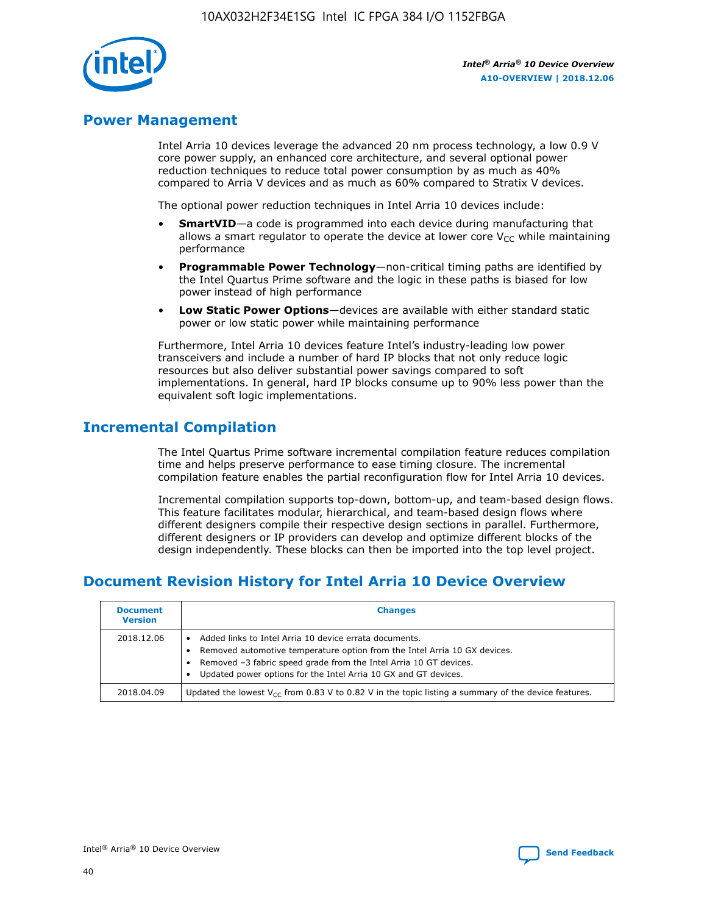## Power Management

Intel Arria 10 devices leverage the advanced 20 nm process technology, a low 0.9 V core power supply, an enhanced core architecture, and several optional power reduction techniques to reduce total power consumption by as much as 40% compared to Arria V devices and as much as 60% compared to Stratix V devices.

The optional power reduction techniques in Intel Arria 10 devices include:

- **SmartVID**—a code is programmed into each device during manufacturing that allows a smart regulator to operate the device at lower core $V_{CC}$ while maintaining performance
- **Programmable Power Technology**—non-critical timing paths are identified by the Intel Quartus Prime software and the logic in these paths is biased for low power instead of high performance
- **Low Static Power Options**—devices are available with either standard static power or low static power while maintaining performance

Furthermore, Intel Arria 10 devices feature Intel's industry-leading low power transceivers and include a number of hard IP blocks that not only reduce logic resources but also deliver substantial power savings compared to soft implementations. In general, hard IP blocks consume up to 90% less power than the equivalent soft logic implementations.

## Incremental Compilation

The Intel Quartus Prime software incremental compilation feature reduces compilation time and helps preserve performance to ease timing closure. The incremental compilation feature enables the partial reconfiguration flow for Intel Arria 10 devices.

Incremental compilation supports top-down, bottom-up, and team-based design flows. This feature facilitates modular, hierarchical, and team-based design flows where different designers compile their respective design sections in parallel. Furthermore, different designers or IP providers can develop and optimize different blocks of the design independently. These blocks can then be imported into the top level project.

## Document Revision History for Intel Arria 10 Device Overview

| Document Version | Changes |
| --- | --- |
| 2018.12.06 | • Added links to Intel Arria 10 device errata documents.<br>• Removed automotive temperature option from the Intel Arria 10 GX devices.<br>• Removed –3 fabric speed grade from the Intel Arria 10 GT devices.<br>• Updated power options for the Intel Arria 10 GX and GT devices. |
| 2018.04.09 | Updated the lowest $V_{CC}$ from 0.83 V to 0.82 V in the topic listing a summary of the device features. |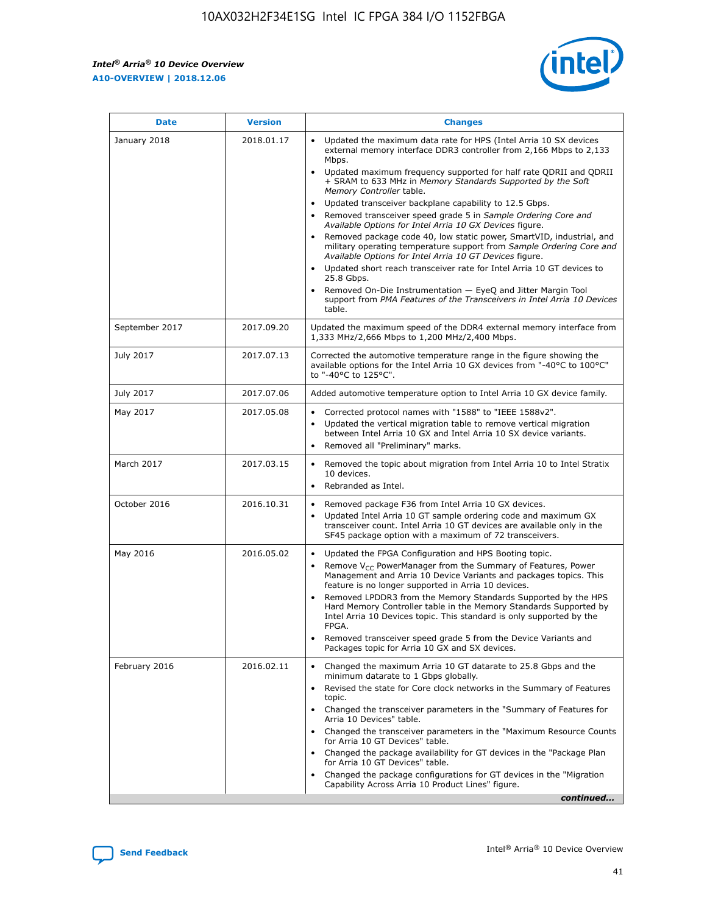| Date | Version | Changes |
| --- | --- | --- |
| January 2018 | 2018.01.17 | • Updated the maximum data rate for HPS (Intel Arria 10 SX devices external memory interface DDR3 controller from 2,166 Mbps to 2,133 Mbps.<br>• Updated maximum frequency supported for half rate QDRII and QDRII + SRAM to 633 MHz in *Memory Standards Supported by the Soft Memory Controller* table.<br>• Updated transceiver backplane capability to 12.5 Gbps.<br>• Removed transceiver speed grade 5 in *Sample Ordering Core and Available Options for Intel Arria 10 GX Devices* figure.<br>• Removed package code 40, low static power, SmartVID, industrial, and military operating temperature support from *Sample Ordering Core and Available Options for Intel Arria 10 GT Devices* figure.<br>• Updated short reach transceiver rate for Intel Arria 10 GT devices to 25.8 Gbps.<br>• Removed On-Die Instrumentation — EyeQ and Jitter Margin Tool support from *PMA Features of the Transceivers in Intel Arria 10 Devices* table. |
| September 2017 | 2017.09.20 | Updated the maximum speed of the DDR4 external memory interface from 1,333 MHz/2,666 Mbps to 1,200 MHz/2,400 Mbps. |
| July 2017 | 2017.07.13 | Corrected the automotive temperature range in the figure showing the available options for the Intel Arria 10 GX devices from "-40°C to 100°C" to "-40°C to 125°C". |
| July 2017 | 2017.07.06 | Added automotive temperature option to Intel Arria 10 GX device family. |
| May 2017 | 2017.05.08 | • Corrected protocol names with "1588" to "IEEE 1588v2".<br>• Updated the vertical migration table to remove vertical migration between Intel Arria 10 GX and Intel Arria 10 SX device variants.<br>• Removed all "Preliminary" marks. |
| March 2017 | 2017.03.15 | • Removed the topic about migration from Intel Arria 10 to Intel Stratix 10 devices.<br>• Rebranded as Intel. |
| October 2016 | 2016.10.31 | • Removed package F36 from Intel Arria 10 GX devices.<br>• Updated Intel Arria 10 GT sample ordering code and maximum GX transceiver count. Intel Arria 10 GT devices are available only in the SF45 package option with a maximum of 72 transceivers. |
| May 2016 | 2016.05.02 | • Updated the FPGA Configuration and HPS Booting topic.<br>• Remove $V_{CC}$ PowerManager from the Summary of Features, Power Management and Arria 10 Device Variants and packages topics. This feature is no longer supported in Arria 10 devices.<br>• Removed LPDDR3 from the Memory Standards Supported by the HPS Hard Memory Controller table in the Memory Standards Supported by Intel Arria 10 Devices topic. This standard is only supported by the FPGA.<br>• Removed transceiver speed grade 5 from the Device Variants and Packages topic for Arria 10 GX and SX devices. |
| February 2016 | 2016.02.11 | • Changed the maximum Arria 10 GT datarate to 25.8 Gbps and the minimum datarate to 1 Gbps globally.<br>• Revised the state for Core clock networks in the Summary of Features topic.<br>• Changed the transceiver parameters in the "Summary of Features for Arria 10 Devices" table.<br>• Changed the transceiver parameters in the "Maximum Resource Counts for Arria 10 GT Devices" table.<br>• Changed the package availability for GT devices in the "Package Plan for Arria 10 GT Devices" table.<br>• Changed the package configurations for GT devices in the "Migration Capability Across Arria 10 Product Lines" figure. |

*continued...*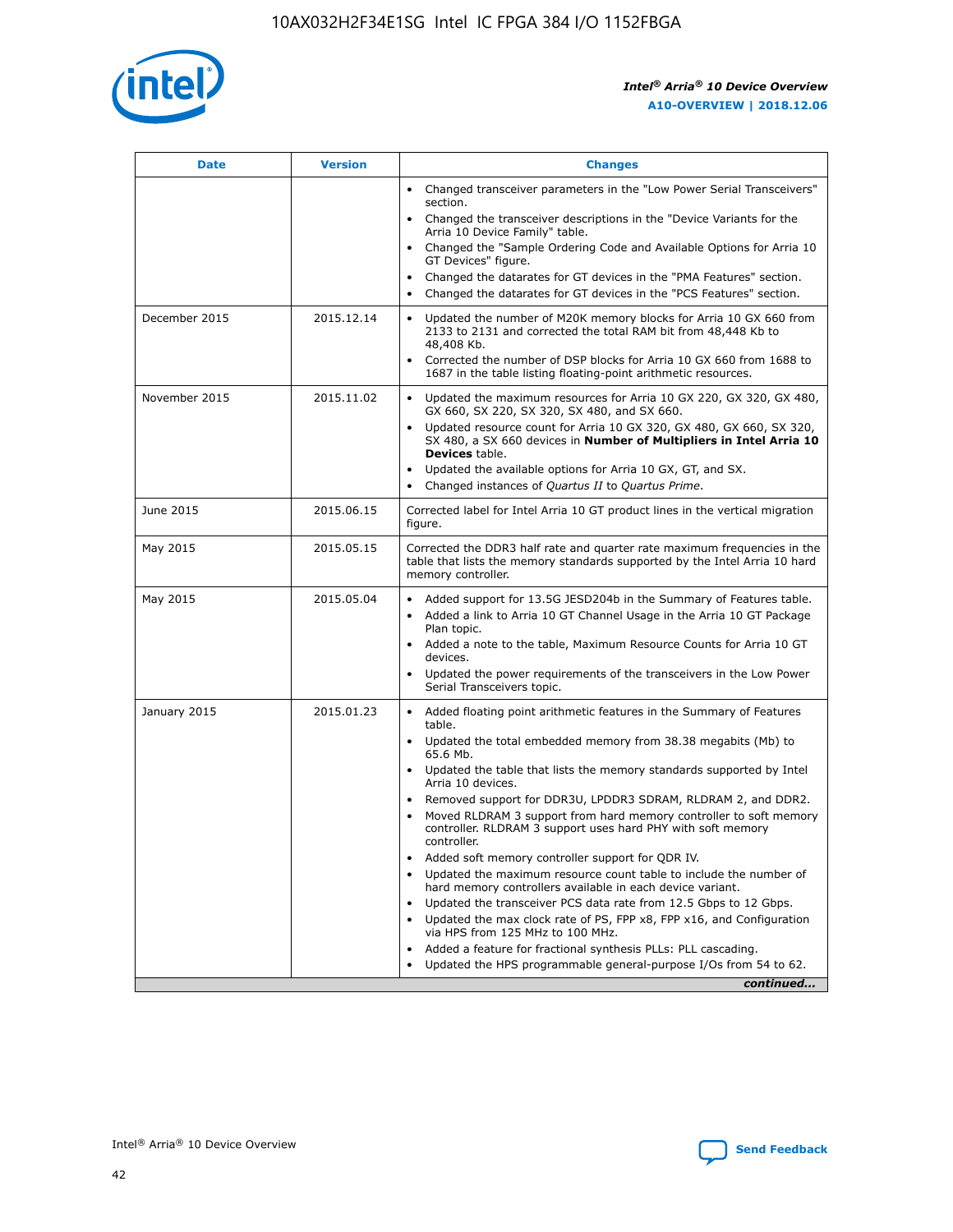| Date | Version | Changes |
| --- | --- | --- |
| | | • Changed transceiver parameters in the "Low Power Serial Transceivers" section.<br>• Changed the transceiver descriptions in the "Device Variants for the Arria 10 Device Family" table.<br>• Changed the "Sample Ordering Code and Available Options for Arria 10 GT Devices" figure.<br>• Changed the datarates for GT devices in the "PMA Features" section.<br>• Changed the datarates for GT devices in the "PCS Features" section. |
| December 2015 | 2015.12.14 | • Updated the number of M20K memory blocks for Arria 10 GX 660 from 2133 to 2131 and corrected the total RAM bit from 48,448 Kb to 48,408 Kb.<br>• Corrected the number of DSP blocks for Arria 10 GX 660 from 1688 to 1687 in the table listing floating-point arithmetic resources. |
| November 2015 | 2015.11.02 | • Updated the maximum resources for Arria 10 GX 220, GX 320, GX 480, GX 660, SX 220, SX 320, SX 480, and SX 660.<br>• Updated resource count for Arria 10 GX 320, GX 480, GX 660, SX 320, SX 480, a SX 660 devices in **Number of Multipliers in Intel Arria 10 Devices** table.<br>• Updated the available options for Arria 10 GX, GT, and SX.<br>• Changed instances of *Quartus II* to *Quartus Prime*. |
| June 2015 | 2015.06.15 | Corrected label for Intel Arria 10 GT product lines in the vertical migration figure. |
| May 2015 | 2015.05.15 | Corrected the DDR3 half rate and quarter rate maximum frequencies in the table that lists the memory standards supported by the Intel Arria 10 hard memory controller. |
| May 2015 | 2015.05.04 | • Added support for 13.5G JESD204b in the Summary of Features table.<br>• Added a link to Arria 10 GT Channel Usage in the Arria 10 GT Package Plan topic.<br>• Added a note to the table, Maximum Resource Counts for Arria 10 GT devices.<br>• Updated the power requirements of the transceivers in the Low Power Serial Transceivers topic. |
| January 2015 | 2015.01.23 | • Added floating point arithmetic features in the Summary of Features table.<br>• Updated the total embedded memory from 38.38 megabits (Mb) to 65.6 Mb.<br>• Updated the table that lists the memory standards supported by Intel Arria 10 devices.<br>• Removed support for DDR3U, LPDDR3 SDRAM, RLDRAM 2, and DDR2.<br>• Moved RLDRAM 3 support from hard memory controller to soft memory controller. RLDRAM 3 support uses hard PHY with soft memory controller.<br>• Added soft memory controller support for QDR IV.<br>• Updated the maximum resource count table to include the number of hard memory controllers available in each device variant.<br>• Updated the transceiver PCS data rate from 12.5 Gbps to 12 Gbps.<br>• Updated the max clock rate of PS, FPP x8, FPP x16, and Configuration via HPS from 125 MHz to 100 MHz.<br>• Added a feature for fractional synthesis PLLs: PLL cascading.<br>• Updated the HPS programmable general-purpose I/Os from 54 to 62. |

*continued...*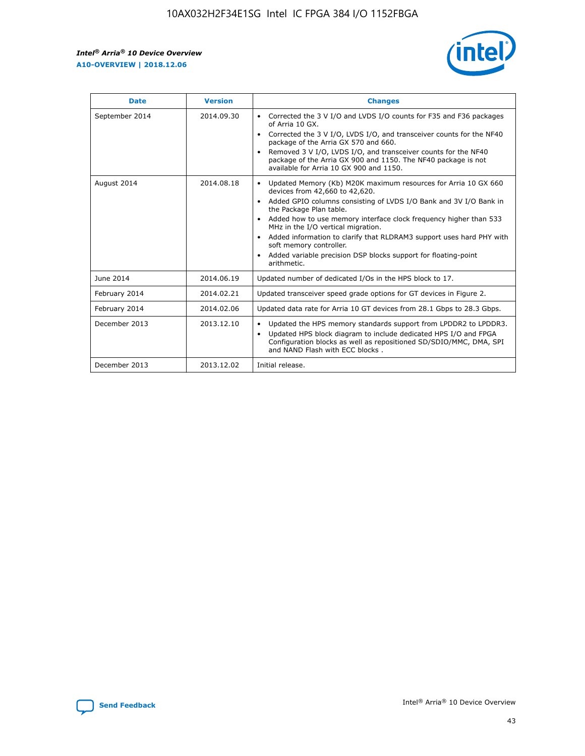| Date | Version | Changes |
| --- | --- | --- |
| September 2014 | 2014.09.30 | • Corrected the 3 V I/O and LVDS I/O counts for F35 and F36 packages of Arria 10 GX.<br>• Corrected the 3 V I/O, LVDS I/O, and transceiver counts for the NF40 package of the Arria GX 570 and 660.<br>• Removed 3 V I/O, LVDS I/O, and transceiver counts for the NF40 package of the Arria GX 900 and 1150. The NF40 package is not available for Arria 10 GX 900 and 1150. |
| August 2014 | 2014.08.18 | • Updated Memory (Kb) M20K maximum resources for Arria 10 GX 660 devices from 42,660 to 42,620.<br>• Added GPIO columns consisting of LVDS I/O Bank and 3V I/O Bank in the Package Plan table.<br>• Added how to use memory interface clock frequency higher than 533 MHz in the I/O vertical migration.<br>• Added information to clarify that RLDRAM3 support uses hard PHY with soft memory controller.<br>• Added variable precision DSP blocks support for floating-point arithmetic. |
| June 2014 | 2014.06.19 | Updated number of dedicated I/Os in the HPS block to 17. |
| February 2014 | 2014.02.21 | Updated transceiver speed grade options for GT devices in Figure 2. |
| February 2014 | 2014.02.06 | Updated data rate for Arria 10 GT devices from 28.1 Gbps to 28.3 Gbps. |
| December 2013 | 2013.12.10 | • Updated the HPS memory standards support from LPDDR2 to LPDDR3.<br>• Updated HPS block diagram to include dedicated HPS I/O and FPGA Configuration blocks as well as repositioned SD/SDIO/MMC, DMA, SPI and NAND Flash with ECC blocks . |
| December 2013 | 2013.12.02 | Initial release. |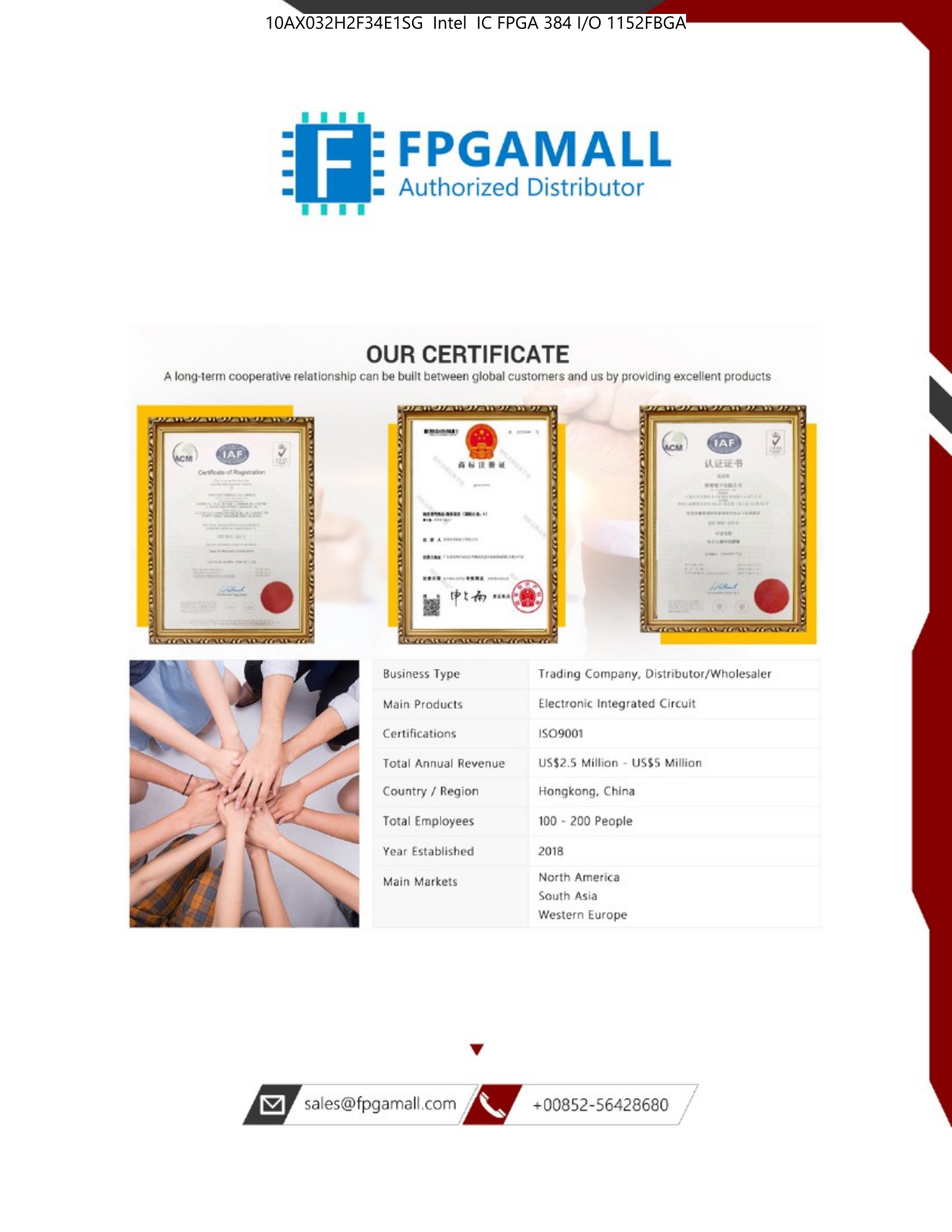FPGAMALL
Authorized Distributor

## OUR CERTIFICATE

A long-term cooperative relationship can be built between global customers and us by providing excellent products

| | |
|---|---|
| Business Type | Trading Company, Distributor/Wholesaler |
| Main Products | Electronic Integrated Circuit |
| Certifications | ISO9001 |
| Total Annual Revenue | US$2.5 Million - US$5 Million |
| Country / Region | Hongkong, China |
| Total Employees | 100 - 200 People |
| Year Established | 2018 |
| Main Markets | North America<br>South Asia<br>Western Europe |

sales@fpgamall.com

+00852-56428680